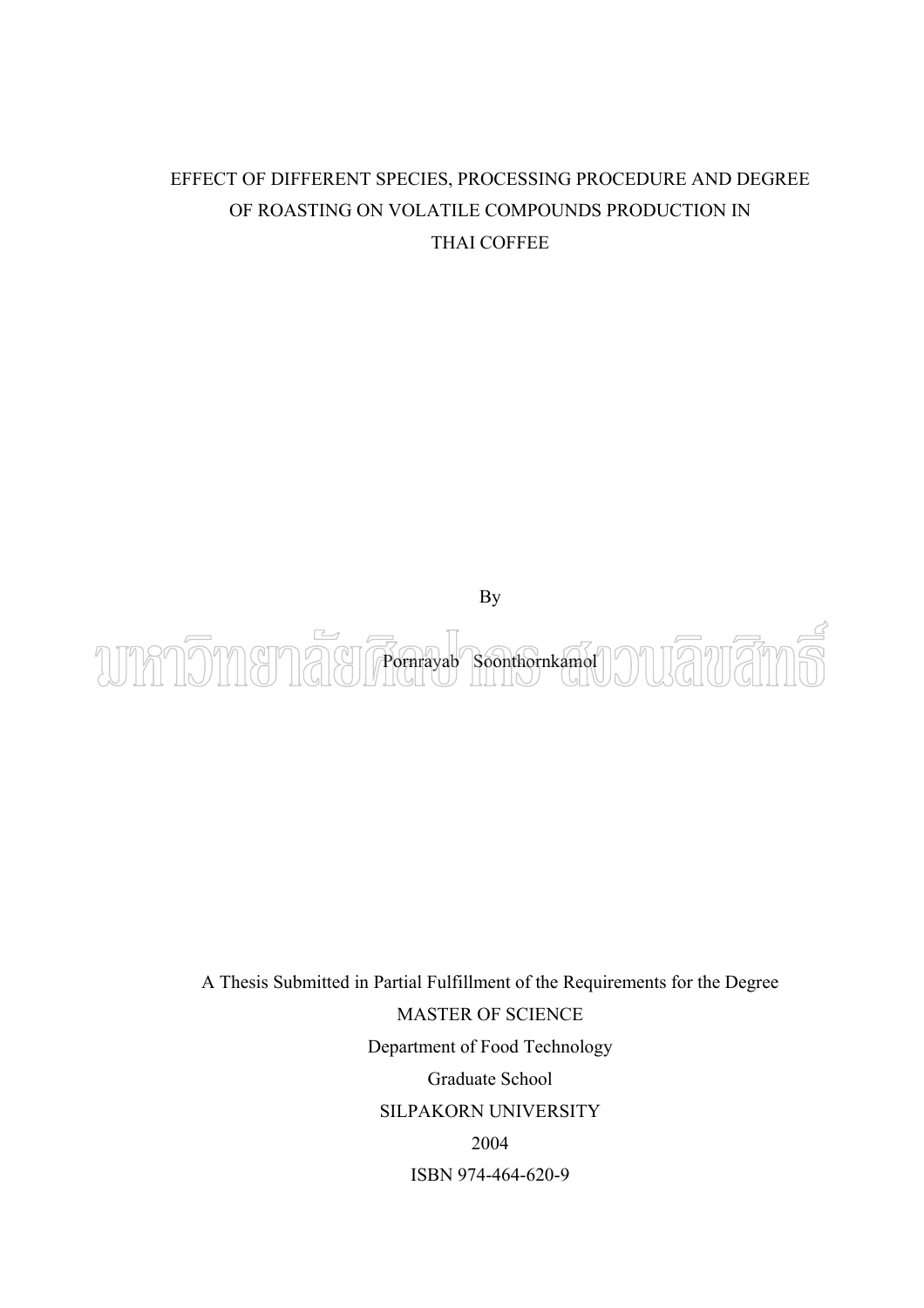# EFFECT OF DIFFERENT SPECIES, PROCESSING PROCEDURE AND DEGREE OF ROASTING ON VOLATILE COMPOUNDS PRODUCTION IN THAI COFFEE

By

Pornrayab Soonthornkamol

A Thesis Submitted in Partial Fulfillment of the Requirements for the Degree

MASTER OF SCIENCE

Department of Food Technology

Graduate School

SILPAKORN UNIVERSITY

2004

ISBN 974-464-620-9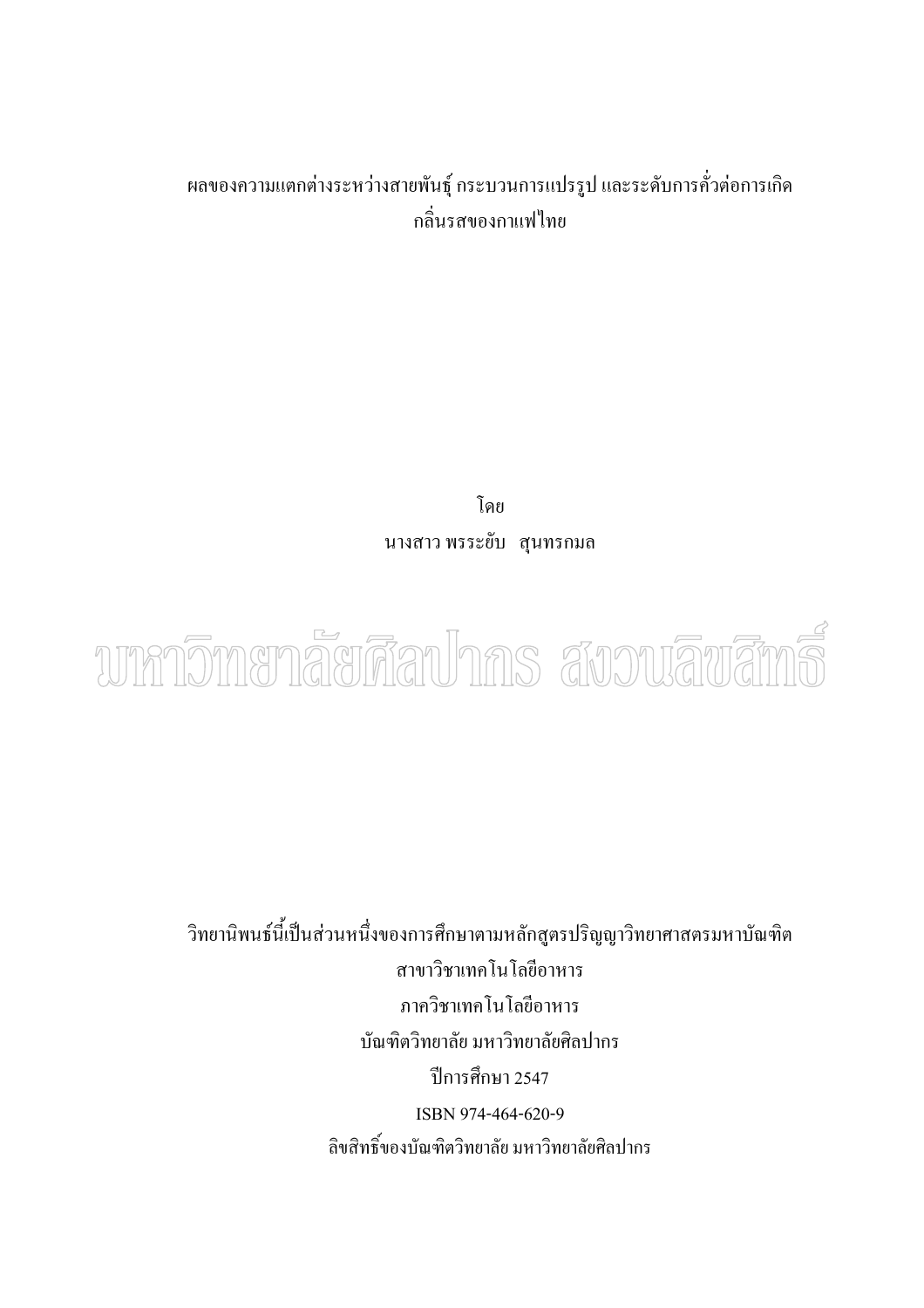ผลของความแตกต่างระหว่างสายพันธุ์ กระบวนการแปรรูป และระดับการคั่วต่อการเกิดกลิ่นรสของกาแฟไทย

โดย

นางสาว พรระยับ สุนทรกมล

มหาวิทยาลัยศิลปากร สงวนลิขสิทธิ์

วิทยานิพนธ์นี้เป็นส่วนหนึ่งของการศึกษาตามหลักสูตรปริญญาวิทยาศาสตรมหาบัณฑิต

สาขาวิชาเทคโนโลยีอาหาร

ภาควิชาเทคโนโลยีอาหาร

บัณฑิตวิทยาลัย มหาวิทยาลัยศิลปากร

ปีการศึกษา 2547

ISBN 974-464-620-9

ลิขสิทธิ์ของบัณฑิตวิทยาลัย มหาวิทยาลัยศิลปากร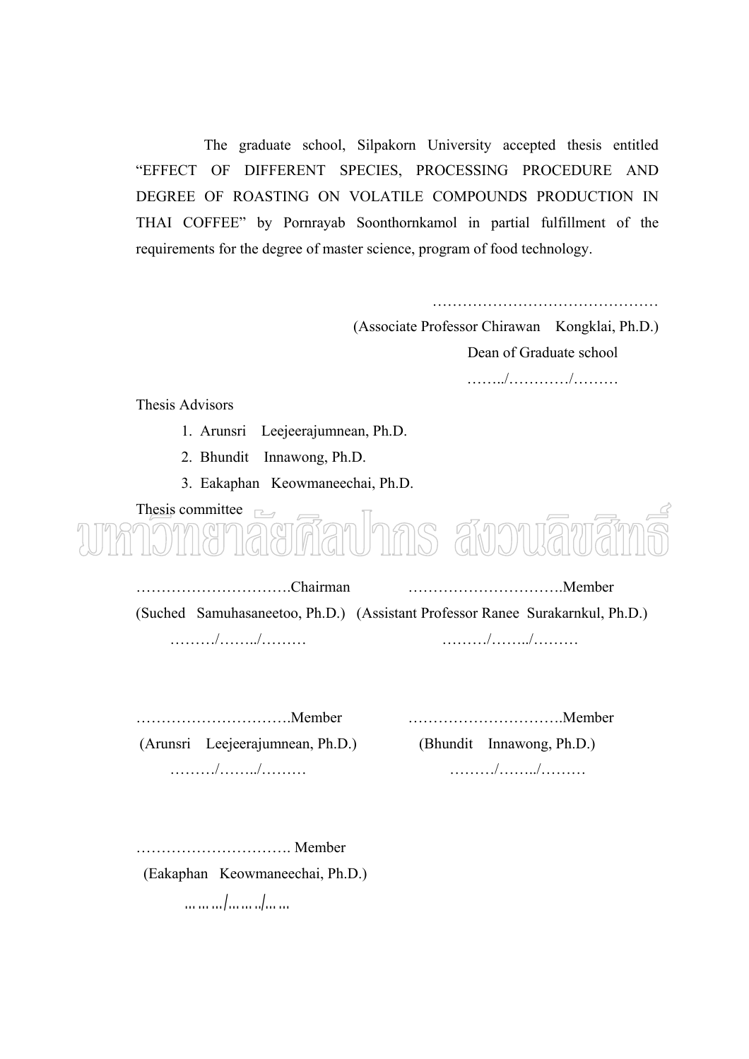The graduate school, Silpakorn University accepted thesis entitled "EFFECT OF DIFFERENT SPECIES, PROCESSING PROCEDURE AND DEGREE OF ROASTING ON VOLATILE COMPOUNDS PRODUCTION IN THAI COFFEE" by Pornrayab Soonthornkamol in partial fulfillment of the requirements for the degree of master science, program of food technology.

……………………………………….
(Associate Professor Chirawan Kongklai, Ph.D.)
Dean of Graduate school
……../…………/………

Thesis Advisors

1. Arunsri Leejeerajumnean, Ph.D.
2. Bhundit Innawong, Ph.D.
3. Eakaphan Keowmaneechai, Ph.D.

Thesis committee

………………………….Chairman
(Suched Samuhasaneetoo, Ph.D.)
………/……../………

………………………….Member
(Assistant Professor Ranee Surakarnkul, Ph.D.)
………/……../………

………………………….Member
(Arunsri Leejeerajumnean, Ph.D.)
………/……../………

………………………….Member
(Bhundit Innawong, Ph.D.)
………/……../………

…………………………. Member
(Eakaphan Keowmaneechai, Ph.D.)
………/……../……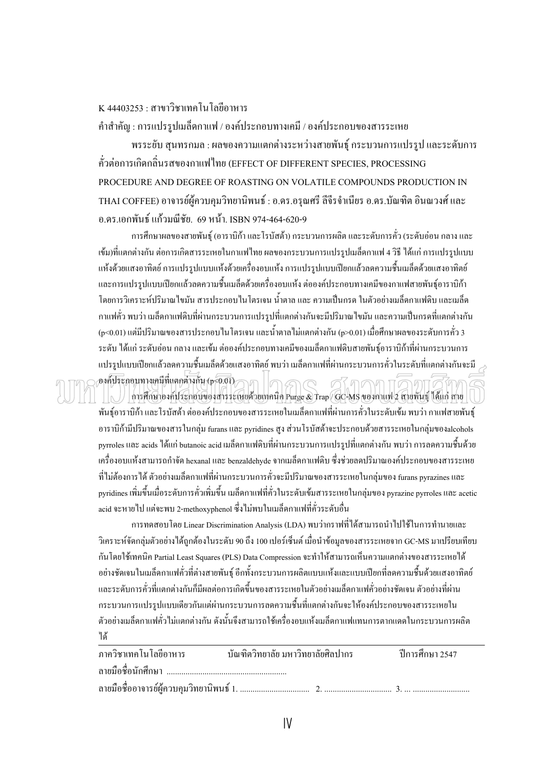K 44403253 : สาขาวิชาเทคโนโลยีอาหาร

คำสำคัญ : การแปรรูปเมล็ดกาแฟ / องค์ประกอบทางเคมี / องค์ประกอบของสารระเหย

พรระยับ สุนทรกมล : ผลของความแตกต่างระหว่างสายพันธุ์ กระบวนการแปรรูป และระดับการคั่วต่อการเกิดกลิ่นรสของกาแฟไทย (EFFECT OF DIFFERENT SPECIES, PROCESSING PROCEDURE AND DEGREE OF ROASTING ON VOLATILE COMPOUNDS PRODUCTION IN THAI COFFEE) อาจารย์ผู้ควบคุมวิทยานิพนธ์ : อ.ดร.อรุณศรี ลีจีรจำเนียร อ.ดร.บัณฑิต อินณวงศ์ และ อ.ดร.เอกพันธ์ แก้วมณีชัย. 69 หน้า. ISBN 974-464-620-9

การศึกษาผลของสายพันธุ์ (อาราบิก้า และโรบัสต้า) กระบวนการผลิต และระดับการคั่ว (ระดับอ่อน กลาง และเข้ม)ที่แตกต่างกัน ต่อการเกิดสารระเหยในกาแฟไทย ผลของกระบวนการแปรรูปเมล็ดกาแฟ 4 วิธี ได้แก่ การแปรรูปแบบแห้งด้วยแสงอาทิตย์ การแปรรูปแบบแห้งด้วยเครื่องอบแห้ง การแปรรูปแบบเปียกแล้วลดความชื้นเมล็ดด้วยแสงอาทิตย์ และการแปรรูปแบบเปียกแล้วลดความชื้นเมล็ดด้วยเครื่องอบแห้ง ต่อองค์ประกอบทางเคมีของกาแฟสายพันธุ์อาราบิก้า โดยการวิเคราะห์ปริมาณไขมัน สารประกอบไนโตรเจน น้ำตาล และ ความเป็นกรด ในตัวอย่างเมล็ดกาแฟดิบ และเมล็ดกาแฟคั่ว พบว่า เมล็ดกาแฟดิบที่ผ่านกระบวนการแปรรูปที่แตกต่างกันจะมีปริมาณไขมัน และความเป็นกรดที่แตกต่างกัน ($p<0.01$) แต่มีปริมาณของสารประกอบไนโตรเจน และน้ำตาลไม่แตกต่างกัน ($p>0.01$) เมื่อศึกษาผลของระดับการคั่ว 3 ระดับ ได้แก่ ระดับอ่อน กลาง และเข้ม ต่อองค์ประกอบทางเคมีของเมล็ดกาแฟดิบสายพันธุ์อาราบิก้าที่ผ่านกระบวนการแปรรูปแบบเปียกแล้วลดความชื้นเมล็ดด้วยแสงอาทิตย์ พบว่า เมล็ดกาแฟที่ผ่านกระบวนการคั่วในระดับที่แตกต่างกันจะมีองค์ประกอบทางเคมีที่แตกต่างกัน ($p<0.01$)

การศึกษาองค์ประกอบของสารระเหยด้วยเทคนิค Purge & Trap / GC-MS ของกาแฟ 2 สายพันธุ์ ได้แก่ สายพันธุ์อาราบิก้า และโรบัสต้า ต่อองค์ประกอบของสารระเหยในเมล็ดกาแฟที่ผ่านการคั่วในระดับเข้ม พบว่า กาแฟสายพันธุ์อาราบิก้ามีปริมาณของสารในกลุ่ม furans และ pyridines สูง ส่วนโรบัสต้าจะประกอบด้วยสารระเหยในกลุ่มของalcohols pyrroles และ acids ได้แก่ butanoic acid เมล็ดกาแฟดิบที่ผ่านกระบวนการแปรรูปที่แตกต่างกัน พบว่า การลดความชื้นด้วยเครื่องอบแห้งสามารถกำจัด hexanal และ benzaldehyde จากเมล็ดกาแฟดิบ ซึ่งช่วยลดปริมาณองค์ประกอบของสารระเหยที่ไม่ต้องการได้ ตัวอย่างเมล็ดกาแฟที่ผ่านกระบวนการคั่วจะมีปริมาณของสารระเหยในกลุ่มของ furans pyrazines และ pyridines เพิ่มขึ้นเมื่อระดับการคั่วเพิ่มขึ้น เมล็ดกาแฟที่คั่วในระดับเข้มสารระเหยในกลุ่มของ pyrazine pyrroles และ acetic acid จะหายไป แต่จะพบ 2-methoxyphenol ซึ่งไม่พบในเมล็ดกาแฟที่คั่วระดับอื่น

การทดสอบโดย Linear Discrimination Analysis (LDA) พบว่ากราฟที่ได้สามารถนำไปใช้ในการทำนายและวิเคราะห์จัดกลุ่มตัวอย่างได้ถูกต้องในระดับ 90 ถึง 100 เปอร์เซ็นต์ เมื่อนำข้อมูลของสารระเหยจาก GC-MS มาเปรียบเทียบกันโดยใช้เทคนิค Partial Least Squares (PLS) Data Compression จะทำให้สามารถเห็นความแตกต่างของสารระเหยได้อย่างชัดเจนในเมล็ดกาแฟคั่วที่ต่างสายพันธุ์ อีกทั้งกระบวนการผลิตแบบแห้งและแบบเปียกที่ลดความชื้นด้วยแสงอาทิตย์ และระดับการคั่วที่แตกต่างกันก็มีผลต่อการเกิดขึ้นของสารระเหยในตัวอย่างเมล็ดกาแฟคั่วอย่างชัดเจน ตัวอย่างที่ผ่านกระบวนการแปรรูปแบบเดียวกันแต่ผ่านกระบวนการลดความชื้นที่แตกต่างกันจะให้องค์ประกอบของสารระเหยในตัวอย่างเมล็ดกาแฟคั่วไม่แตกต่างกัน ดังนั้นจึงสามารถใช้เครื่องอบแห้งเมล็ดกาแฟแทนการตากแดดในกระบวนการผลิตได้

---

ภาควิชาเทคโนโลยีอาหาร บัณฑิตวิทยาลัย มหาวิทยาลัยศิลปากร ปีการศึกษา 2547

ลายมือชื่อนักศึกษา ........................................................

ลายมือชื่ออาจารย์ผู้ควบคุมวิทยานิพนธ์ 1. ................................ 2. ............................... 3. ... ..........................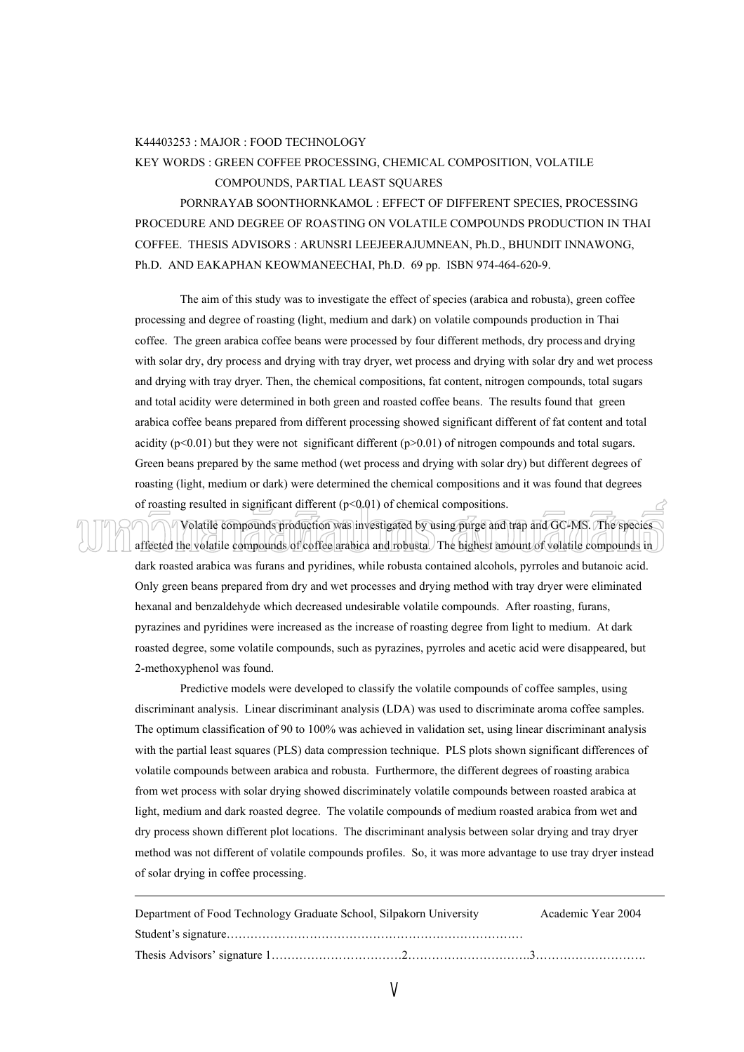K44403253 : MAJOR : FOOD TECHNOLOGY

KEY WORDS : GREEN COFFEE PROCESSING, CHEMICAL COMPOSITION, VOLATILE COMPOUNDS, PARTIAL LEAST SQUARES

PORNRAYAB SOONTHORNKAMOL : EFFECT OF DIFFERENT SPECIES, PROCESSING PROCEDURE AND DEGREE OF ROASTING ON VOLATILE COMPOUNDS PRODUCTION IN THAI COFFEE. THESIS ADVISORS : ARUNSRI LEEJEERAJUMNEAN, Ph.D., BHUNDIT INNAWONG, Ph.D. AND EAKAPHAN KEOWMANEECHAI, Ph.D. 69 pp. ISBN 974-464-620-9.

The aim of this study was to investigate the effect of species (arabica and robusta), green coffee processing and degree of roasting (light, medium and dark) on volatile compounds production in Thai coffee. The green arabica coffee beans were processed by four different methods, dry process and drying with solar dry, dry process and drying with tray dryer, wet process and drying with solar dry and wet process and drying with tray dryer. Then, the chemical compositions, fat content, nitrogen compounds, total sugars and total acidity were determined in both green and roasted coffee beans. The results found that green arabica coffee beans prepared from different processing showed significant different of fat content and total acidity ($p<0.01$) but they were not significant different ($p>0.01$) of nitrogen compounds and total sugars. Green beans prepared by the same method (wet process and drying with solar dry) but different degrees of roasting (light, medium or dark) were determined the chemical compositions and it was found that degrees of roasting resulted in significant different ($p<0.01$) of chemical compositions.

Volatile compounds production was investigated by using purge and trap and GC-MS. The species affected the volatile compounds of coffee arabica and robusta. The highest amount of volatile compounds in dark roasted arabica was furans and pyridines, while robusta contained alcohols, pyrroles and butanoic acid. Only green beans prepared from dry and wet processes and drying method with tray dryer were eliminated hexanal and benzaldehyde which decreased undesirable volatile compounds. After roasting, furans, pyrazines and pyridines were increased as the increase of roasting degree from light to medium. At dark roasted degree, some volatile compounds, such as pyrazines, pyrroles and acetic acid were disappeared, but 2-methoxyphenol was found.

Predictive models were developed to classify the volatile compounds of coffee samples, using discriminant analysis. Linear discriminant analysis (LDA) was used to discriminate aroma coffee samples. The optimum classification of 90 to 100% was achieved in validation set, using linear discriminant analysis with the partial least squares (PLS) data compression technique. PLS plots shown significant differences of volatile compounds between arabica and robusta. Furthermore, the different degrees of roasting arabica from wet process with solar drying showed discriminately volatile compounds between roasted arabica at light, medium and dark roasted degree. The volatile compounds of medium roasted arabica from wet and dry process shown different plot locations. The discriminant analysis between solar drying and tray dryer method was not different of volatile compounds profiles. So, it was more advantage to use tray dryer instead of solar drying in coffee processing.

---

Department of Food Technology Graduate School, Silpakorn University Academic Year 2004

Student's signature……………………………………………………………………

Thesis Advisors' signature 1……………………………2…………………………..3……………………….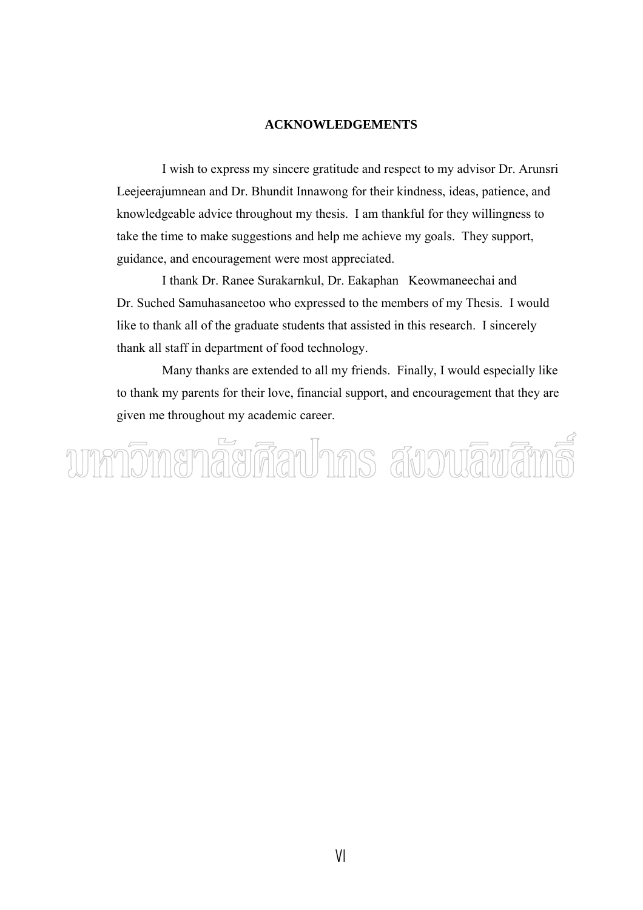## ACKNOWLEDGEMENTS

I wish to express my sincere gratitude and respect to my advisor Dr. Arunsri Leejeerajumnean and Dr. Bhundit Innawong for their kindness, ideas, patience, and knowledgeable advice throughout my thesis. I am thankful for they willingness to take the time to make suggestions and help me achieve my goals. They support, guidance, and encouragement were most appreciated.

I thank Dr. Ranee Surakarnkul, Dr. Eakaphan Keowmaneechai and Dr. Suched Samuhasaneetoo who expressed to the members of my Thesis. I would like to thank all of the graduate students that assisted in this research. I sincerely thank all staff in department of food technology.

Many thanks are extended to all my friends. Finally, I would especially like to thank my parents for their love, financial support, and encouragement that they are given me throughout my academic career.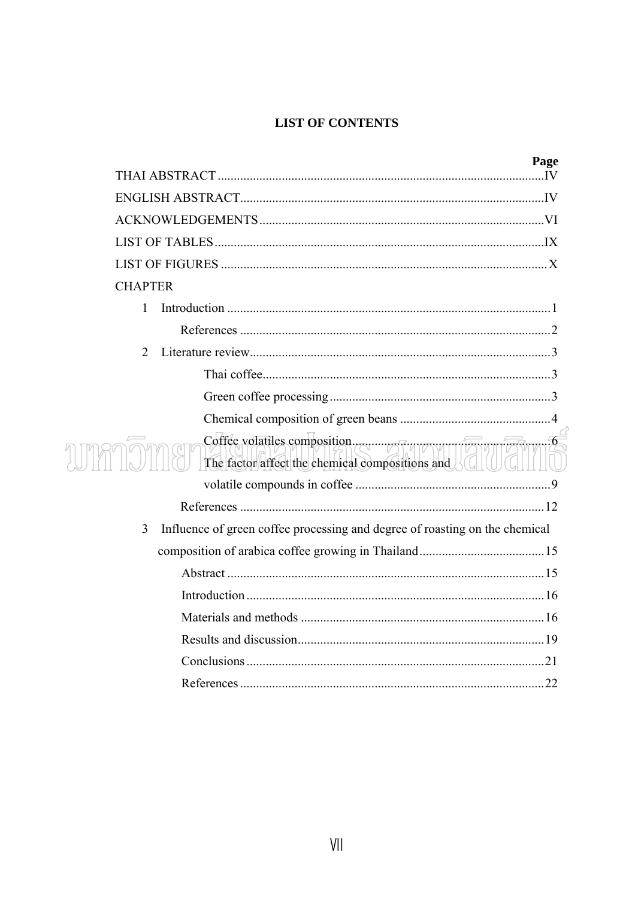# LIST OF CONTENTS

| | Page |
|---|---|
| THAI ABSTRACT | IV |
| ENGLISH ABSTRACT | IV |
| ACKNOWLEDGEMENTS | VI |
| LIST OF TABLES | IX |
| LIST OF FIGURES | X |
| CHAPTER | |
| 1 Introduction | 1 |
| References | 2 |
| 2 Literature review | 3 |
| Thai coffee | 3 |
| Green coffee processing | 3 |
| Chemical composition of green beans | 4 |
| Coffee volatiles composition | 6 |
| The factor affect the chemical compositions and volatile compounds in coffee | 9 |
| References | 12 |
| 3 Influence of green coffee processing and degree of roasting on the chemical composition of arabica coffee growing in Thailand | 15 |
| Abstract | 15 |
| Introduction | 16 |
| Materials and methods | 16 |
| Results and discussion | 19 |
| Conclusions | 21 |
| References | 22 |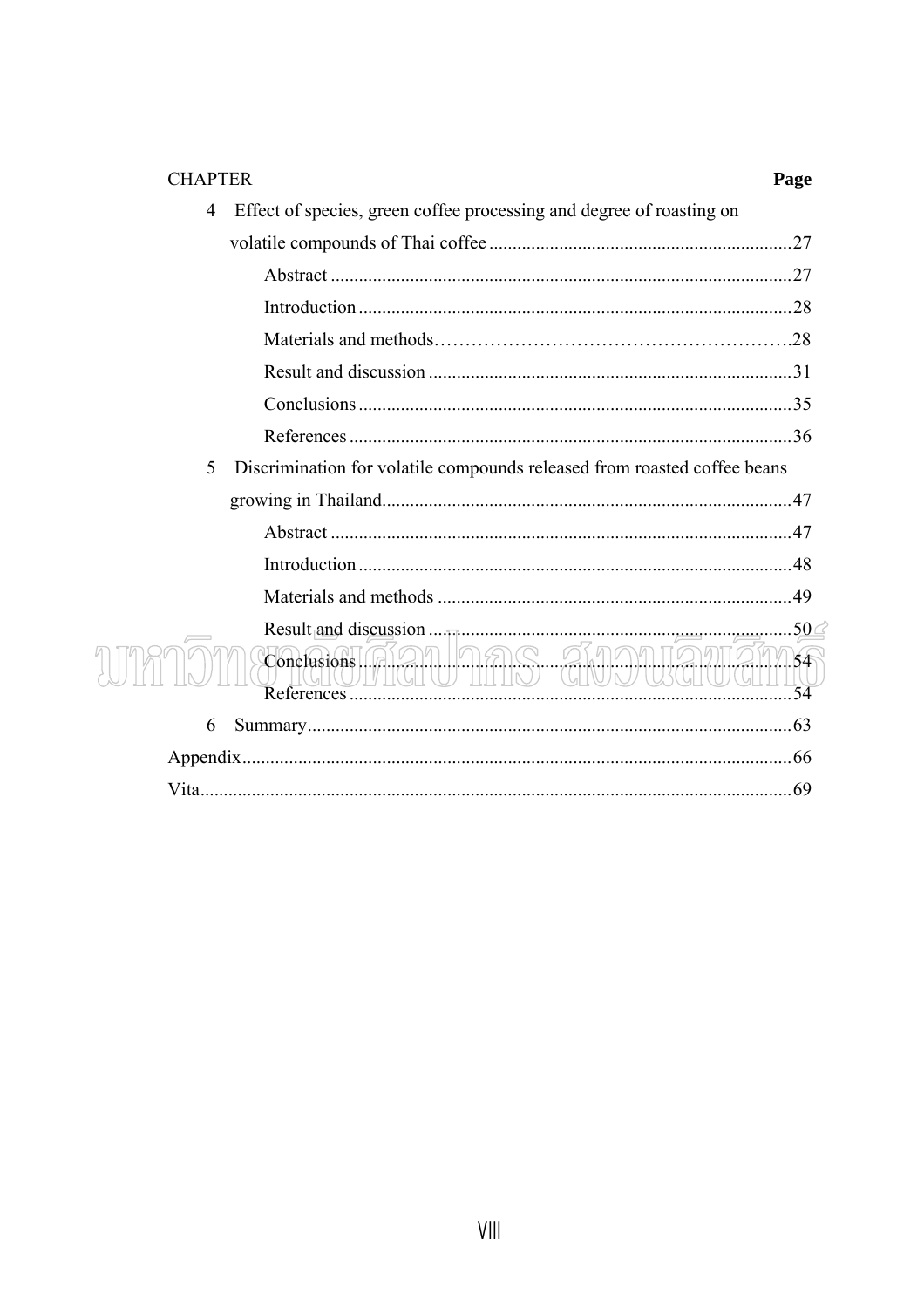| CHAPTER | | Page |
|---|---|---|
| 4 | Effect of species, green coffee processing and degree of roasting on volatile compounds of Thai coffee | 27 |
| | Abstract | 27 |
| | Introduction | 28 |
| | Materials and methods | 28 |
| | Result and discussion | 31 |
| | Conclusions | 35 |
| | References | 36 |
| 5 | Discrimination for volatile compounds released from roasted coffee beans growing in Thailand | 47 |
| | Abstract | 47 |
| | Introduction | 48 |
| | Materials and methods | 49 |
| | Result and discussion | 50 |
| | Conclusions | 54 |
| | References | 54 |
| 6 | Summary | 63 |
| Appendix | | 66 |
| Vita | | 69 |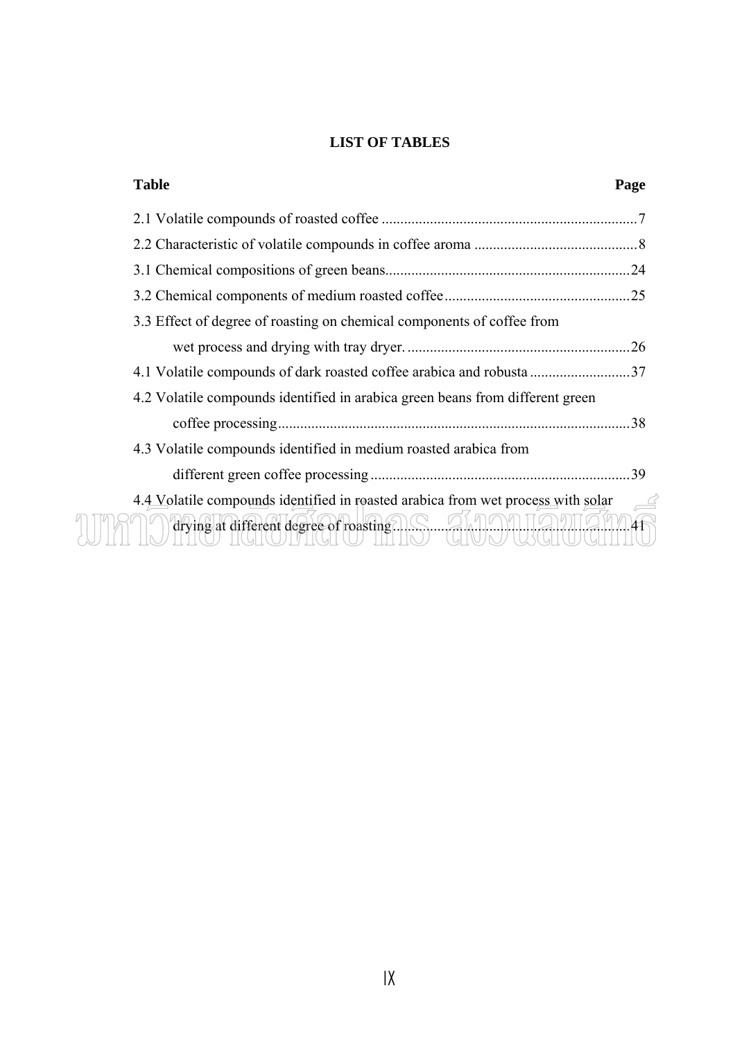# LIST OF TABLES

| Table | Page |
|---|---|
| 2.1 Volatile compounds of roasted coffee | 7 |
| 2.2 Characteristic of volatile compounds in coffee aroma | 8 |
| 3.1 Chemical compositions of green beans | 24 |
| 3.2 Chemical components of medium roasted coffee | 25 |
| 3.3 Effect of degree of roasting on chemical components of coffee from wet process and drying with tray dryer. | 26 |
| 4.1 Volatile compounds of dark roasted coffee arabica and robusta | 37 |
| 4.2 Volatile compounds identified in arabica green beans from different green coffee processing | 38 |
| 4.3 Volatile compounds identified in medium roasted arabica from different green coffee processing | 39 |
| 4.4 Volatile compounds identified in roasted arabica from wet process with solar drying at different degree of roasting | 41 |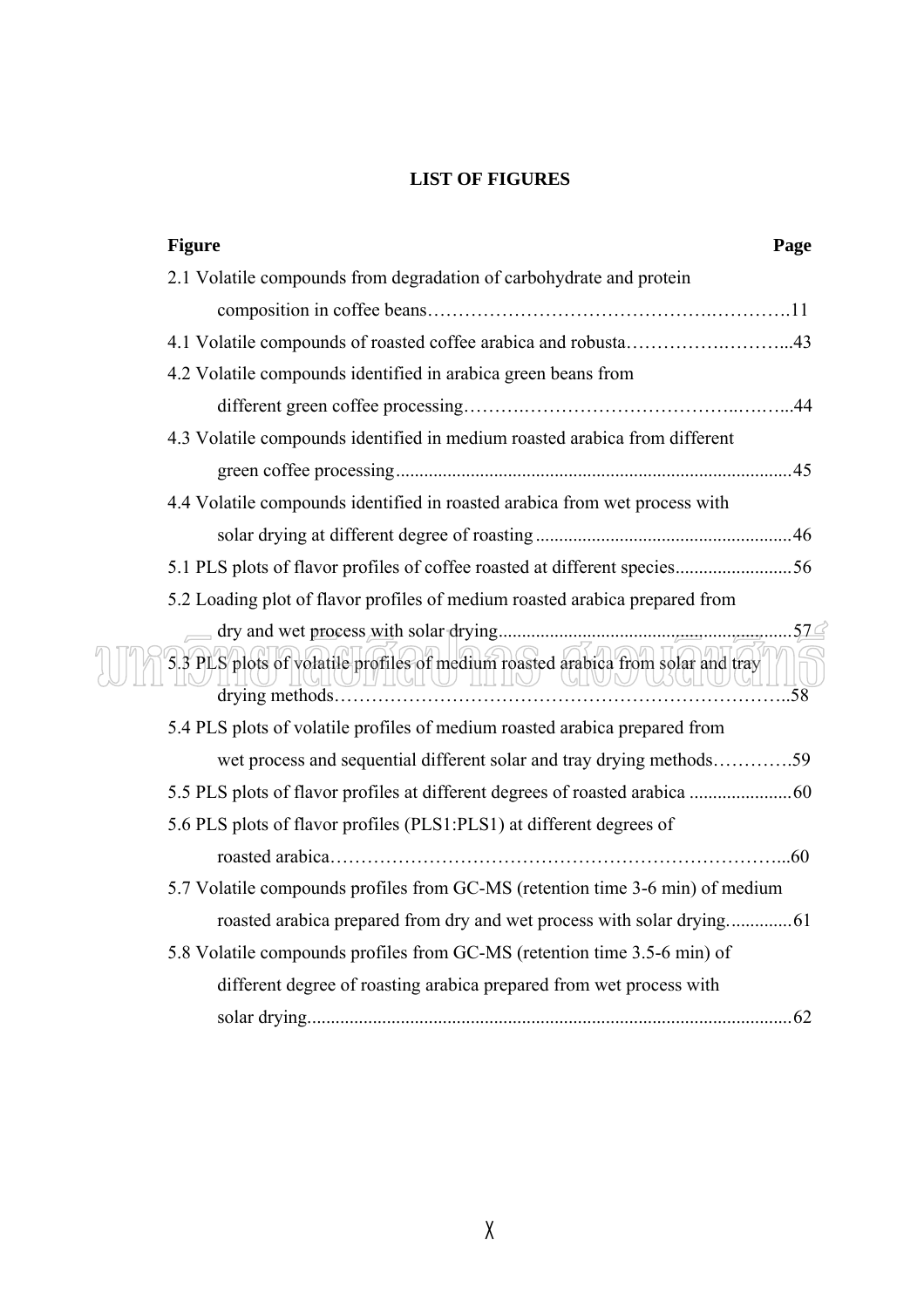## LIST OF FIGURES

| Figure | Page |
|---|---|
| 2.1 Volatile compounds from degradation of carbohydrate and protein composition in coffee beans | 11 |
| 4.1 Volatile compounds of roasted coffee arabica and robusta | 43 |
| 4.2 Volatile compounds identified in arabica green beans from different green coffee processing | 44 |
| 4.3 Volatile compounds identified in medium roasted arabica from different green coffee processing | 45 |
| 4.4 Volatile compounds identified in roasted arabica from wet process with solar drying at different degree of roasting | 46 |
| 5.1 PLS plots of flavor profiles of coffee roasted at different species | 56 |
| 5.2 Loading plot of flavor profiles of medium roasted arabica prepared from dry and wet process with solar drying | 57 |
| 5.3 PLS plots of volatile profiles of medium roasted arabica from solar and tray drying methods | 58 |
| 5.4 PLS plots of volatile profiles of medium roasted arabica prepared from wet process and sequential different solar and tray drying methods | 59 |
| 5.5 PLS plots of flavor profiles at different degrees of roasted arabica | 60 |
| 5.6 PLS plots of flavor profiles (PLS1:PLS1) at different degrees of roasted arabica | 60 |
| 5.7 Volatile compounds profiles from GC-MS (retention time 3-6 min) of medium roasted arabica prepared from dry and wet process with solar drying | 61 |
| 5.8 Volatile compounds profiles from GC-MS (retention time 3.5-6 min) of different degree of roasting arabica prepared from wet process with solar drying | 62 |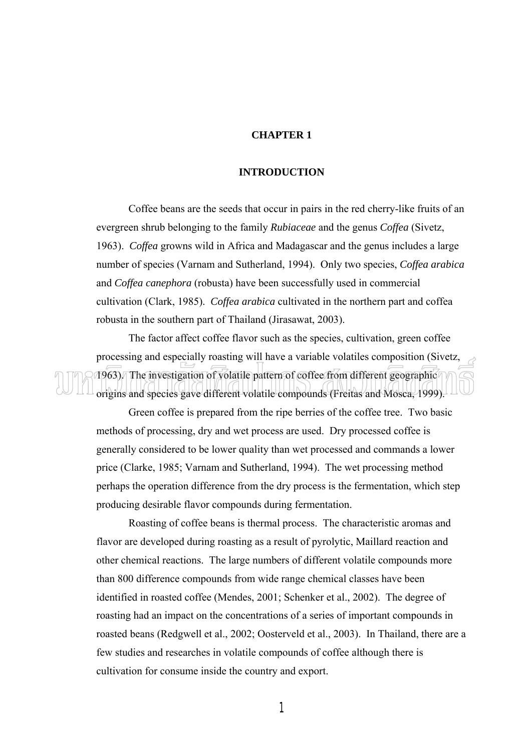# CHAPTER 1

## INTRODUCTION

Coffee beans are the seeds that occur in pairs in the red cherry-like fruits of an evergreen shrub belonging to the family *Rubiaceae* and the genus *Coffea* (Sivetz, 1963). *Coffea* growns wild in Africa and Madagascar and the genus includes a large number of species (Varnam and Sutherland, 1994). Only two species, *Coffea arabica* and *Coffea canephora* (robusta) have been successfully used in commercial cultivation (Clark, 1985). *Coffea arabica* cultivated in the northern part and coffea robusta in the southern part of Thailand (Jirasawat, 2003).

The factor affect coffee flavor such as the species, cultivation, green coffee processing and especially roasting will have a variable volatiles composition (Sivetz, 1963). The investigation of volatile pattern of coffee from different geographic origins and species gave different volatile compounds (Freitas and Mosca, 1999).

Green coffee is prepared from the ripe berries of the coffee tree. Two basic methods of processing, dry and wet process are used. Dry processed coffee is generally considered to be lower quality than wet processed and commands a lower price (Clarke, 1985; Varnam and Sutherland, 1994). The wet processing method perhaps the operation difference from the dry process is the fermentation, which step producing desirable flavor compounds during fermentation.

Roasting of coffee beans is thermal process. The characteristic aromas and flavor are developed during roasting as a result of pyrolytic, Maillard reaction and other chemical reactions. The large numbers of different volatile compounds more than 800 difference compounds from wide range chemical classes have been identified in roasted coffee (Mendes, 2001; Schenker et al., 2002). The degree of roasting had an impact on the concentrations of a series of important compounds in roasted beans (Redgwell et al., 2002; Oosterveld et al., 2003). In Thailand, there are a few studies and researches in volatile compounds of coffee although there is cultivation for consume inside the country and export.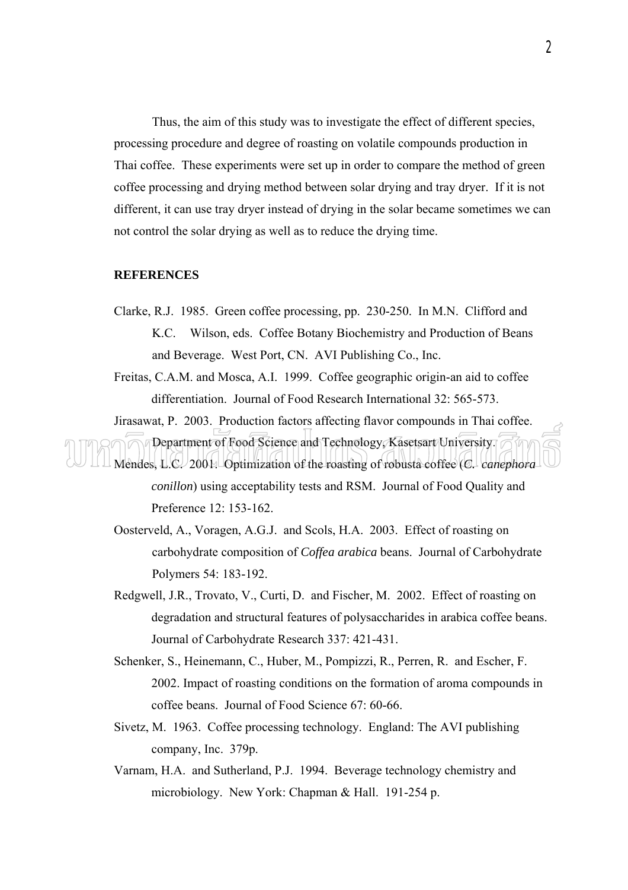Thus, the aim of this study was to investigate the effect of different species, processing procedure and degree of roasting on volatile compounds production in Thai coffee. These experiments were set up in order to compare the method of green coffee processing and drying method between solar drying and tray dryer. If it is not different, it can use tray dryer instead of drying in the solar became sometimes we can not control the solar drying as well as to reduce the drying time.

**REFERENCES**

Clarke, R.J. 1985. Green coffee processing, pp. 230-250. In M.N. Clifford and K.C. Wilson, eds. Coffee Botany Biochemistry and Production of Beans and Beverage. West Port, CN. AVI Publishing Co., Inc.

Freitas, C.A.M. and Mosca, A.I. 1999. Coffee geographic origin-an aid to coffee differentiation. Journal of Food Research International 32: 565-573.

Jirasawat, P. 2003. Production factors affecting flavor compounds in Thai coffee. Department of Food Science and Technology, Kasetsart University.

Mendes, L.C. 2001. Optimization of the roasting of robusta coffee (*C. canephora conillon*) using acceptability tests and RSM. Journal of Food Quality and Preference 12: 153-162.

Oosterveld, A., Voragen, A.G.J. and Scols, H.A. 2003. Effect of roasting on carbohydrate composition of *Coffea arabica* beans. Journal of Carbohydrate Polymers 54: 183-192.

Redgwell, J.R., Trovato, V., Curti, D. and Fischer, M. 2002. Effect of roasting on degradation and structural features of polysaccharides in arabica coffee beans. Journal of Carbohydrate Research 337: 421-431.

Schenker, S., Heinemann, C., Huber, M., Pompizzi, R., Perren, R. and Escher, F. 2002. Impact of roasting conditions on the formation of aroma compounds in coffee beans. Journal of Food Science 67: 60-66.

Sivetz, M. 1963. Coffee processing technology. England: The AVI publishing company, Inc. 379p.

Varnam, H.A. and Sutherland, P.J. 1994. Beverage technology chemistry and microbiology. New York: Chapman & Hall. 191-254 p.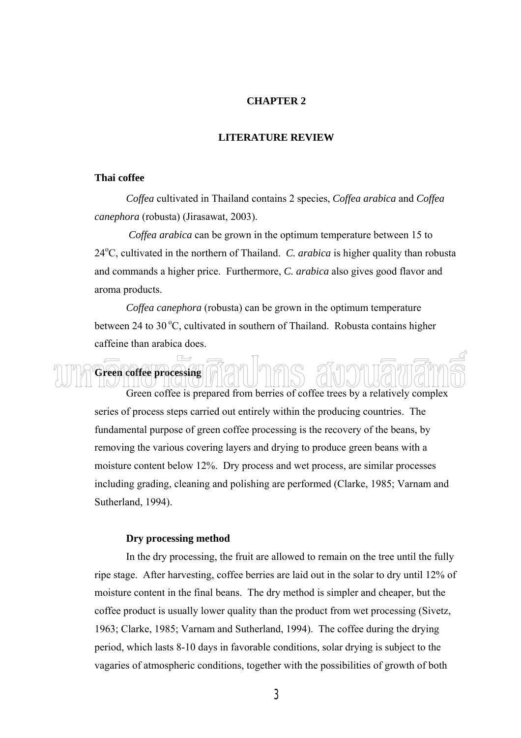# CHAPTER 2

# LITERATURE REVIEW

## Thai coffee

*Coffea* cultivated in Thailand contains 2 species, *Coffea arabica* and *Coffea canephora* (robusta) (Jirasawat, 2003).

*Coffea arabica* can be grown in the optimum temperature between 15 to 24$^{o}$C, cultivated in the northern of Thailand. *C. arabica* is higher quality than robusta and commands a higher price. Furthermore, *C. arabica* also gives good flavor and aroma products.

*Coffea canephora* (robusta) can be grown in the optimum temperature between 24 to 30 $^{o}$C, cultivated in southern of Thailand. Robusta contains higher caffeine than arabica does.

## Green coffee processing

Green coffee is prepared from berries of coffee trees by a relatively complex series of process steps carried out entirely within the producing countries. The fundamental purpose of green coffee processing is the recovery of the beans, by removing the various covering layers and drying to produce green beans with a moisture content below 12%. Dry process and wet process, are similar processes including grading, cleaning and polishing are performed (Clarke, 1985; Varnam and Sutherland, 1994).

### Dry processing method

In the dry processing, the fruit are allowed to remain on the tree until the fully ripe stage. After harvesting, coffee berries are laid out in the solar to dry until 12% of moisture content in the final beans. The dry method is simpler and cheaper, but the coffee product is usually lower quality than the product from wet processing (Sivetz, 1963; Clarke, 1985; Varnam and Sutherland, 1994). The coffee during the drying period, which lasts 8-10 days in favorable conditions, solar drying is subject to the vagaries of atmospheric conditions, together with the possibilities of growth of both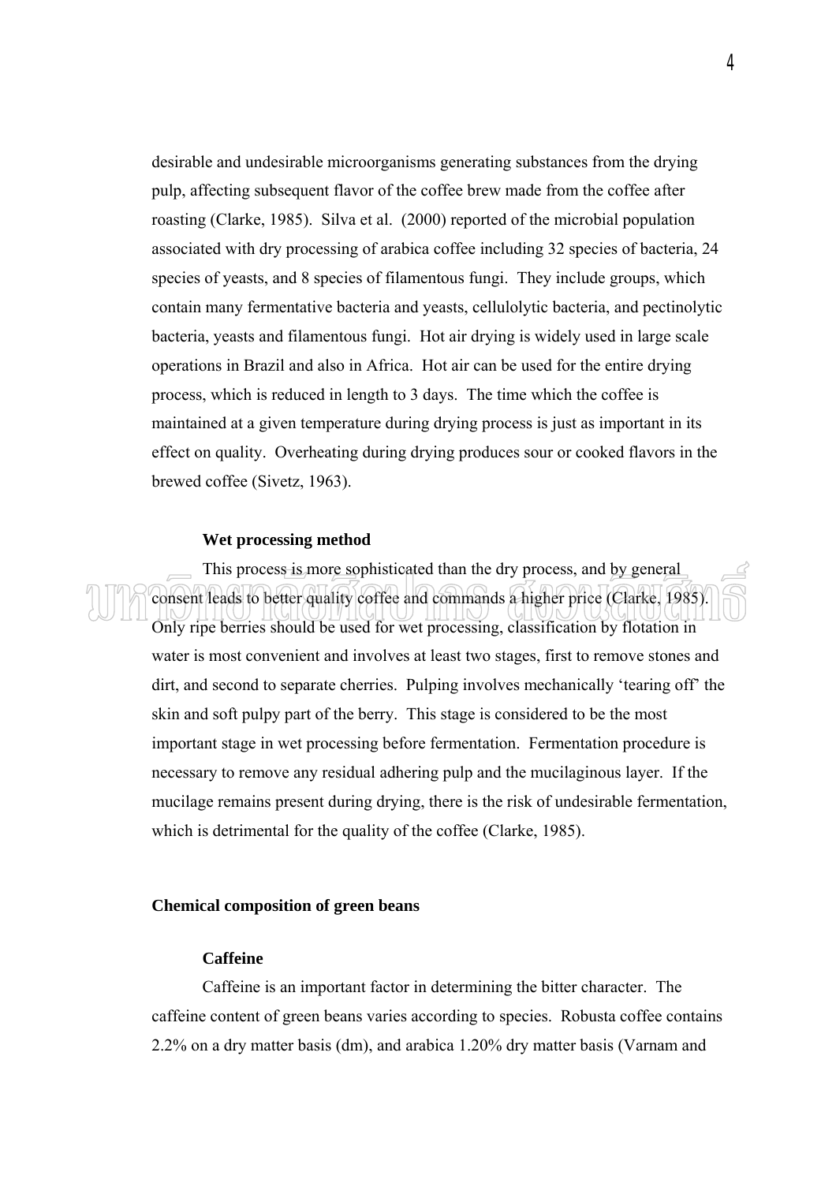desirable and undesirable microorganisms generating substances from the drying pulp, affecting subsequent flavor of the coffee brew made from the coffee after roasting (Clarke, 1985). Silva et al. (2000) reported of the microbial population associated with dry processing of arabica coffee including 32 species of bacteria, 24 species of yeasts, and 8 species of filamentous fungi. They include groups, which contain many fermentative bacteria and yeasts, cellulolytic bacteria, and pectinolytic bacteria, yeasts and filamentous fungi. Hot air drying is widely used in large scale operations in Brazil and also in Africa. Hot air can be used for the entire drying process, which is reduced in length to 3 days. The time which the coffee is maintained at a given temperature during drying process is just as important in its effect on quality. Overheating during drying produces sour or cooked flavors in the brewed coffee (Sivetz, 1963).

### Wet processing method

This process is more sophisticated than the dry process, and by general consent leads to better quality coffee and commands a higher price (Clarke, 1985). Only ripe berries should be used for wet processing, classification by flotation in water is most convenient and involves at least two stages, first to remove stones and dirt, and second to separate cherries. Pulping involves mechanically 'tearing off' the skin and soft pulpy part of the berry. This stage is considered to be the most important stage in wet processing before fermentation. Fermentation procedure is necessary to remove any residual adhering pulp and the mucilaginous layer. If the mucilage remains present during drying, there is the risk of undesirable fermentation, which is detrimental for the quality of the coffee (Clarke, 1985).

## Chemical composition of green beans

### Caffeine

Caffeine is an important factor in determining the bitter character. The caffeine content of green beans varies according to species. Robusta coffee contains 2.2% on a dry matter basis (dm), and arabica 1.20% dry matter basis (Varnam and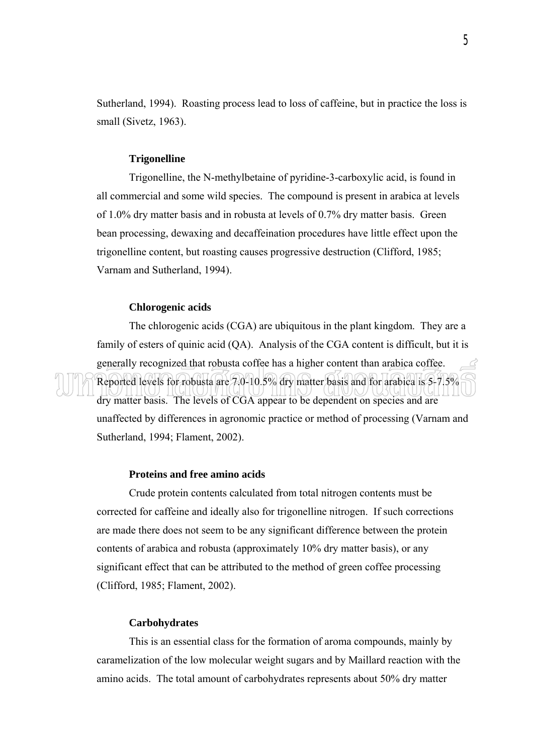Sutherland, 1994). Roasting process lead to loss of caffeine, but in practice the loss is small (Sivetz, 1963).

**Trigonelline**

Trigonelline, the N-methylbetaine of pyridine-3-carboxylic acid, is found in all commercial and some wild species. The compound is present in arabica at levels of 1.0% dry matter basis and in robusta at levels of 0.7% dry matter basis. Green bean processing, dewaxing and decaffeination procedures have little effect upon the trigonelline content, but roasting causes progressive destruction (Clifford, 1985; Varnam and Sutherland, 1994).

**Chlorogenic acids**

The chlorogenic acids (CGA) are ubiquitous in the plant kingdom. They are a family of esters of quinic acid (QA). Analysis of the CGA content is difficult, but it is generally recognized that robusta coffee has a higher content than arabica coffee. Reported levels for robusta are 7.0-10.5% dry matter basis and for arabica is 5-7.5% dry matter basis. The levels of CGA appear to be dependent on species and are unaffected by differences in agronomic practice or method of processing (Varnam and Sutherland, 1994; Flament, 2002).

**Proteins and free amino acids**

Crude protein contents calculated from total nitrogen contents must be corrected for caffeine and ideally also for trigonelline nitrogen. If such corrections are made there does not seem to be any significant difference between the protein contents of arabica and robusta (approximately 10% dry matter basis), or any significant effect that can be attributed to the method of green coffee processing (Clifford, 1985; Flament, 2002).

**Carbohydrates**

This is an essential class for the formation of aroma compounds, mainly by caramelization of the low molecular weight sugars and by Maillard reaction with the amino acids. The total amount of carbohydrates represents about 50% dry matter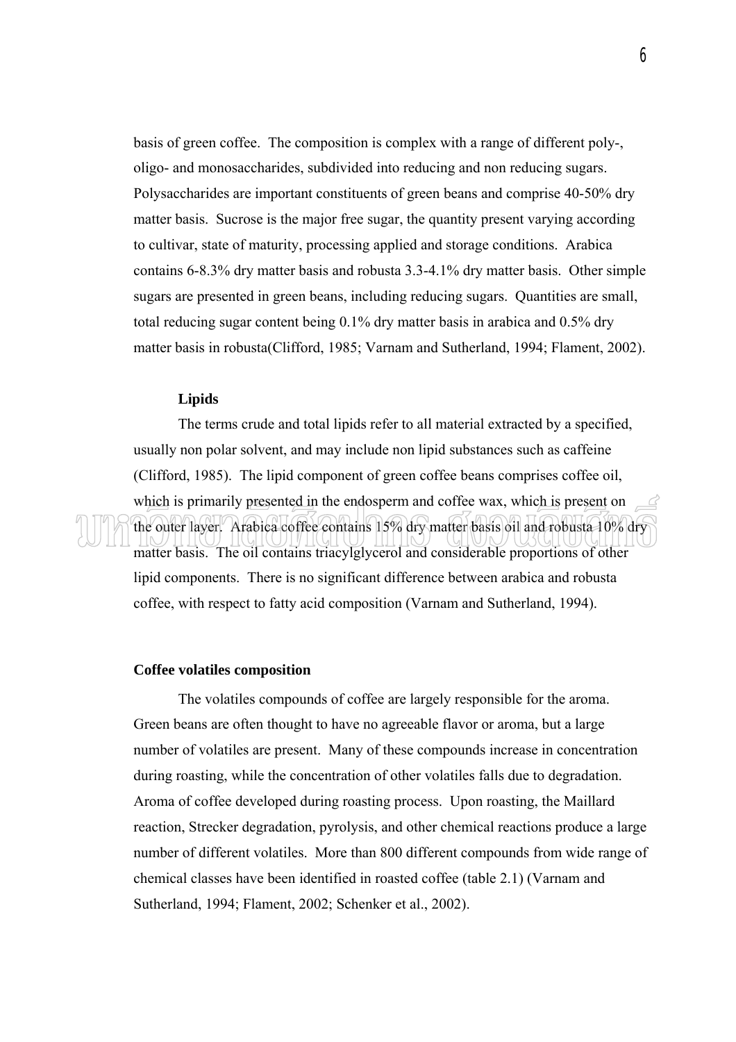basis of green coffee. The composition is complex with a range of different poly-, oligo- and monosaccharides, subdivided into reducing and non reducing sugars. Polysaccharides are important constituents of green beans and comprise 40-50% dry matter basis. Sucrose is the major free sugar, the quantity present varying according to cultivar, state of maturity, processing applied and storage conditions. Arabica contains 6-8.3% dry matter basis and robusta 3.3-4.1% dry matter basis. Other simple sugars are presented in green beans, including reducing sugars. Quantities are small, total reducing sugar content being 0.1% dry matter basis in arabica and 0.5% dry matter basis in robusta(Clifford, 1985; Varnam and Sutherland, 1994; Flament, 2002).

**Lipids**

The terms crude and total lipids refer to all material extracted by a specified, usually non polar solvent, and may include non lipid substances such as caffeine (Clifford, 1985). The lipid component of green coffee beans comprises coffee oil, which is primarily presented in the endosperm and coffee wax, which is present on the outer layer. Arabica coffee contains 15% dry matter basis oil and robusta 10% dry matter basis. The oil contains triacylglycerol and considerable proportions of other lipid components. There is no significant difference between arabica and robusta coffee, with respect to fatty acid composition (Varnam and Sutherland, 1994).

## Coffee volatiles composition

The volatiles compounds of coffee are largely responsible for the aroma. Green beans are often thought to have no agreeable flavor or aroma, but a large number of volatiles are present. Many of these compounds increase in concentration during roasting, while the concentration of other volatiles falls due to degradation. Aroma of coffee developed during roasting process. Upon roasting, the Maillard reaction, Strecker degradation, pyrolysis, and other chemical reactions produce a large number of different volatiles. More than 800 different compounds from wide range of chemical classes have been identified in roasted coffee (table 2.1) (Varnam and Sutherland, 1994; Flament, 2002; Schenker et al., 2002).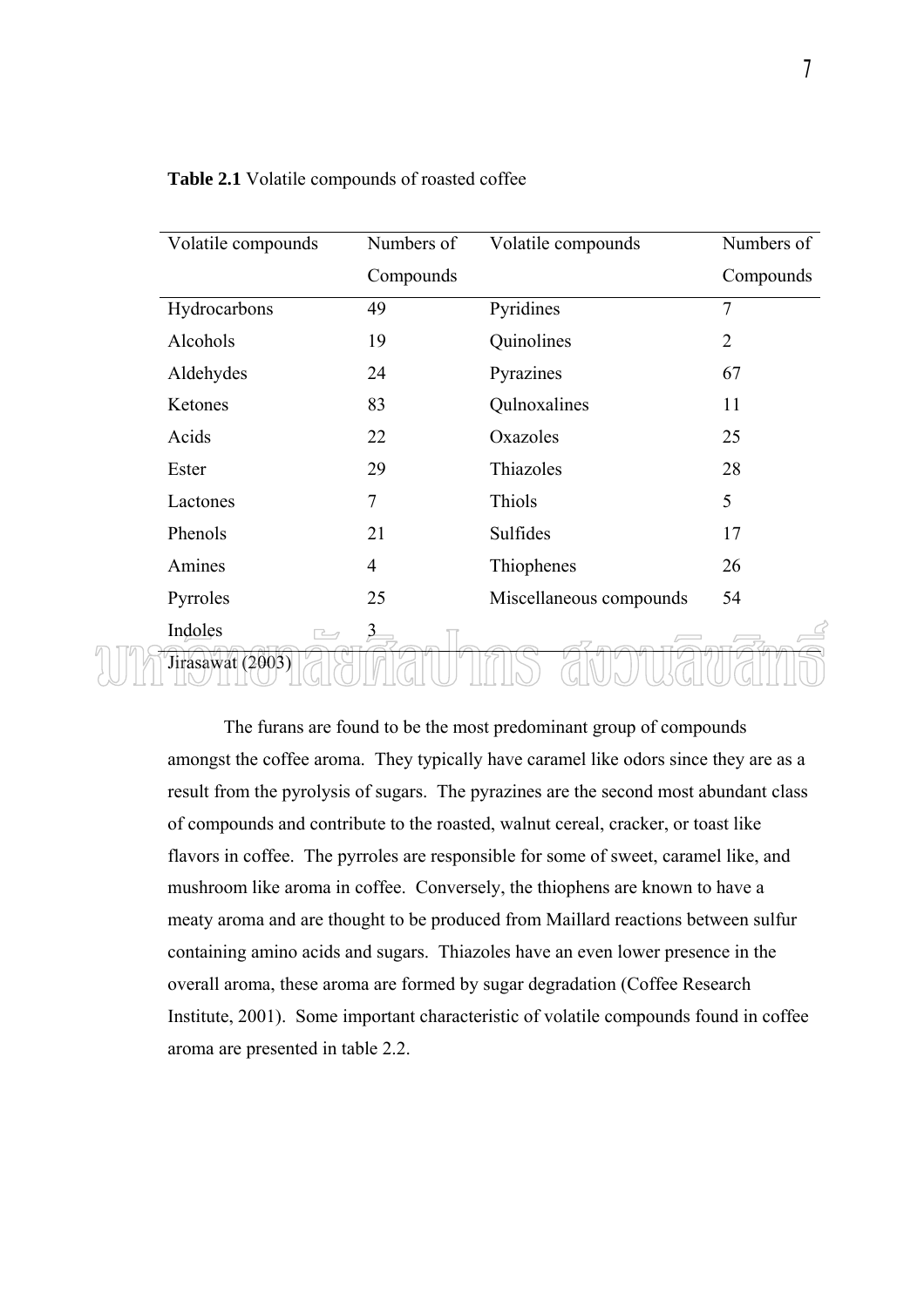**Table 2.1** Volatile compounds of roasted coffee

| Volatile compounds | Numbers of Compounds | Volatile compounds | Numbers of Compounds |
|---|---|---|---|
| Hydrocarbons | 49 | Pyridines | 7 |
| Alcohols | 19 | Quinolines | 2 |
| Aldehydes | 24 | Pyrazines | 67 |
| Ketones | 83 | Qulnoxalines | 11 |
| Acids | 22 | Oxazoles | 25 |
| Ester | 29 | Thiazoles | 28 |
| Lactones | 7 | Thiols | 5 |
| Phenols | 21 | Sulfides | 17 |
| Amines | 4 | Thiophenes | 26 |
| Pyrroles | 25 | Miscellaneous compounds | 54 |
| Indoles | 3 | | |

Jirasawat (2003)

The furans are found to be the most predominant group of compounds amongst the coffee aroma. They typically have caramel like odors since they are as a result from the pyrolysis of sugars. The pyrazines are the second most abundant class of compounds and contribute to the roasted, walnut cereal, cracker, or toast like flavors in coffee. The pyrroles are responsible for some of sweet, caramel like, and mushroom like aroma in coffee. Conversely, the thiophens are known to have a meaty aroma and are thought to be produced from Maillard reactions between sulfur containing amino acids and sugars. Thiazoles have an even lower presence in the overall aroma, these aroma are formed by sugar degradation (Coffee Research Institute, 2001). Some important characteristic of volatile compounds found in coffee aroma are presented in table 2.2.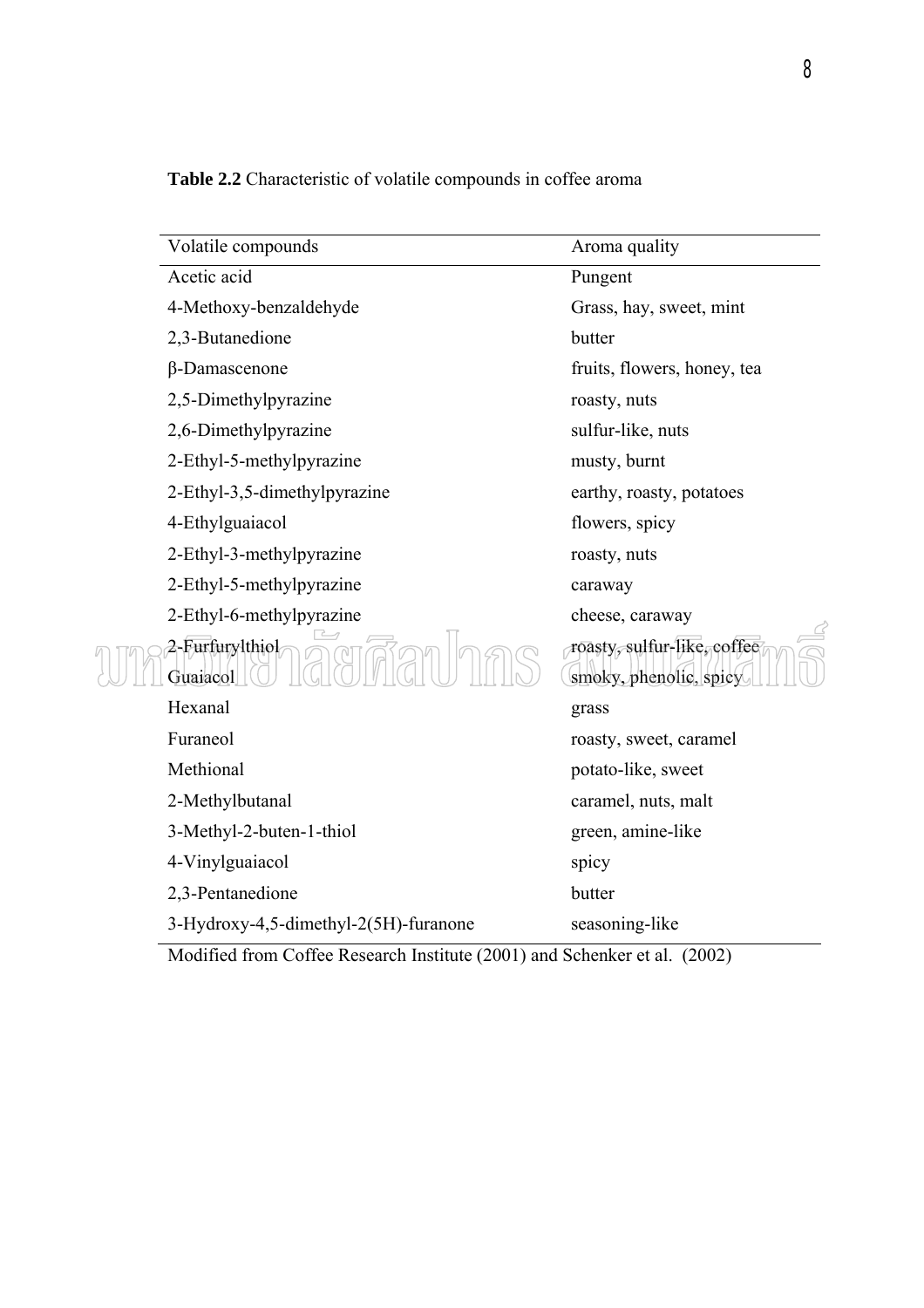**Table 2.2** Characteristic of volatile compounds in coffee aroma

| Volatile compounds | Aroma quality |
|---|---|
| Acetic acid | Pungent |
| 4-Methoxy-benzaldehyde | Grass, hay, sweet, mint |
| 2,3-Butanedione | butter |
| β-Damascenone | fruits, flowers, honey, tea |
| 2,5-Dimethylpyrazine | roasty, nuts |
| 2,6-Dimethylpyrazine | sulfur-like, nuts |
| 2-Ethyl-5-methylpyrazine | musty, burnt |
| 2-Ethyl-3,5-dimethylpyrazine | earthy, roasty, potatoes |
| 4-Ethylguaiacol | flowers, spicy |
| 2-Ethyl-3-methylpyrazine | roasty, nuts |
| 2-Ethyl-5-methylpyrazine | caraway |
| 2-Ethyl-6-methylpyrazine | cheese, caraway |
| 2-Furfurylthiol | roasty, sulfur-like, coffee |
| Guaiacol | smoky, phenolic, spicy |
| Hexanal | grass |
| Furaneol | roasty, sweet, caramel |
| Methional | potato-like, sweet |
| 2-Methylbutanal | caramel, nuts, malt |
| 3-Methyl-2-buten-1-thiol | green, amine-like |
| 4-Vinylguaiacol | spicy |
| 2,3-Pentanedione | butter |
| 3-Hydroxy-4,5-dimethyl-2(5H)-furanone | seasoning-like |

Modified from Coffee Research Institute (2001) and Schenker et al. (2002)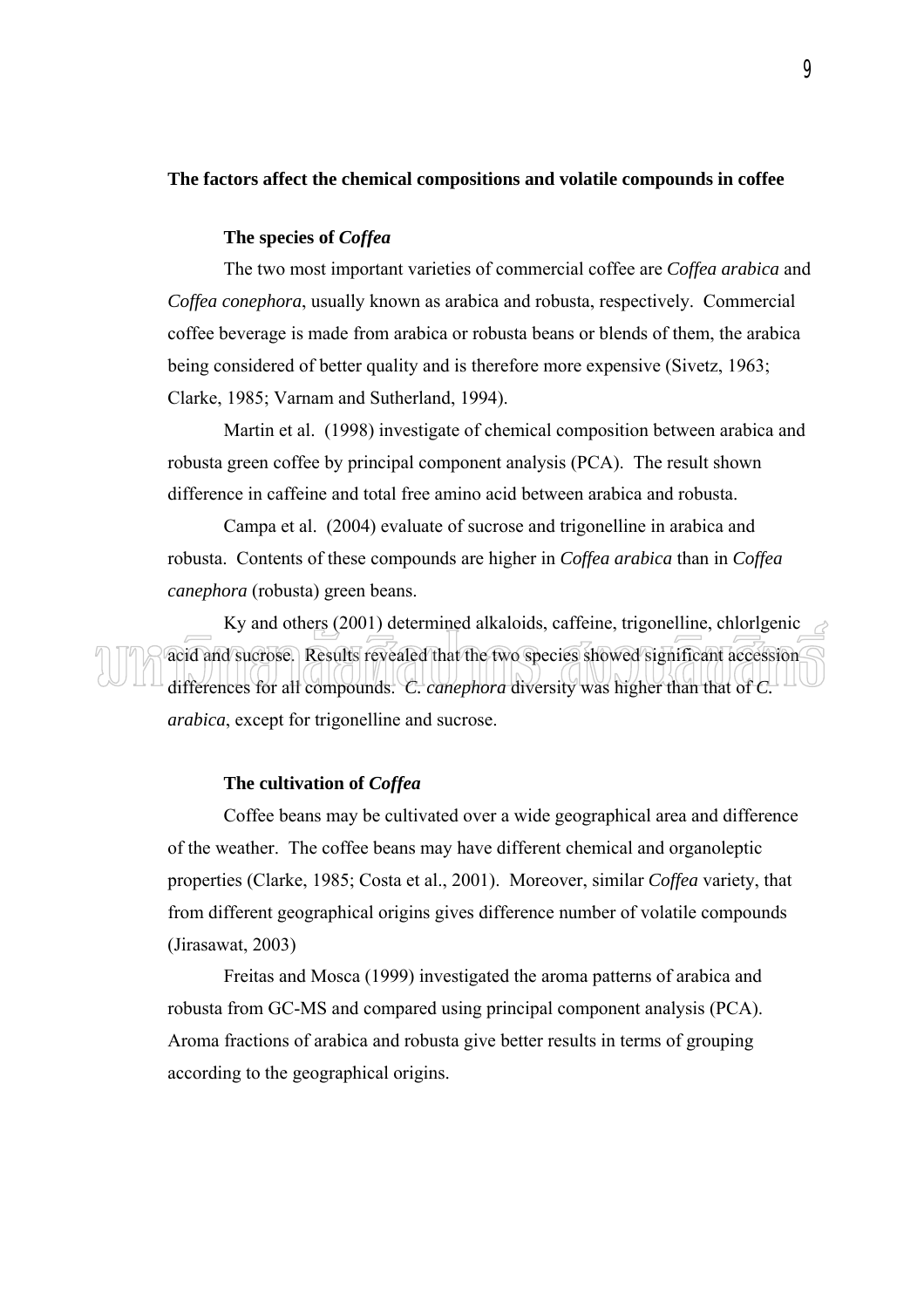**The factors affect the chemical compositions and volatile compounds in coffee**

**The species of *Coffea***

The two most important varieties of commercial coffee are *Coffea arabica* and *Coffea conephora*, usually known as arabica and robusta, respectively. Commercial coffee beverage is made from arabica or robusta beans or blends of them, the arabica being considered of better quality and is therefore more expensive (Sivetz, 1963; Clarke, 1985; Varnam and Sutherland, 1994).

Martin et al. (1998) investigate of chemical composition between arabica and robusta green coffee by principal component analysis (PCA). The result shown difference in caffeine and total free amino acid between arabica and robusta.

Campa et al. (2004) evaluate of sucrose and trigonelline in arabica and robusta. Contents of these compounds are higher in *Coffea arabica* than in *Coffea canephora* (robusta) green beans.

Ky and others (2001) determined alkaloids, caffeine, trigonelline, chlorlgenic acid and sucrose. Results revealed that the two species showed significant accession differences for all compounds. *C. canephora* diversity was higher than that of *C. arabica*, except for trigonelline and sucrose.

**The cultivation of *Coffea***

Coffee beans may be cultivated over a wide geographical area and difference of the weather. The coffee beans may have different chemical and organoleptic properties (Clarke, 1985; Costa et al., 2001). Moreover, similar *Coffea* variety, that from different geographical origins gives difference number of volatile compounds (Jirasawat, 2003)

Freitas and Mosca (1999) investigated the aroma patterns of arabica and robusta from GC-MS and compared using principal component analysis (PCA). Aroma fractions of arabica and robusta give better results in terms of grouping according to the geographical origins.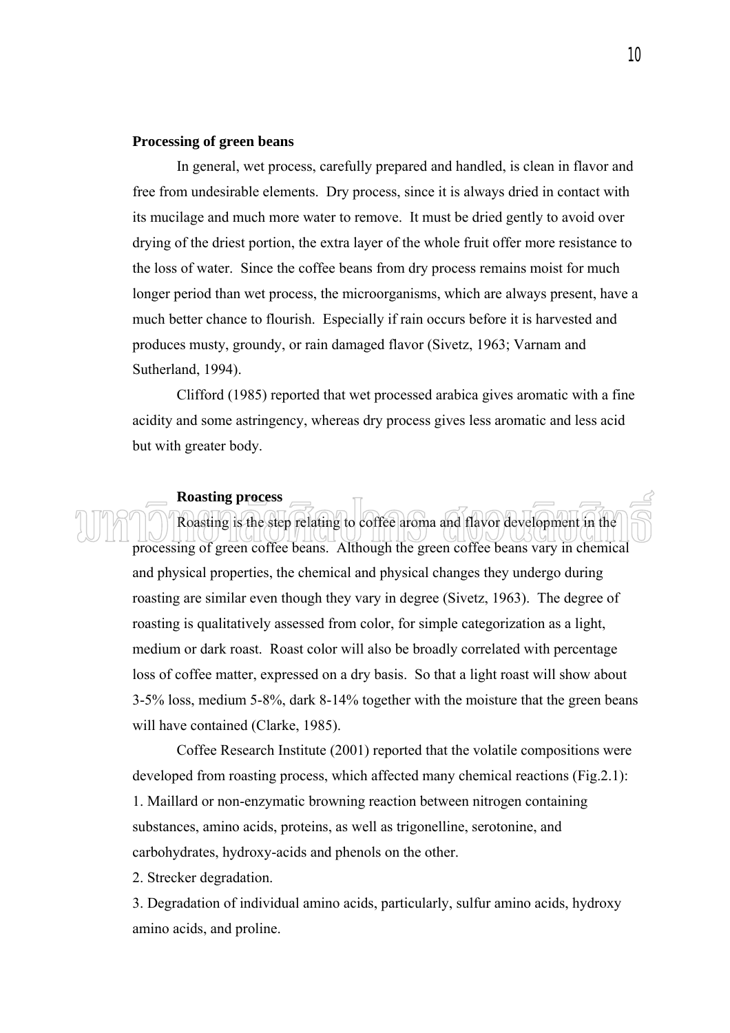### Processing of green beans

In general, wet process, carefully prepared and handled, is clean in flavor and free from undesirable elements. Dry process, since it is always dried in contact with its mucilage and much more water to remove. It must be dried gently to avoid over drying of the driest portion, the extra layer of the whole fruit offer more resistance to the loss of water. Since the coffee beans from dry process remains moist for much longer period than wet process, the microorganisms, which are always present, have a much better chance to flourish. Especially if rain occurs before it is harvested and produces musty, groundy, or rain damaged flavor (Sivetz, 1963; Varnam and Sutherland, 1994).

Clifford (1985) reported that wet processed arabica gives aromatic with a fine acidity and some astringency, whereas dry process gives less aromatic and less acid but with greater body.

#### Roasting process

Roasting is the step relating to coffee aroma and flavor development in the processing of green coffee beans. Although the green coffee beans vary in chemical and physical properties, the chemical and physical changes they undergo during roasting are similar even though they vary in degree (Sivetz, 1963). The degree of roasting is qualitatively assessed from color, for simple categorization as a light, medium or dark roast. Roast color will also be broadly correlated with percentage loss of coffee matter, expressed on a dry basis. So that a light roast will show about 3-5% loss, medium 5-8%, dark 8-14% together with the moisture that the green beans will have contained (Clarke, 1985).

Coffee Research Institute (2001) reported that the volatile compositions were developed from roasting process, which affected many chemical reactions (Fig.2.1):

1. Maillard or non-enzymatic browning reaction between nitrogen containing substances, amino acids, proteins, as well as trigonelline, serotonine, and carbohydrates, hydroxy-acids and phenols on the other.
2. Strecker degradation.
3. Degradation of individual amino acids, particularly, sulfur amino acids, hydroxy amino acids, and proline.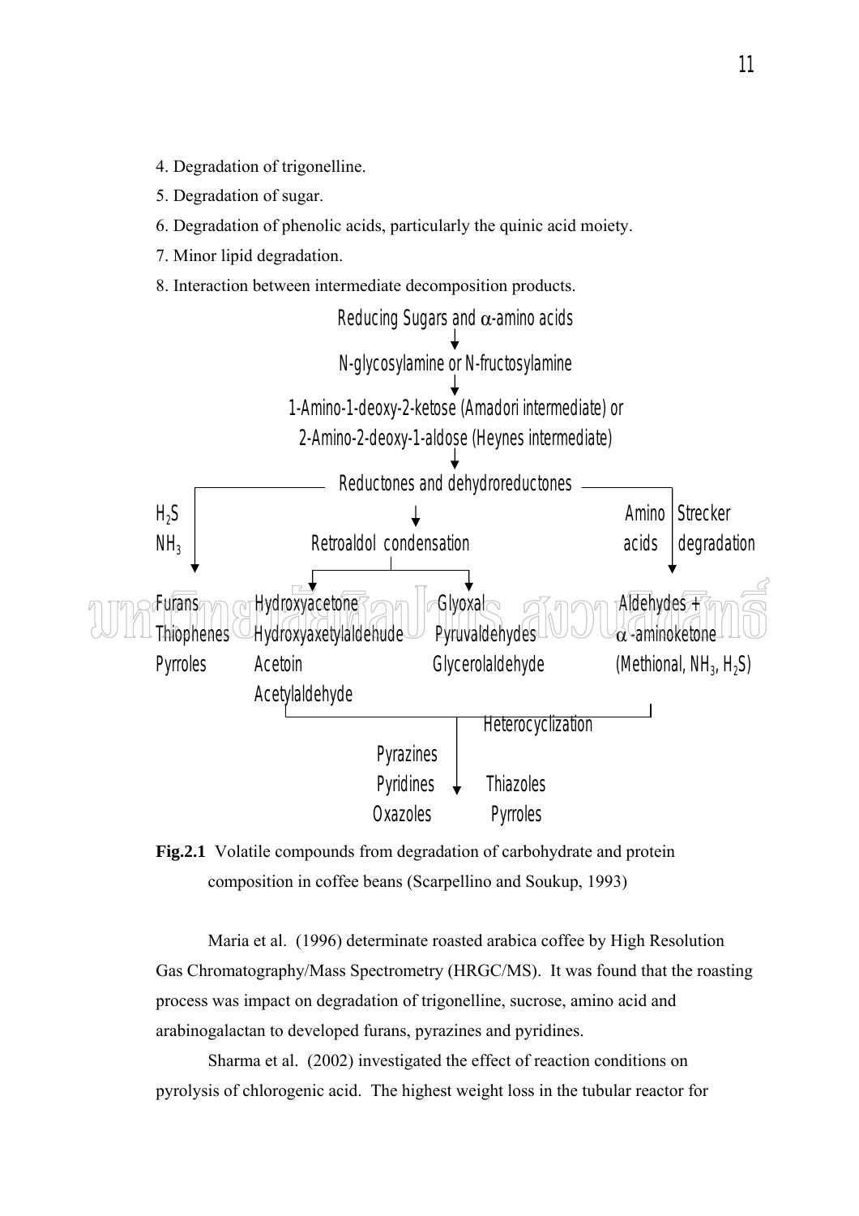4. Degradation of trigonelline.
5. Degradation of sugar.
6. Degradation of phenolic acids, particularly the quinic acid moiety.
7. Minor lipid degradation.
8. Interaction between intermediate decomposition products.

Reducing Sugars and α-amino acids
↓
N-glycosylamine or N-fructosylamine
↓
1-Amino-1-deoxy-2-ketose (Amadori intermediate) or
2-Amino-2-deoxy-1-aldose (Heynes intermediate)
↓
Reductones and dehydroreductones

- $H_2S$, $NH_3$ → Furans, Thiophenes, Pyrroles
- Retroaldol condensation → Hydroxyacetone, Hydroxyaxetylaldehude, Acetoin, Acetylaldehyde; Glyoxal, Pyruvaldehydes, Glycerolaldehyde
- Amino acids, Strecker degradation → Aldehydes + α-aminoketone (Methional, $NH_3$, $H_2S$)

Heterocyclization → Pyrazines, Pyridines, Oxazoles, Thiazoles, Pyrroles

**Fig.2.1** Volatile compounds from degradation of carbohydrate and protein composition in coffee beans (Scarpellino and Soukup, 1993)

Maria et al. (1996) determinate roasted arabica coffee by High Resolution Gas Chromatography/Mass Spectrometry (HRGC/MS). It was found that the roasting process was impact on degradation of trigonelline, sucrose, amino acid and arabinogalactan to developed furans, pyrazines and pyridines.

Sharma et al. (2002) investigated the effect of reaction conditions on pyrolysis of chlorogenic acid. The highest weight loss in the tubular reactor for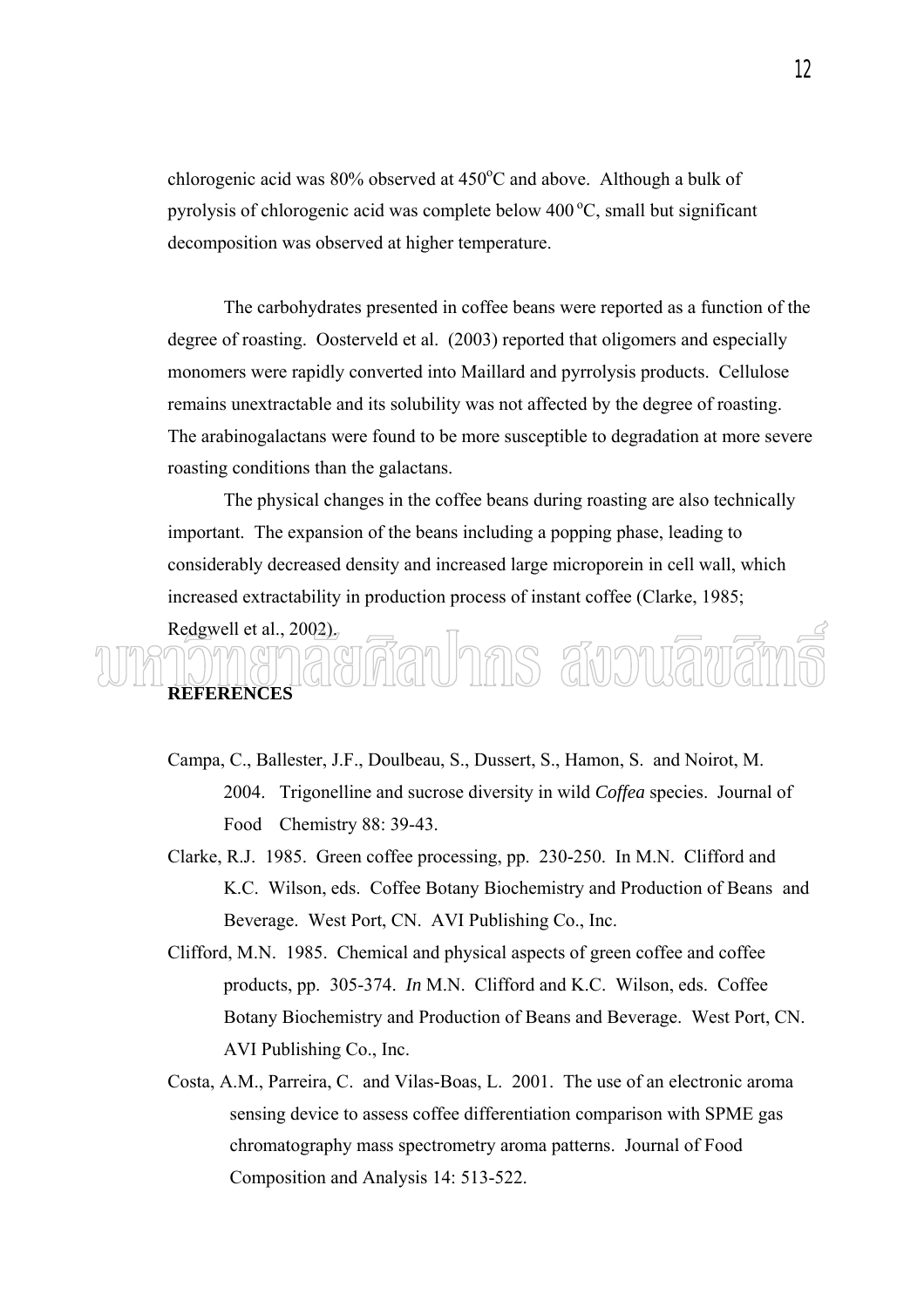chlorogenic acid was 80% observed at 450°C and above. Although a bulk of pyrolysis of chlorogenic acid was complete below 400 °C, small but significant decomposition was observed at higher temperature.

The carbohydrates presented in coffee beans were reported as a function of the degree of roasting. Oosterveld et al. (2003) reported that oligomers and especially monomers were rapidly converted into Maillard and pyrrolysis products. Cellulose remains unextractable and its solubility was not affected by the degree of roasting. The arabinogalactans were found to be more susceptible to degradation at more severe roasting conditions than the galactans.

The physical changes in the coffee beans during roasting are also technically important. The expansion of the beans including a popping phase, leading to considerably decreased density and increased large microporein in cell wall, which increased extractability in production process of instant coffee (Clarke, 1985; Redgwell et al., 2002).

## REFERENCES

Campa, C., Ballester, J.F., Doulbeau, S., Dussert, S., Hamon, S. and Noirot, M. 2004. Trigonelline and sucrose diversity in wild *Coffea* species. Journal of Food Chemistry 88: 39-43.

Clarke, R.J. 1985. Green coffee processing, pp. 230-250. In M.N. Clifford and K.C. Wilson, eds. Coffee Botany Biochemistry and Production of Beans and Beverage. West Port, CN. AVI Publishing Co., Inc.

Clifford, M.N. 1985. Chemical and physical aspects of green coffee and coffee products, pp. 305-374. *In* M.N. Clifford and K.C. Wilson, eds. Coffee Botany Biochemistry and Production of Beans and Beverage. West Port, CN. AVI Publishing Co., Inc.

Costa, A.M., Parreira, C. and Vilas-Boas, L. 2001. The use of an electronic aroma sensing device to assess coffee differentiation comparison with SPME gas chromatography mass spectrometry aroma patterns. Journal of Food Composition and Analysis 14: 513-522.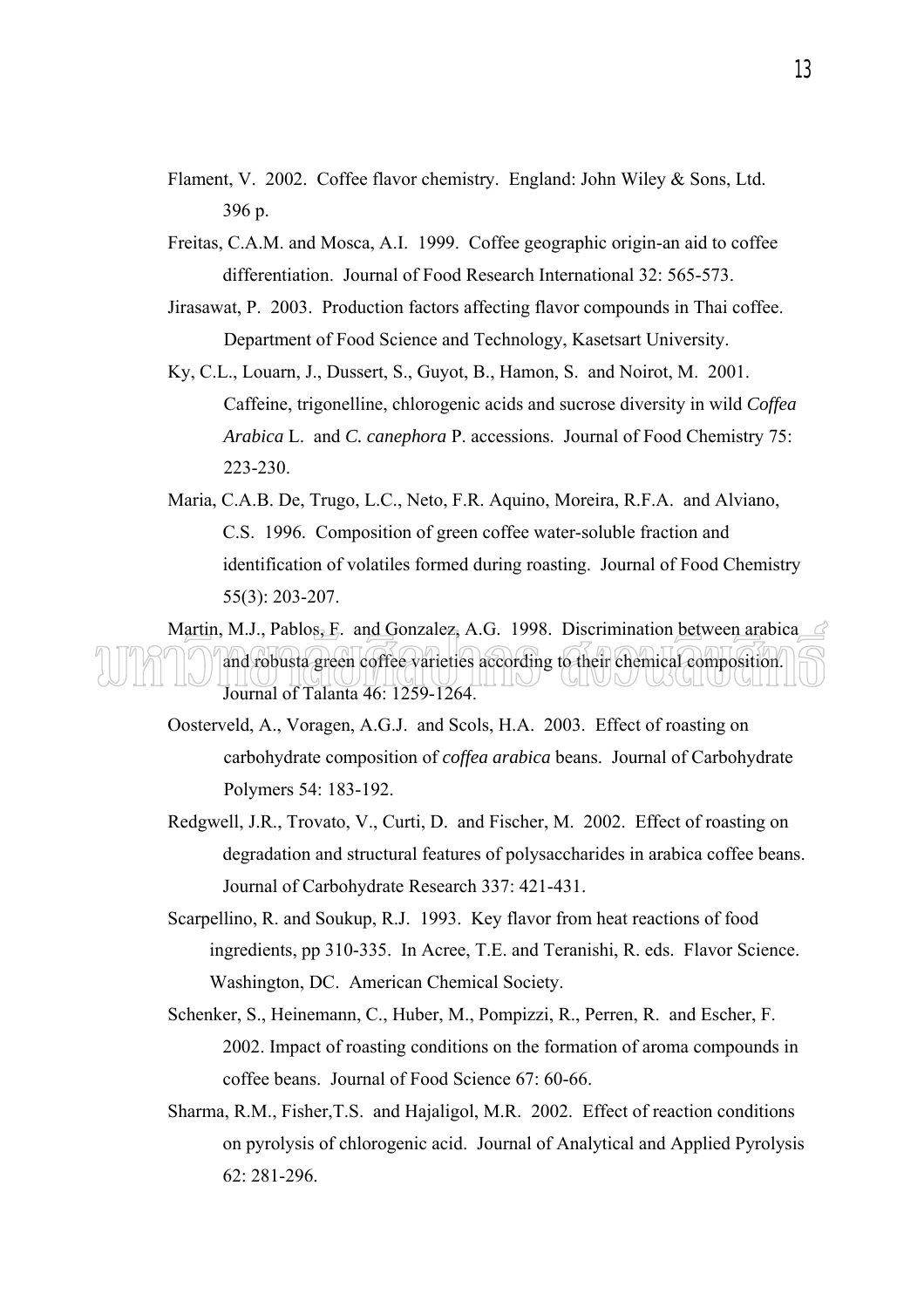Flament, V. 2002. Coffee flavor chemistry. England: John Wiley & Sons, Ltd. 396 p.

Freitas, C.A.M. and Mosca, A.I. 1999. Coffee geographic origin-an aid to coffee differentiation. Journal of Food Research International 32: 565-573.

Jirasawat, P. 2003. Production factors affecting flavor compounds in Thai coffee. Department of Food Science and Technology, Kasetsart University.

Ky, C.L., Louarn, J., Dussert, S., Guyot, B., Hamon, S. and Noirot, M. 2001. Caffeine, trigonelline, chlorogenic acids and sucrose diversity in wild *Coffea Arabica* L. and *C. canephora* P. accessions. Journal of Food Chemistry 75: 223-230.

Maria, C.A.B. De, Trugo, L.C., Neto, F.R. Aquino, Moreira, R.F.A. and Alviano, C.S. 1996. Composition of green coffee water-soluble fraction and identification of volatiles formed during roasting. Journal of Food Chemistry 55(3): 203-207.

Martin, M.J., Pablos, F. and Gonzalez, A.G. 1998. Discrimination between arabica and robusta green coffee varieties according to their chemical composition. Journal of Talanta 46: 1259-1264.

Oosterveld, A., Voragen, A.G.J. and Scols, H.A. 2003. Effect of roasting on carbohydrate composition of *coffea arabica* beans. Journal of Carbohydrate Polymers 54: 183-192.

Redgwell, J.R., Trovato, V., Curti, D. and Fischer, M. 2002. Effect of roasting on degradation and structural features of polysaccharides in arabica coffee beans. Journal of Carbohydrate Research 337: 421-431.

Scarpellino, R. and Soukup, R.J. 1993. Key flavor from heat reactions of food ingredients, pp 310-335. In Acree, T.E. and Teranishi, R. eds. Flavor Science. Washington, DC. American Chemical Society.

Schenker, S., Heinemann, C., Huber, M., Pompizzi, R., Perren, R. and Escher, F. 2002. Impact of roasting conditions on the formation of aroma compounds in coffee beans. Journal of Food Science 67: 60-66.

Sharma, R.M., Fisher,T.S. and Hajaligol, M.R. 2002. Effect of reaction conditions on pyrolysis of chlorogenic acid. Journal of Analytical and Applied Pyrolysis 62: 281-296.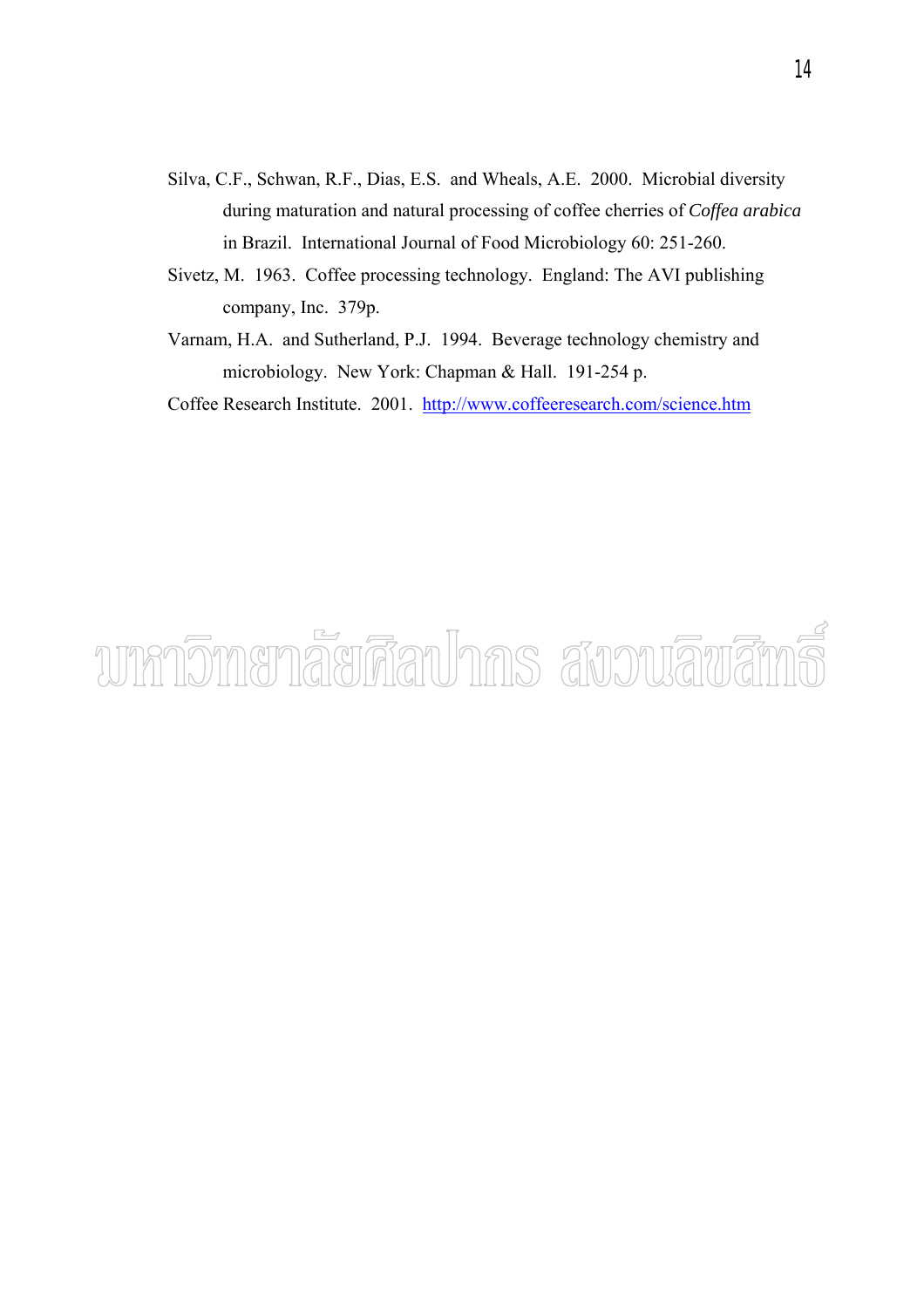Silva, C.F., Schwan, R.F., Dias, E.S. and Wheals, A.E. 2000. Microbial diversity during maturation and natural processing of coffee cherries of *Coffea arabica* in Brazil. International Journal of Food Microbiology 60: 251-260.

Sivetz, M. 1963. Coffee processing technology. England: The AVI publishing company, Inc. 379p.

Varnam, H.A. and Sutherland, P.J. 1994. Beverage technology chemistry and microbiology. New York: Chapman & Hall. 191-254 p.

Coffee Research Institute. 2001. http://www.coffeeresearch.com/science.htm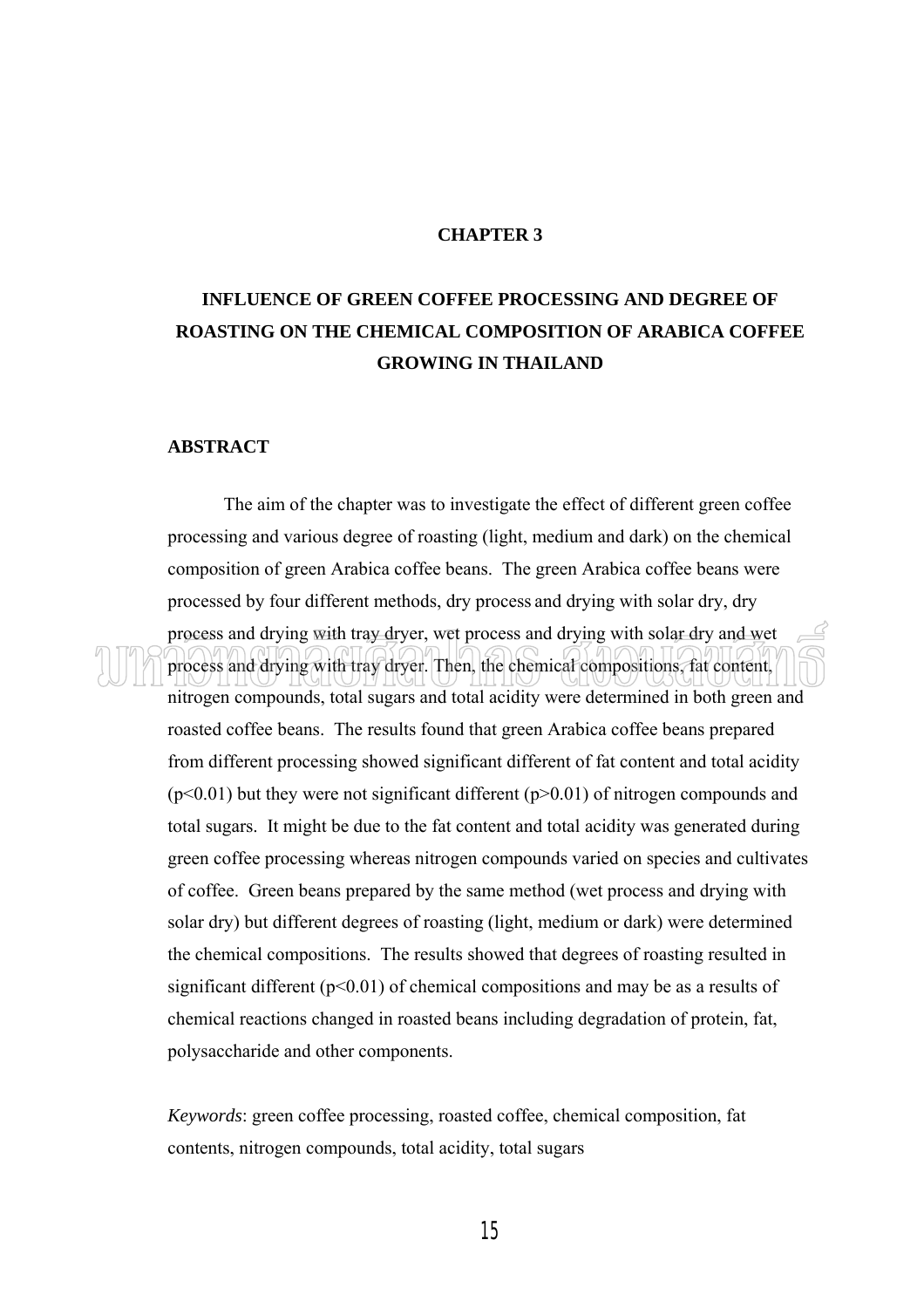# CHAPTER 3

# INFLUENCE OF GREEN COFFEE PROCESSING AND DEGREE OF ROASTING ON THE CHEMICAL COMPOSITION OF ARABICA COFFEE GROWING IN THAILAND

## ABSTRACT

The aim of the chapter was to investigate the effect of different green coffee processing and various degree of roasting (light, medium and dark) on the chemical composition of green Arabica coffee beans. The green Arabica coffee beans were processed by four different methods, dry process and drying with solar dry, dry process and drying with tray dryer, wet process and drying with solar dry and wet process and drying with tray dryer. Then, the chemical compositions, fat content, nitrogen compounds, total sugars and total acidity were determined in both green and roasted coffee beans. The results found that green Arabica coffee beans prepared from different processing showed significant different of fat content and total acidity ($p<0.01$) but they were not significant different ($p>0.01$) of nitrogen compounds and total sugars. It might be due to the fat content and total acidity was generated during green coffee processing whereas nitrogen compounds varied on species and cultivates of coffee. Green beans prepared by the same method (wet process and drying with solar dry) but different degrees of roasting (light, medium or dark) were determined the chemical compositions. The results showed that degrees of roasting resulted in significant different ($p<0.01$) of chemical compositions and may be as a results of chemical reactions changed in roasted beans including degradation of protein, fat, polysaccharide and other components.

*Keywords*: green coffee processing, roasted coffee, chemical composition, fat contents, nitrogen compounds, total acidity, total sugars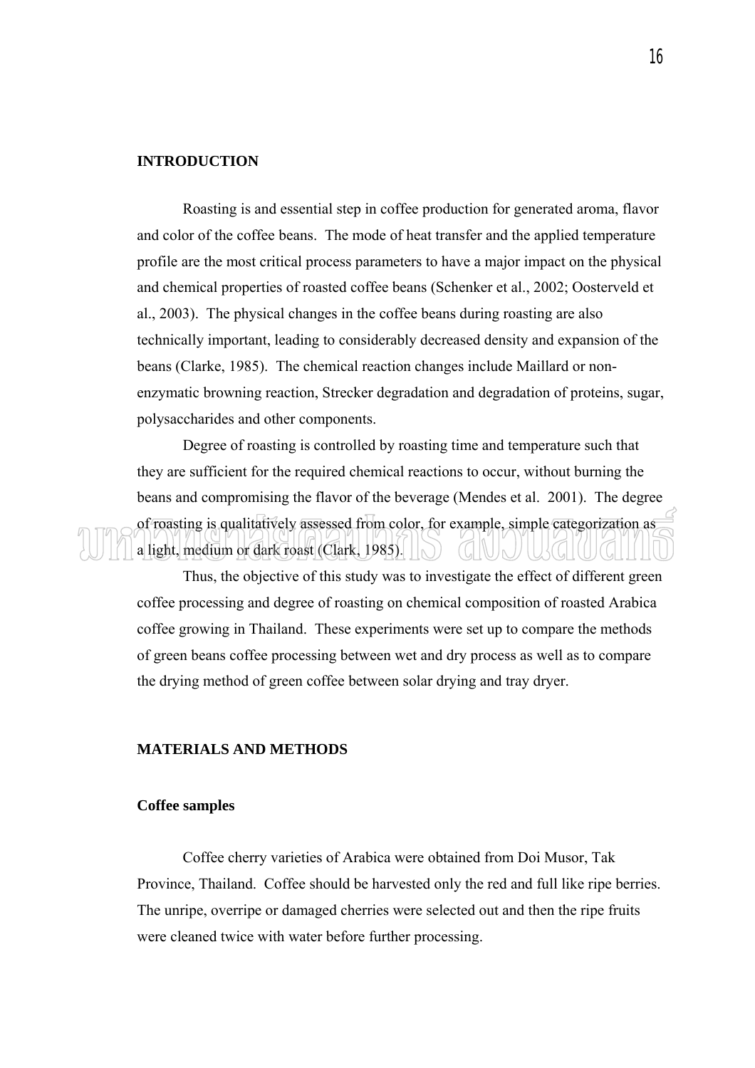## INTRODUCTION

Roasting is and essential step in coffee production for generated aroma, flavor and color of the coffee beans. The mode of heat transfer and the applied temperature profile are the most critical process parameters to have a major impact on the physical and chemical properties of roasted coffee beans (Schenker et al., 2002; Oosterveld et al., 2003). The physical changes in the coffee beans during roasting are also technically important, leading to considerably decreased density and expansion of the beans (Clarke, 1985). The chemical reaction changes include Maillard or non-enzymatic browning reaction, Strecker degradation and degradation of proteins, sugar, polysaccharides and other components.

Degree of roasting is controlled by roasting time and temperature such that they are sufficient for the required chemical reactions to occur, without burning the beans and compromising the flavor of the beverage (Mendes et al. 2001). The degree of roasting is qualitatively assessed from color, for example, simple categorization as a light, medium or dark roast (Clark, 1985).

Thus, the objective of this study was to investigate the effect of different green coffee processing and degree of roasting on chemical composition of roasted Arabica coffee growing in Thailand. These experiments were set up to compare the methods of green beans coffee processing between wet and dry process as well as to compare the drying method of green coffee between solar drying and tray dryer.

## MATERIALS AND METHODS

### Coffee samples

Coffee cherry varieties of Arabica were obtained from Doi Musor, Tak Province, Thailand. Coffee should be harvested only the red and full like ripe berries. The unripe, overripe or damaged cherries were selected out and then the ripe fruits were cleaned twice with water before further processing.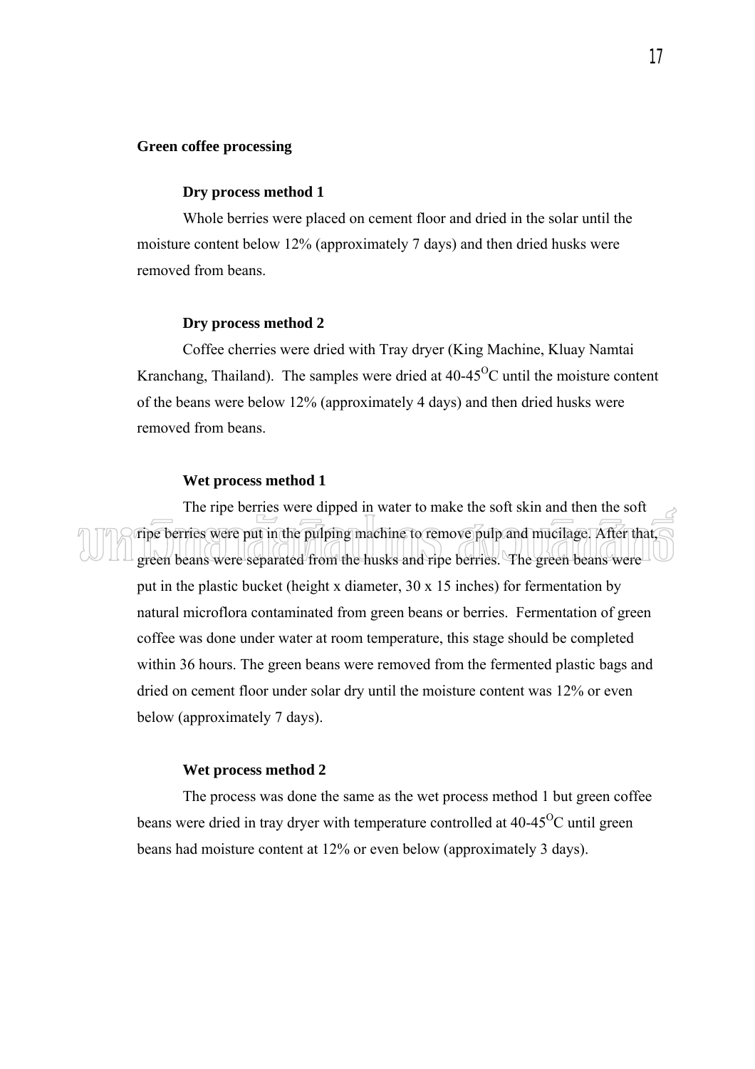## Green coffee processing

### Dry process method 1

Whole berries were placed on cement floor and dried in the solar until the moisture content below 12% (approximately 7 days) and then dried husks were removed from beans.

### Dry process method 2

Coffee cherries were dried with Tray dryer (King Machine, Kluay Namtai Kranchang, Thailand). The samples were dried at 40-45$^{O}$C until the moisture content of the beans were below 12% (approximately 4 days) and then dried husks were removed from beans.

### Wet process method 1

The ripe berries were dipped in water to make the soft skin and then the soft ripe berries were put in the pulping machine to remove pulp and mucilage. After that, green beans were separated from the husks and ripe berries. The green beans were put in the plastic bucket (height x diameter, 30 x 15 inches) for fermentation by natural microflora contaminated from green beans or berries. Fermentation of green coffee was done under water at room temperature, this stage should be completed within 36 hours. The green beans were removed from the fermented plastic bags and dried on cement floor under solar dry until the moisture content was 12% or even below (approximately 7 days).

### Wet process method 2

The process was done the same as the wet process method 1 but green coffee beans were dried in tray dryer with temperature controlled at 40-45$^{O}$C until green beans had moisture content at 12% or even below (approximately 3 days).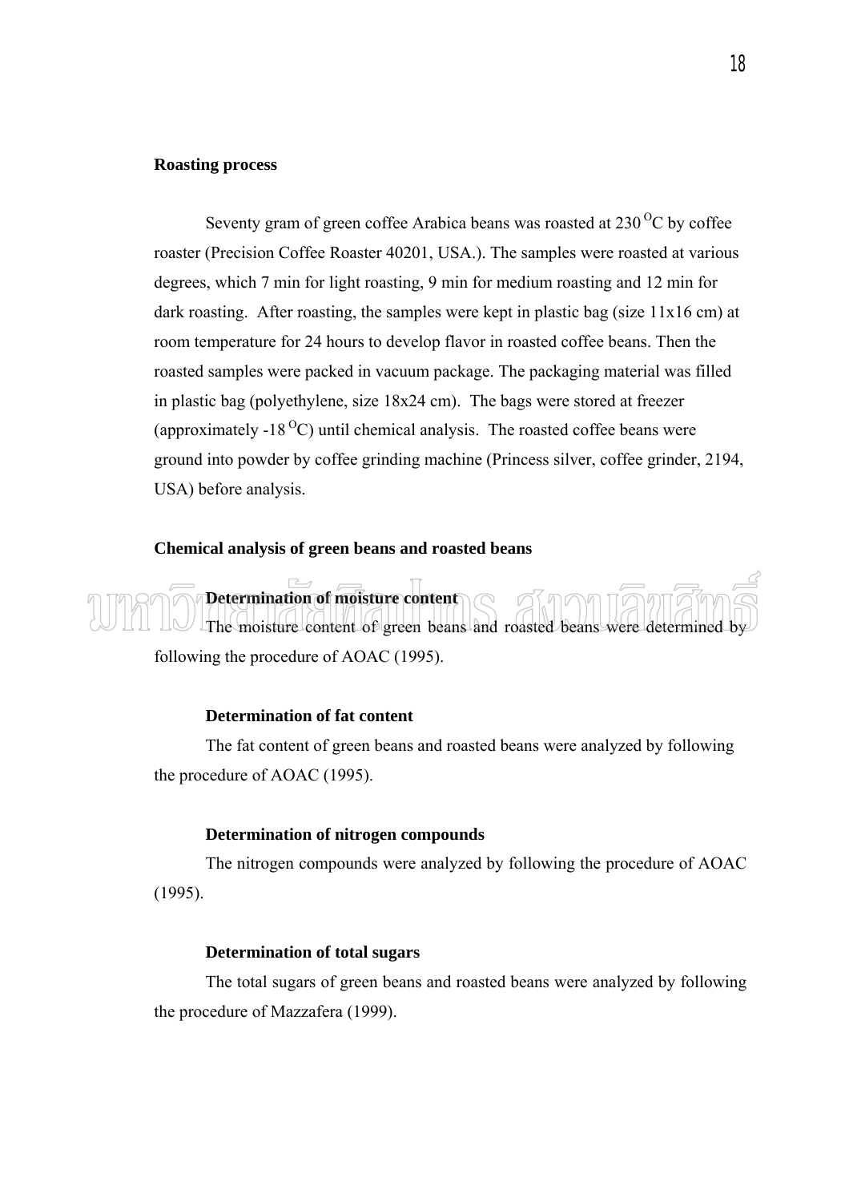**Roasting process**

Seventy gram of green coffee Arabica beans was roasted at 230 $^{O}$C by coffee roaster (Precision Coffee Roaster 40201, USA.). The samples were roasted at various degrees, which 7 min for light roasting, 9 min for medium roasting and 12 min for dark roasting. After roasting, the samples were kept in plastic bag (size 11x16 cm) at room temperature for 24 hours to develop flavor in roasted coffee beans. Then the roasted samples were packed in vacuum package. The packaging material was filled in plastic bag (polyethylene, size 18x24 cm). The bags were stored at freezer (approximately -18 $^{O}$C) until chemical analysis. The roasted coffee beans were ground into powder by coffee grinding machine (Princess silver, coffee grinder, 2194, USA) before analysis.

**Chemical analysis of green beans and roasted beans**

**Determination of moisture content**

The moisture content of green beans and roasted beans were determined by following the procedure of AOAC (1995).

**Determination of fat content**

The fat content of green beans and roasted beans were analyzed by following the procedure of AOAC (1995).

**Determination of nitrogen compounds**

The nitrogen compounds were analyzed by following the procedure of AOAC (1995).

**Determination of total sugars**

The total sugars of green beans and roasted beans were analyzed by following the procedure of Mazzafera (1999).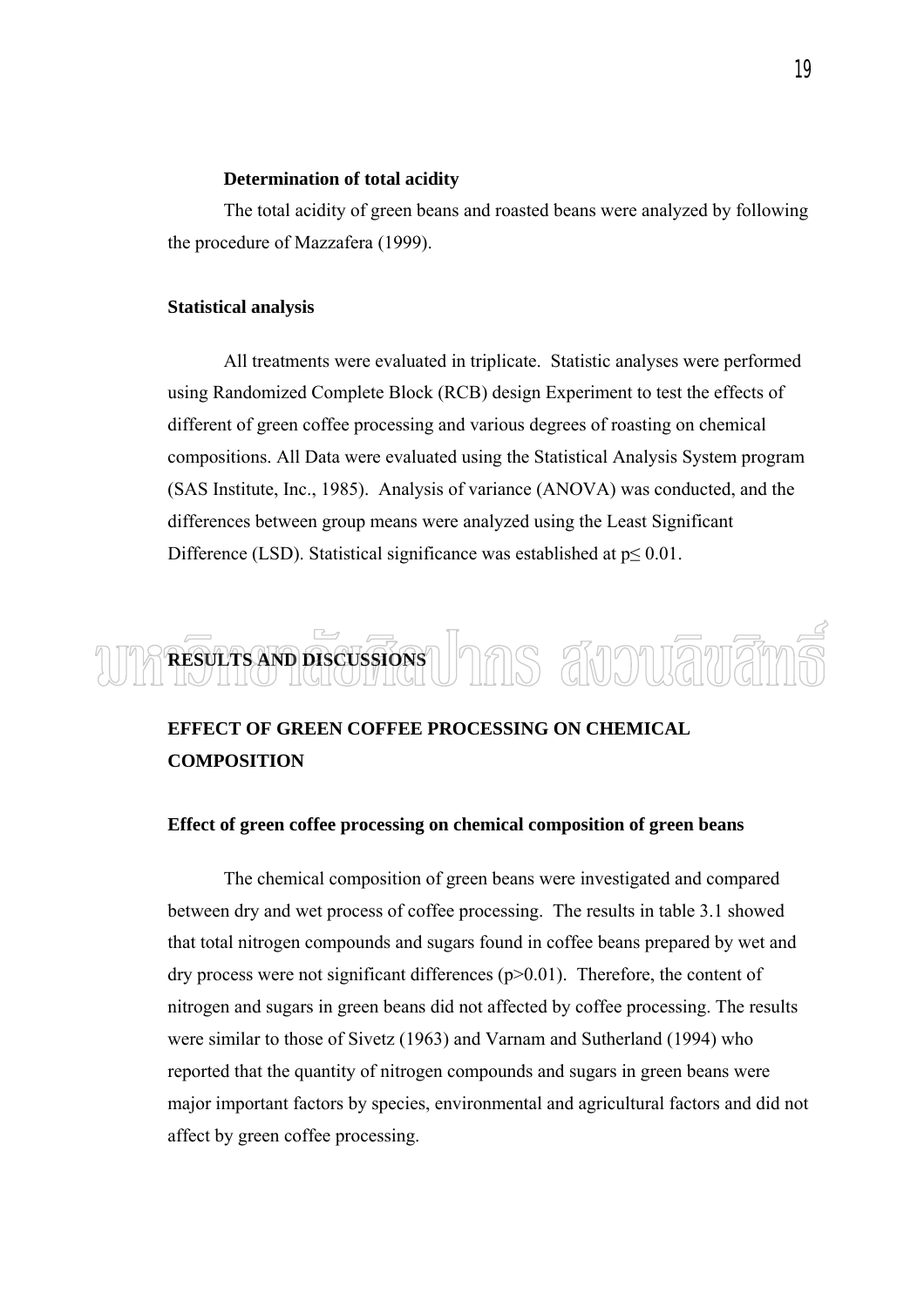**Determination of total acidity**

The total acidity of green beans and roasted beans were analyzed by following the procedure of Mazzafera (1999).

**Statistical analysis**

All treatments were evaluated in triplicate. Statistic analyses were performed using Randomized Complete Block (RCB) design Experiment to test the effects of different of green coffee processing and various degrees of roasting on chemical compositions. All Data were evaluated using the Statistical Analysis System program (SAS Institute, Inc., 1985). Analysis of variance (ANOVA) was conducted, and the differences between group means were analyzed using the Least Significant Difference (LSD). Statistical significance was established at $p \leq 0.01$.

# RESULTS AND DISCUSSIONS

## EFFECT OF GREEN COFFEE PROCESSING ON CHEMICAL COMPOSITION

### Effect of green coffee processing on chemical composition of green beans

The chemical composition of green beans were investigated and compared between dry and wet process of coffee processing. The results in table 3.1 showed that total nitrogen compounds and sugars found in coffee beans prepared by wet and dry process were not significant differences ($p>0.01$). Therefore, the content of nitrogen and sugars in green beans did not affected by coffee processing. The results were similar to those of Sivetz (1963) and Varnam and Sutherland (1994) who reported that the quantity of nitrogen compounds and sugars in green beans were major important factors by species, environmental and agricultural factors and did not affect by green coffee processing.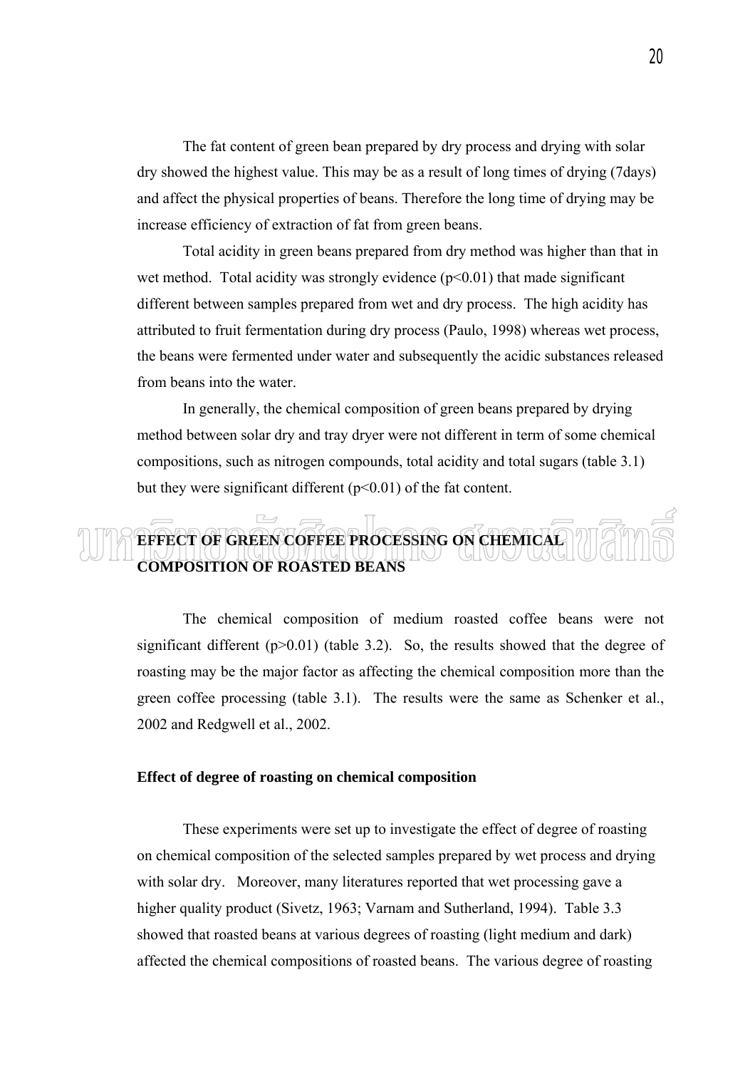The fat content of green bean prepared by dry process and drying with solar dry showed the highest value. This may be as a result of long times of drying (7days) and affect the physical properties of beans. Therefore the long time of drying may be increase efficiency of extraction of fat from green beans.

Total acidity in green beans prepared from dry method was higher than that in wet method. Total acidity was strongly evidence ($p<0.01$) that made significant different between samples prepared from wet and dry process. The high acidity has attributed to fruit fermentation during dry process (Paulo, 1998) whereas wet process, the beans were fermented under water and subsequently the acidic substances released from beans into the water.

In generally, the chemical composition of green beans prepared by drying method between solar dry and tray dryer were not different in term of some chemical compositions, such as nitrogen compounds, total acidity and total sugars (table 3.1) but they were significant different ($p<0.01$) of the fat content.

## EFFECT OF GREEN COFFEE PROCESSING ON CHEMICAL COMPOSITION OF ROASTED BEANS

The chemical composition of medium roasted coffee beans were not significant different ($p>0.01$) (table 3.2). So, the results showed that the degree of roasting may be the major factor as affecting the chemical composition more than the green coffee processing (table 3.1). The results were the same as Schenker et al., 2002 and Redgwell et al., 2002.

### Effect of degree of roasting on chemical composition

These experiments were set up to investigate the effect of degree of roasting on chemical composition of the selected samples prepared by wet process and drying with solar dry. Moreover, many literatures reported that wet processing gave a higher quality product (Sivetz, 1963; Varnam and Sutherland, 1994). Table 3.3 showed that roasted beans at various degrees of roasting (light medium and dark) affected the chemical compositions of roasted beans. The various degree of roasting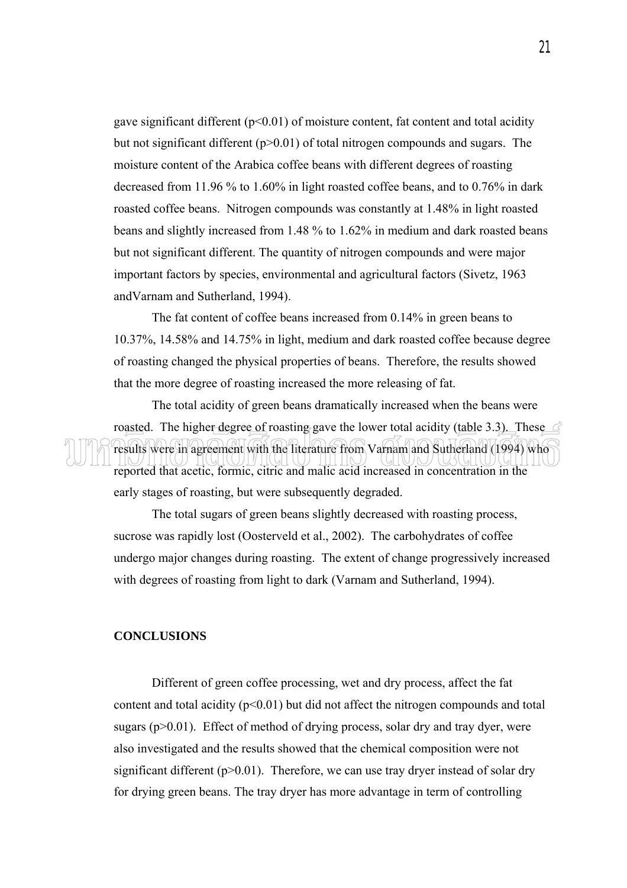gave significant different ($p<0.01$) of moisture content, fat content and total acidity but not significant different ($p>0.01$) of total nitrogen compounds and sugars. The moisture content of the Arabica coffee beans with different degrees of roasting decreased from 11.96 % to 1.60% in light roasted coffee beans, and to 0.76% in dark roasted coffee beans. Nitrogen compounds was constantly at 1.48% in light roasted beans and slightly increased from 1.48 % to 1.62% in medium and dark roasted beans but not significant different. The quantity of nitrogen compounds and were major important factors by species, environmental and agricultural factors (Sivetz, 1963 andVarnam and Sutherland, 1994).

The fat content of coffee beans increased from 0.14% in green beans to 10.37%, 14.58% and 14.75% in light, medium and dark roasted coffee because degree of roasting changed the physical properties of beans. Therefore, the results showed that the more degree of roasting increased the more releasing of fat.

The total acidity of green beans dramatically increased when the beans were roasted. The higher degree of roasting gave the lower total acidity (table 3.3). These results were in agreement with the literature from Varnam and Sutherland (1994) who reported that acetic, formic, citric and malic acid increased in concentration in the early stages of roasting, but were subsequently degraded.

The total sugars of green beans slightly decreased with roasting process, sucrose was rapidly lost (Oosterveld et al., 2002). The carbohydrates of coffee undergo major changes during roasting. The extent of change progressively increased with degrees of roasting from light to dark (Varnam and Sutherland, 1994).

**CONCLUSIONS**

Different of green coffee processing, wet and dry process, affect the fat content and total acidity ($p<0.01$) but did not affect the nitrogen compounds and total sugars ($p>0.01$). Effect of method of drying process, solar dry and tray dyer, were also investigated and the results showed that the chemical composition were not significant different ($p>0.01$). Therefore, we can use tray dryer instead of solar dry for drying green beans. The tray dryer has more advantage in term of controlling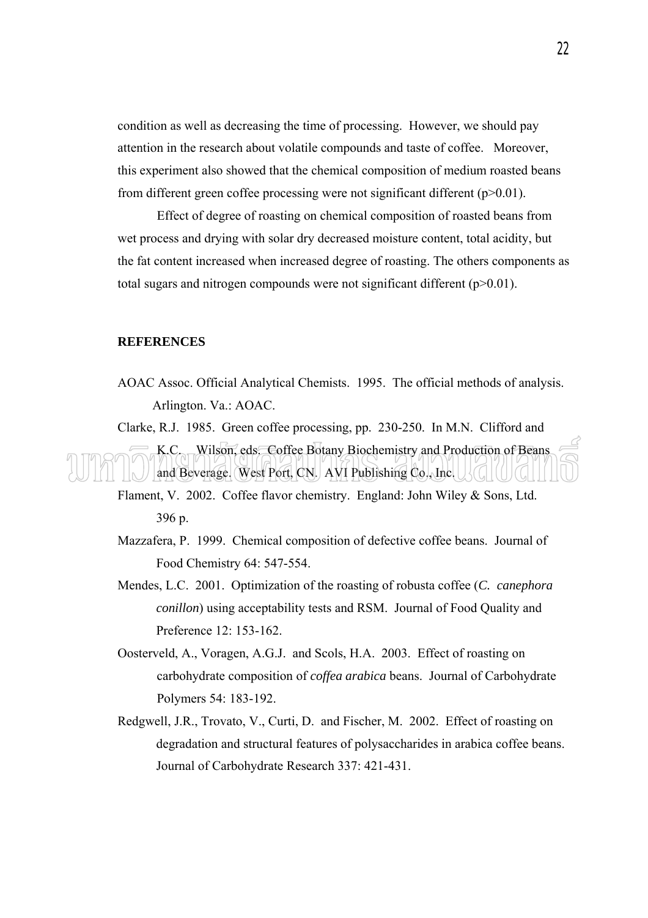condition as well as decreasing the time of processing. However, we should pay attention in the research about volatile compounds and taste of coffee. Moreover, this experiment also showed that the chemical composition of medium roasted beans from different green coffee processing were not significant different ($p>0.01$).

Effect of degree of roasting on chemical composition of roasted beans from wet process and drying with solar dry decreased moisture content, total acidity, but the fat content increased when increased degree of roasting. The others components as total sugars and nitrogen compounds were not significant different ($p>0.01$).

**REFERENCES**

AOAC Assoc. Official Analytical Chemists. 1995. The official methods of analysis. Arlington. Va.: AOAC.

Clarke, R.J. 1985. Green coffee processing, pp. 230-250. In M.N. Clifford and K.C. Wilson, eds. Coffee Botany Biochemistry and Production of Beans and Beverage. West Port, CN. AVI Publishing Co., Inc.

Flament, V. 2002. Coffee flavor chemistry. England: John Wiley & Sons, Ltd. 396 p.

Mazzafera, P. 1999. Chemical composition of defective coffee beans. Journal of Food Chemistry 64: 547-554.

Mendes, L.C. 2001. Optimization of the roasting of robusta coffee (*C. canephora conillon*) using acceptability tests and RSM. Journal of Food Quality and Preference 12: 153-162.

Oosterveld, A., Voragen, A.G.J. and Scols, H.A. 2003. Effect of roasting on carbohydrate composition of *coffea arabica* beans. Journal of Carbohydrate Polymers 54: 183-192.

Redgwell, J.R., Trovato, V., Curti, D. and Fischer, M. 2002. Effect of roasting on degradation and structural features of polysaccharides in arabica coffee beans. Journal of Carbohydrate Research 337: 421-431.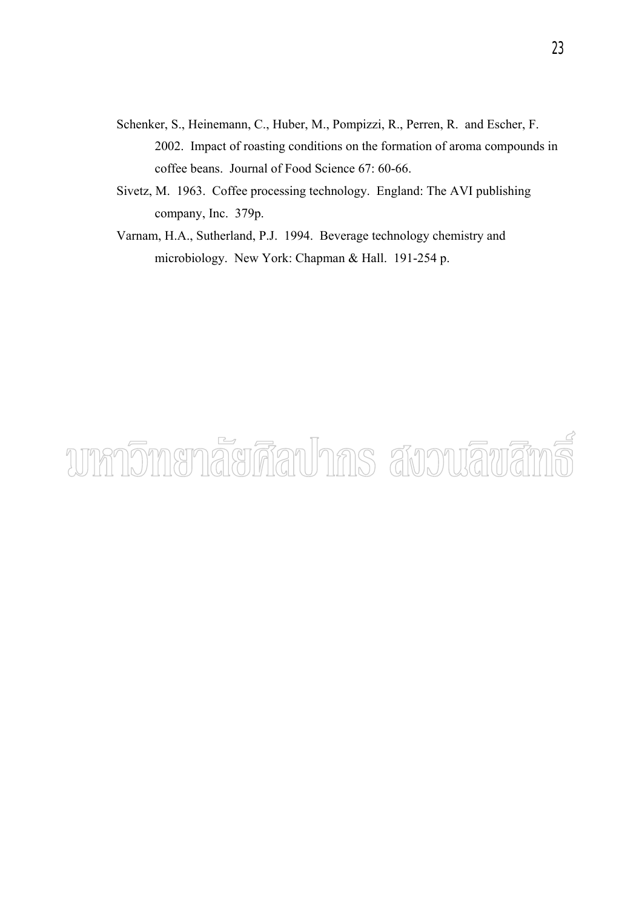Schenker, S., Heinemann, C., Huber, M., Pompizzi, R., Perren, R. and Escher, F. 2002. Impact of roasting conditions on the formation of aroma compounds in coffee beans. Journal of Food Science 67: 60-66.

Sivetz, M. 1963. Coffee processing technology. England: The AVI publishing company, Inc. 379p.

Varnam, H.A., Sutherland, P.J. 1994. Beverage technology chemistry and microbiology. New York: Chapman & Hall. 191-254 p.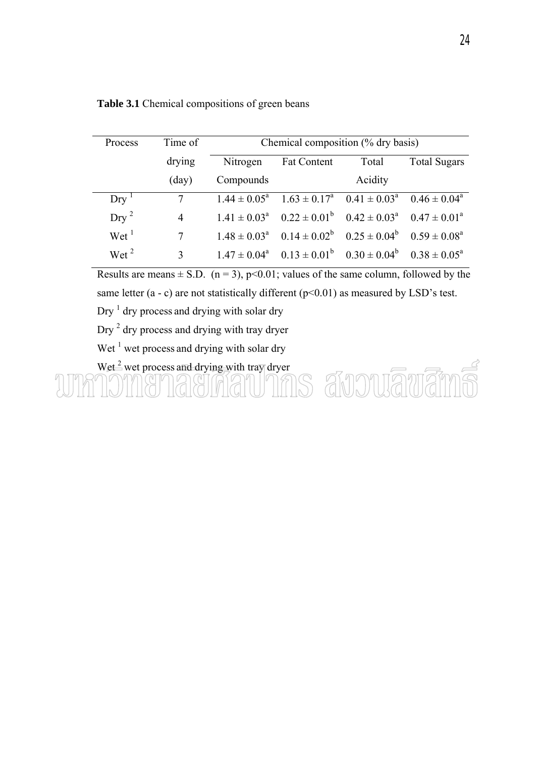**Table 3.1** Chemical compositions of green beans

| Process | Time of drying (day) | Chemical composition (% dry basis) | | | |
|---|---|---|---|---|---|
| | | Nitrogen Compounds | Fat Content | Total Acidity | Total Sugars |
| Dry [1] | 7 | $1.44 \pm 0.05^{a}$ | $1.63 \pm 0.17^{a}$ | $0.41 \pm 0.03^{a}$ | $0.46 \pm 0.04^{a}$ |
| Dry [2] | 4 | $1.41 \pm 0.03^{a}$ | $0.22 \pm 0.01^{b}$ | $0.42 \pm 0.03^{a}$ | $0.47 \pm 0.01^{a}$ |
| Wet [1] | 7 | $1.48 \pm 0.03^{a}$ | $0.14 \pm 0.02^{b}$ | $0.25 \pm 0.04^{b}$ | $0.59 \pm 0.08^{a}$ |
| Wet [2] | 3 | $1.47 \pm 0.04^{a}$ | $0.13 \pm 0.01^{b}$ | $0.30 \pm 0.04^{b}$ | $0.38 \pm 0.05^{a}$ |

Results are means ± S.D. ($n = 3$), $p<0.01$; values of the same column, followed by the same letter (a - c) are not statistically different ($p<0.01$) as measured by LSD's test.

Dry [1] dry process and drying with solar dry

Dry [2] dry process and drying with tray dryer

Wet [1] wet process and drying with solar dry

Wet [2] wet process and drying with tray dryer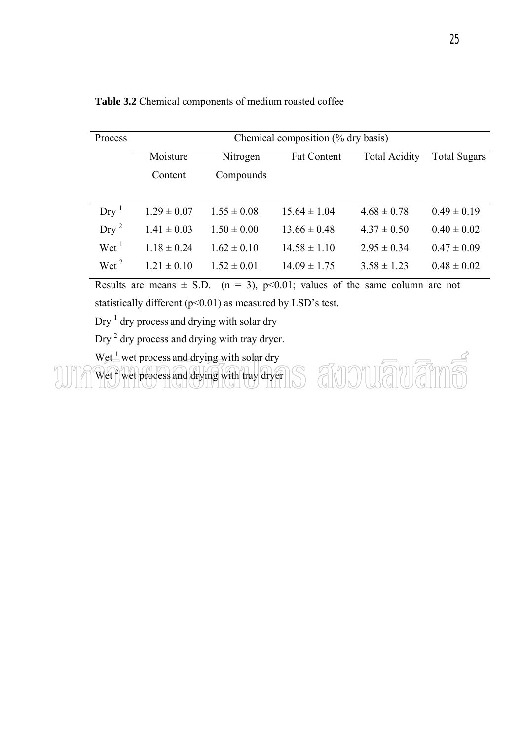**Table 3.2** Chemical components of medium roasted coffee

| Process | Chemical composition (% dry basis) | | | | |
|---|---|---|---|---|---|
| | Moisture Content | Nitrogen Compounds | Fat Content | Total Acidity | Total Sugars |
| Dry [1] | 1.29 ± 0.07 | 1.55 ± 0.08 | 15.64 ± 1.04 | 4.68 ± 0.78 | 0.49 ± 0.19 |
| Dry [2] | 1.41 ± 0.03 | 1.50 ± 0.00 | 13.66 ± 0.48 | 4.37 ± 0.50 | 0.40 ± 0.02 |
| Wet [1] | 1.18 ± 0.24 | 1.62 ± 0.10 | 14.58 ± 1.10 | 2.95 ± 0.34 | 0.47 ± 0.09 |
| Wet [2] | 1.21 ± 0.10 | 1.52 ± 0.01 | 14.09 ± 1.75 | 3.58 ± 1.23 | 0.48 ± 0.02 |

Results are means ± S.D. ($n = 3$), $p<0.01$; values of the same column are not statistically different ($p<0.01$) as measured by LSD's test.

Dry [1] dry process and drying with solar dry

Dry [2] dry process and drying with tray dryer.

Wet [1] wet process and drying with solar dry

Wet [2] wet process and drying with tray dryer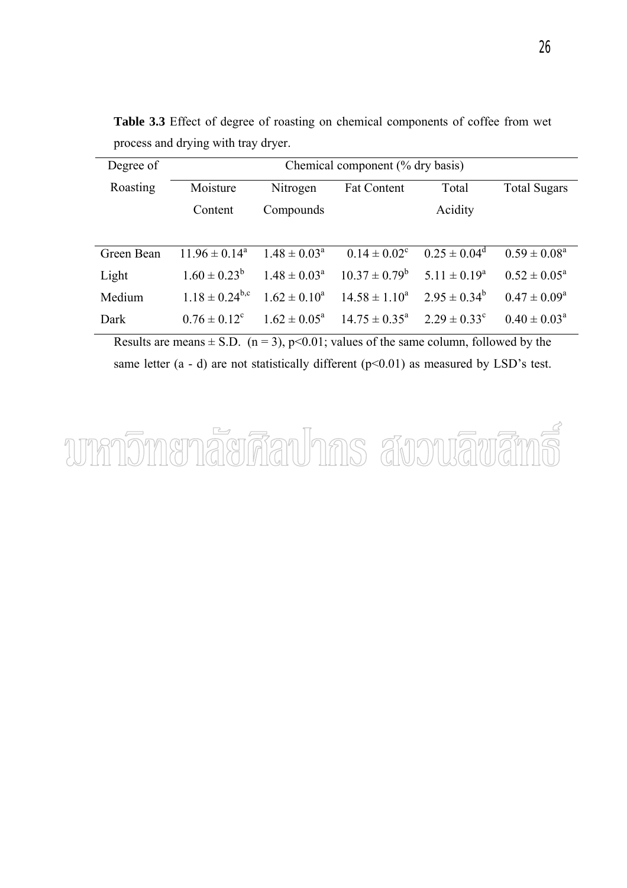**Table 3.3** Effect of degree of roasting on chemical components of coffee from wet process and drying with tray dryer.

| Degree of Roasting | Chemical component (% dry basis) | | | | |
|---|---|---|---|---|---|
| | Moisture Content | Nitrogen Compounds | Fat Content | Total Acidity | Total Sugars |
| Green Bean | $11.96 \pm 0.14^{a}$ | $1.48 \pm 0.03^{a}$ | $0.14 \pm 0.02^{c}$ | $0.25 \pm 0.04^{d}$ | $0.59 \pm 0.08^{a}$ |
| Light | $1.60 \pm 0.23^{b}$ | $1.48 \pm 0.03^{a}$ | $10.37 \pm 0.79^{b}$ | $5.11 \pm 0.19^{a}$ | $0.52 \pm 0.05^{a}$ |
| Medium | $1.18 \pm 0.24^{b,c}$ | $1.62 \pm 0.10^{a}$ | $14.58 \pm 1.10^{a}$ | $2.95 \pm 0.34^{b}$ | $0.47 \pm 0.09^{a}$ |
| Dark | $0.76 \pm 0.12^{c}$ | $1.62 \pm 0.05^{a}$ | $14.75 \pm 0.35^{a}$ | $2.29 \pm 0.33^{c}$ | $0.40 \pm 0.03^{a}$ |

Results are means ± S.D. ($n = 3$), $p<0.01$; values of the same column, followed by the same letter (a - d) are not statistically different ($p<0.01$) as measured by LSD's test.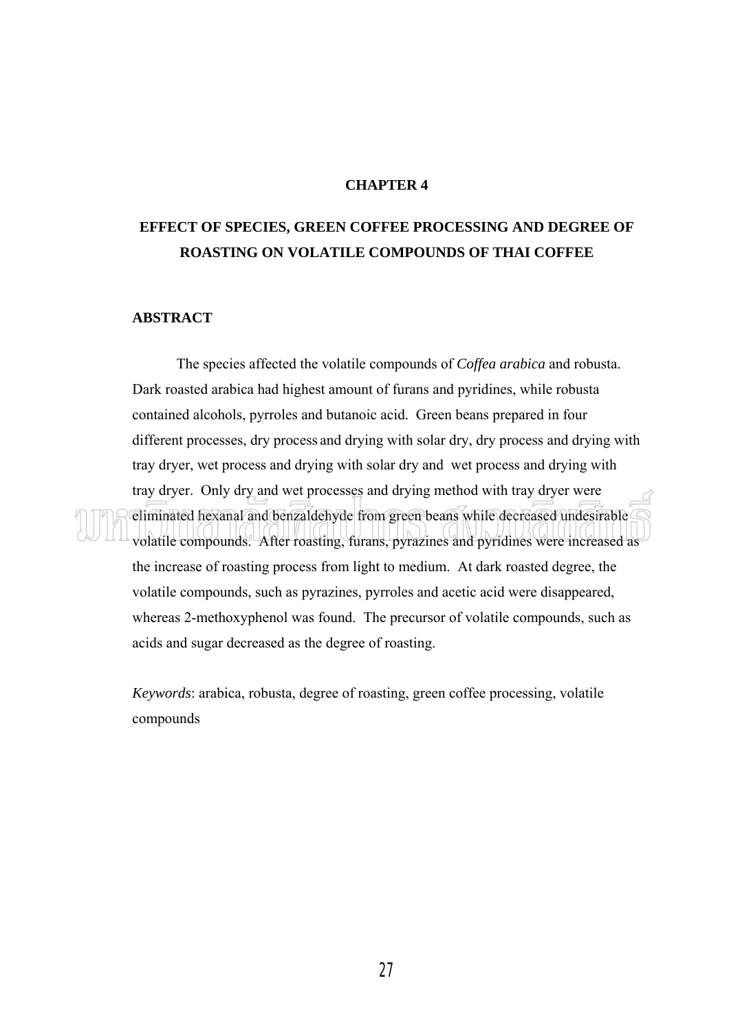# CHAPTER 4

# EFFECT OF SPECIES, GREEN COFFEE PROCESSING AND DEGREE OF ROASTING ON VOLATILE COMPOUNDS OF THAI COFFEE

## ABSTRACT

The species affected the volatile compounds of *Coffea arabica* and robusta. Dark roasted arabica had highest amount of furans and pyridines, while robusta contained alcohols, pyrroles and butanoic acid. Green beans prepared in four different processes, dry process and drying with solar dry, dry process and drying with tray dryer, wet process and drying with solar dry and wet process and drying with tray dryer. Only dry and wet processes and drying method with tray dryer were eliminated hexanal and benzaldehyde from green beans while decreased undesirable volatile compounds. After roasting, furans, pyrazines and pyridines were increased as the increase of roasting process from light to medium. At dark roasted degree, the volatile compounds, such as pyrazines, pyrroles and acetic acid were disappeared, whereas 2-methoxyphenol was found. The precursor of volatile compounds, such as acids and sugar decreased as the degree of roasting.

*Keywords*: arabica, robusta, degree of roasting, green coffee processing, volatile compounds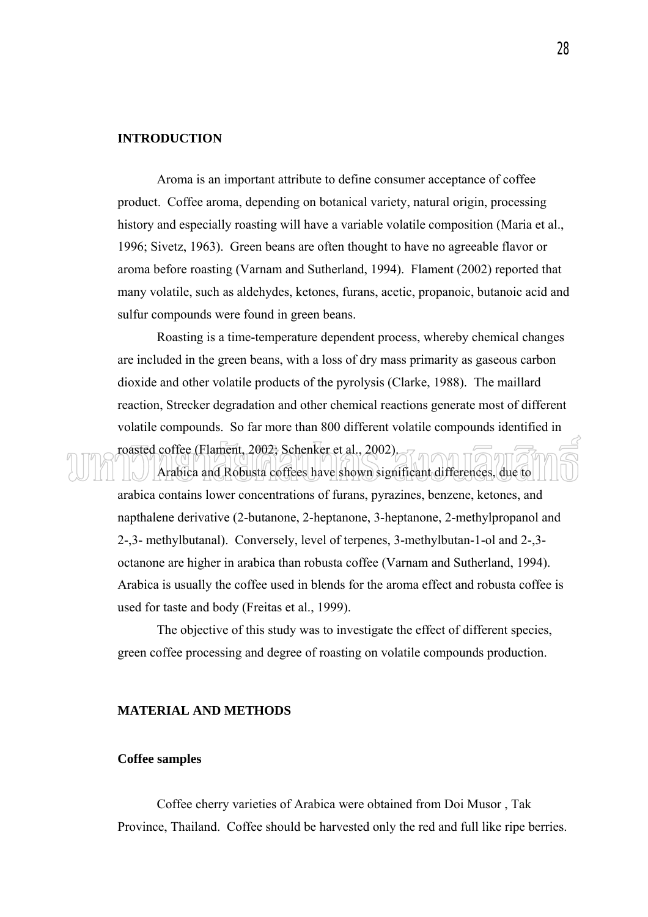## INTRODUCTION

Aroma is an important attribute to define consumer acceptance of coffee product. Coffee aroma, depending on botanical variety, natural origin, processing history and especially roasting will have a variable volatile composition (Maria et al., 1996; Sivetz, 1963). Green beans are often thought to have no agreeable flavor or aroma before roasting (Varnam and Sutherland, 1994). Flament (2002) reported that many volatile, such as aldehydes, ketones, furans, acetic, propanoic, butanoic acid and sulfur compounds were found in green beans.

Roasting is a time-temperature dependent process, whereby chemical changes are included in the green beans, with a loss of dry mass primarity as gaseous carbon dioxide and other volatile products of the pyrolysis (Clarke, 1988). The maillard reaction, Strecker degradation and other chemical reactions generate most of different volatile compounds. So far more than 800 different volatile compounds identified in roasted coffee (Flament, 2002; Schenker et al., 2002).

Arabica and Robusta coffees have shown significant differences, due to arabica contains lower concentrations of furans, pyrazines, benzene, ketones, and napthalene derivative (2-butanone, 2-heptanone, 3-heptanone, 2-methylpropanol and 2-,3- methylbutanal). Conversely, level of terpenes, 3-methylbutan-1-ol and 2-,3-octanone are higher in arabica than robusta coffee (Varnam and Sutherland, 1994). Arabica is usually the coffee used in blends for the aroma effect and robusta coffee is used for taste and body (Freitas et al., 1999).

The objective of this study was to investigate the effect of different species, green coffee processing and degree of roasting on volatile compounds production.

## MATERIAL AND METHODS

### Coffee samples

Coffee cherry varieties of Arabica were obtained from Doi Musor , Tak Province, Thailand. Coffee should be harvested only the red and full like ripe berries.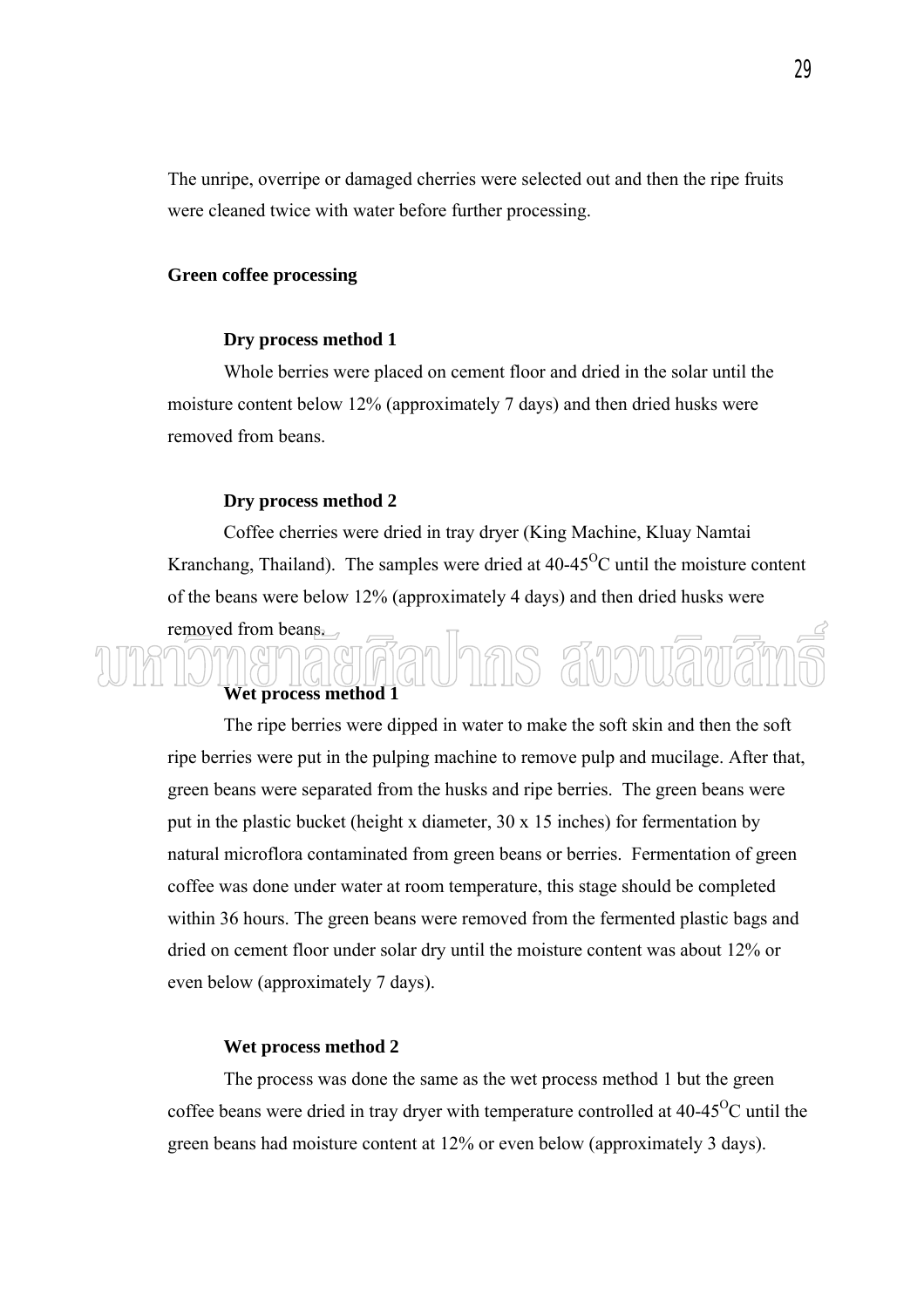The unripe, overripe or damaged cherries were selected out and then the ripe fruits were cleaned twice with water before further processing.

**Green coffee processing**

**Dry process method 1**

Whole berries were placed on cement floor and dried in the solar until the moisture content below 12% (approximately 7 days) and then dried husks were removed from beans.

**Dry process method 2**

Coffee cherries were dried in tray dryer (King Machine, Kluay Namtai Kranchang, Thailand). The samples were dried at 40-45$^{O}$C until the moisture content of the beans were below 12% (approximately 4 days) and then dried husks were removed from beans.

**Wet process method 1**

The ripe berries were dipped in water to make the soft skin and then the soft ripe berries were put in the pulping machine to remove pulp and mucilage. After that, green beans were separated from the husks and ripe berries. The green beans were put in the plastic bucket (height x diameter, 30 x 15 inches) for fermentation by natural microflora contaminated from green beans or berries. Fermentation of green coffee was done under water at room temperature, this stage should be completed within 36 hours. The green beans were removed from the fermented plastic bags and dried on cement floor under solar dry until the moisture content was about 12% or even below (approximately 7 days).

**Wet process method 2**

The process was done the same as the wet process method 1 but the green coffee beans were dried in tray dryer with temperature controlled at 40-45$^{O}$C until the green beans had moisture content at 12% or even below (approximately 3 days).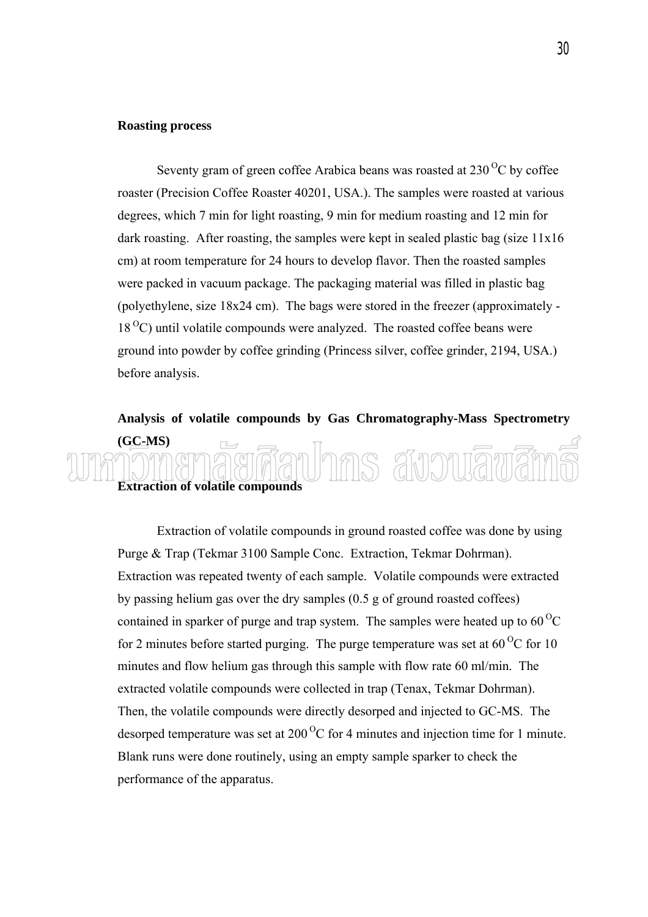**Roasting process**

Seventy gram of green coffee Arabica beans was roasted at 230 $^{O}$C by coffee roaster (Precision Coffee Roaster 40201, USA.). The samples were roasted at various degrees, which 7 min for light roasting, 9 min for medium roasting and 12 min for dark roasting. After roasting, the samples were kept in sealed plastic bag (size 11x16 cm) at room temperature for 24 hours to develop flavor. Then the roasted samples were packed in vacuum package. The packaging material was filled in plastic bag (polyethylene, size 18x24 cm). The bags were stored in the freezer (approximately -18 $^{O}$C) until volatile compounds were analyzed. The roasted coffee beans were ground into powder by coffee grinding (Princess silver, coffee grinder, 2194, USA.) before analysis.

**Analysis of volatile compounds by Gas Chromatography-Mass Spectrometry (GC-MS)**

**Extraction of volatile compounds**

Extraction of volatile compounds in ground roasted coffee was done by using Purge & Trap (Tekmar 3100 Sample Conc. Extraction, Tekmar Dohrman). Extraction was repeated twenty of each sample. Volatile compounds were extracted by passing helium gas over the dry samples (0.5 g of ground roasted coffees) contained in sparker of purge and trap system. The samples were heated up to 60 $^{O}$C for 2 minutes before started purging. The purge temperature was set at 60 $^{O}$C for 10 minutes and flow helium gas through this sample with flow rate 60 ml/min. The extracted volatile compounds were collected in trap (Tenax, Tekmar Dohrman). Then, the volatile compounds were directly desorped and injected to GC-MS. The desorped temperature was set at 200 $^{O}$C for 4 minutes and injection time for 1 minute. Blank runs were done routinely, using an empty sample sparker to check the performance of the apparatus.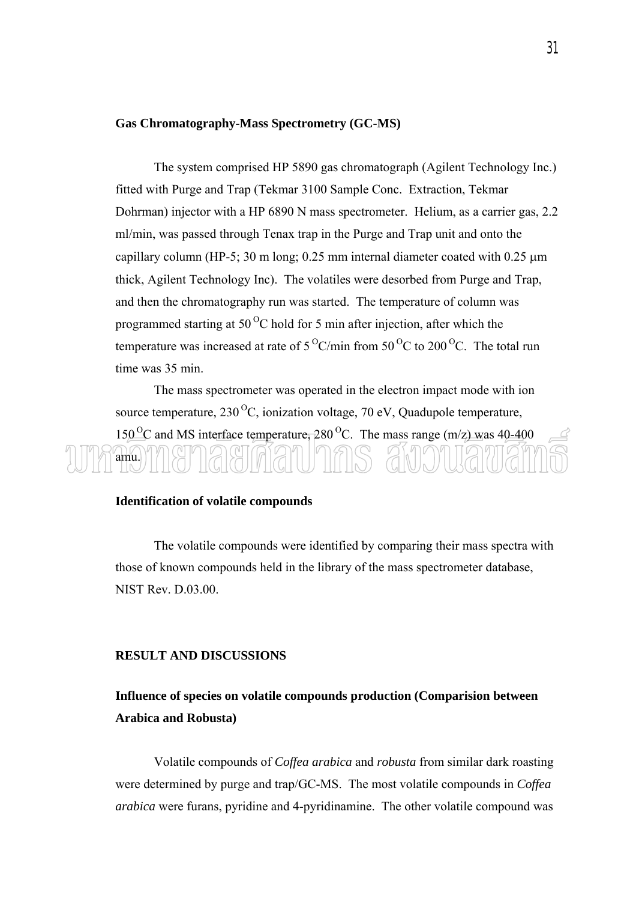**Gas Chromatography-Mass Spectrometry (GC-MS)**

The system comprised HP 5890 gas chromatograph (Agilent Technology Inc.) fitted with Purge and Trap (Tekmar 3100 Sample Conc. Extraction, Tekmar Dohrman) injector with a HP 6890 N mass spectrometer. Helium, as a carrier gas, 2.2 ml/min, was passed through Tenax trap in the Purge and Trap unit and onto the capillary column (HP-5; 30 m long; 0.25 mm internal diameter coated with 0.25 μm thick, Agilent Technology Inc). The volatiles were desorbed from Purge and Trap, and then the chromatography run was started. The temperature of column was programmed starting at 50 $^{O}$C hold for 5 min after injection, after which the temperature was increased at rate of 5 $^{O}$C/min from 50 $^{O}$C to 200 $^{O}$C. The total run time was 35 min.

The mass spectrometer was operated in the electron impact mode with ion source temperature, 230 $^{O}$C, ionization voltage, 70 eV, Quadupole temperature, 150 $^{O}$C and MS interface temperature, 280 $^{O}$C. The mass range (m/z) was 40-400 amu.

**Identification of volatile compounds**

The volatile compounds were identified by comparing their mass spectra with those of known compounds held in the library of the mass spectrometer database, NIST Rev. D.03.00.

**RESULT AND DISCUSSIONS**

**Influence of species on volatile compounds production (Comparision between Arabica and Robusta)**

Volatile compounds of *Coffea arabica* and *robusta* from similar dark roasting were determined by purge and trap/GC-MS. The most volatile compounds in *Coffea arabica* were furans, pyridine and 4-pyridinamine. The other volatile compound was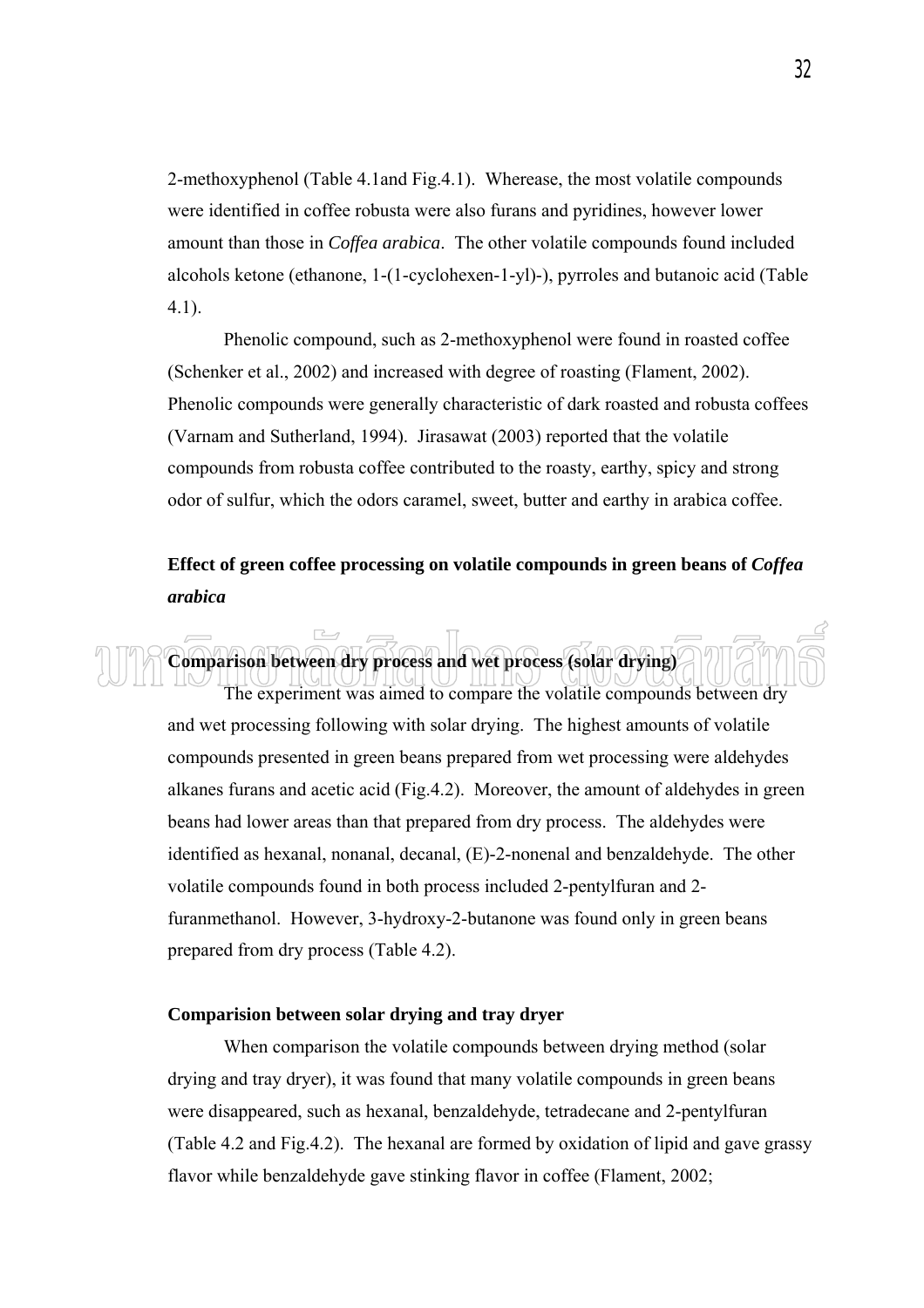2-methoxyphenol (Table 4.1and Fig.4.1). Wherease, the most volatile compounds were identified in coffee robusta were also furans and pyridines, however lower amount than those in *Coffea arabica*. The other volatile compounds found included alcohols ketone (ethanone, 1-(1-cyclohexen-1-yl)-), pyrroles and butanoic acid (Table 4.1).

Phenolic compound, such as 2-methoxyphenol were found in roasted coffee (Schenker et al., 2002) and increased with degree of roasting (Flament, 2002). Phenolic compounds were generally characteristic of dark roasted and robusta coffees (Varnam and Sutherland, 1994). Jirasawat (2003) reported that the volatile compounds from robusta coffee contributed to the roasty, earthy, spicy and strong odor of sulfur, which the odors caramel, sweet, butter and earthy in arabica coffee.

### Effect of green coffee processing on volatile compounds in green beans of *Coffea arabica*

#### Comparison between dry process and wet process (solar drying)

The experiment was aimed to compare the volatile compounds between dry and wet processing following with solar drying. The highest amounts of volatile compounds presented in green beans prepared from wet processing were aldehydes alkanes furans and acetic acid (Fig.4.2). Moreover, the amount of aldehydes in green beans had lower areas than that prepared from dry process. The aldehydes were identified as hexanal, nonanal, decanal, (E)-2-nonenal and benzaldehyde. The other volatile compounds found in both process included 2-pentylfuran and 2-furanmethanol. However, 3-hydroxy-2-butanone was found only in green beans prepared from dry process (Table 4.2).

#### Comparision between solar drying and tray dryer

When comparison the volatile compounds between drying method (solar drying and tray dryer), it was found that many volatile compounds in green beans were disappeared, such as hexanal, benzaldehyde, tetradecane and 2-pentylfuran (Table 4.2 and Fig.4.2). The hexanal are formed by oxidation of lipid and gave grassy flavor while benzaldehyde gave stinking flavor in coffee (Flament, 2002;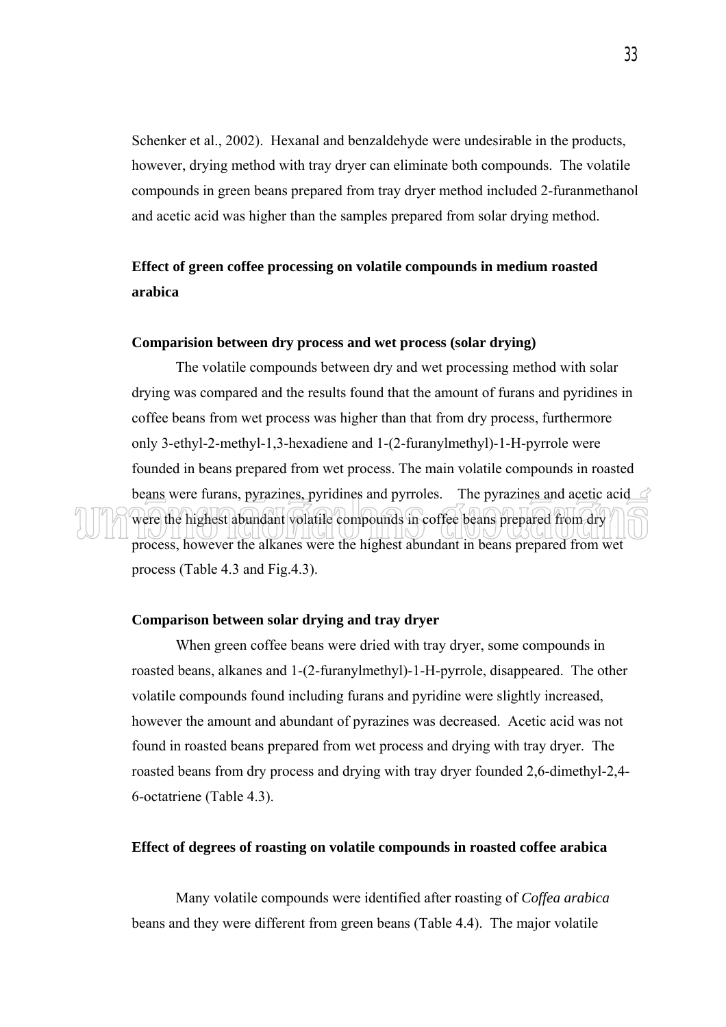Schenker et al., 2002). Hexanal and benzaldehyde were undesirable in the products, however, drying method with tray dryer can eliminate both compounds. The volatile compounds in green beans prepared from tray dryer method included 2-furanmethanol and acetic acid was higher than the samples prepared from solar drying method.

## Effect of green coffee processing on volatile compounds in medium roasted arabica

### Comparision between dry process and wet process (solar drying)

The volatile compounds between dry and wet processing method with solar drying was compared and the results found that the amount of furans and pyridines in coffee beans from wet process was higher than that from dry process, furthermore only 3-ethyl-2-methyl-1,3-hexadiene and 1-(2-furanylmethyl)-1-H-pyrrole were founded in beans prepared from wet process. The main volatile compounds in roasted beans were furans, pyrazines, pyridines and pyrroles. The pyrazines and acetic acid were the highest abundant volatile compounds in coffee beans prepared from dry process, however the alkanes were the highest abundant in beans prepared from wet process (Table 4.3 and Fig.4.3).

### Comparison between solar drying and tray dryer

When green coffee beans were dried with tray dryer, some compounds in roasted beans, alkanes and 1-(2-furanylmethyl)-1-H-pyrrole, disappeared. The other volatile compounds found including furans and pyridine were slightly increased, however the amount and abundant of pyrazines was decreased. Acetic acid was not found in roasted beans prepared from wet process and drying with tray dryer. The roasted beans from dry process and drying with tray dryer founded 2,6-dimethyl-2,4-6-octatriene (Table 4.3).

## Effect of degrees of roasting on volatile compounds in roasted coffee arabica

Many volatile compounds were identified after roasting of *Coffea arabica* beans and they were different from green beans (Table 4.4). The major volatile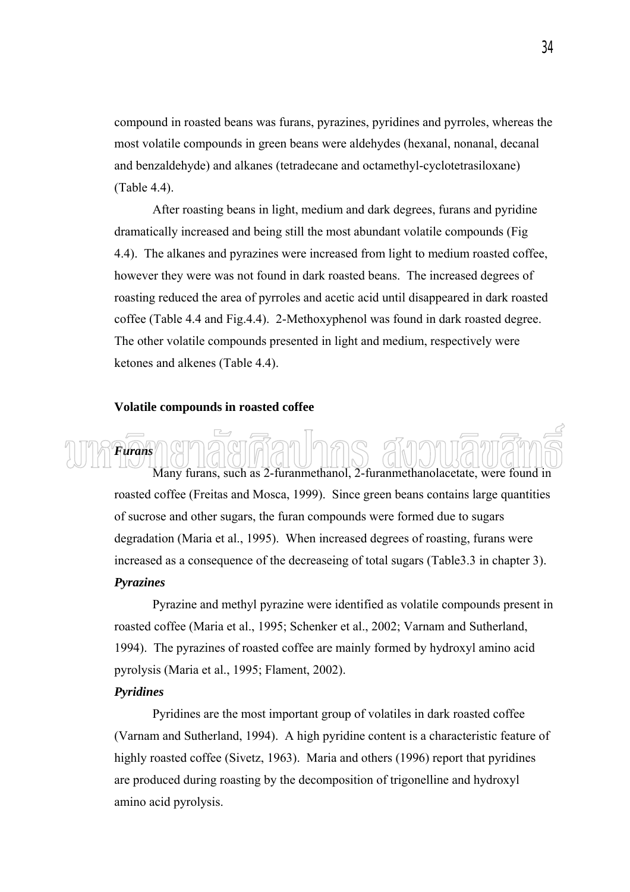compound in roasted beans was furans, pyrazines, pyridines and pyrroles, whereas the most volatile compounds in green beans were aldehydes (hexanal, nonanal, decanal and benzaldehyde) and alkanes (tetradecane and octamethyl-cyclotetrasiloxane) (Table 4.4).

After roasting beans in light, medium and dark degrees, furans and pyridine dramatically increased and being still the most abundant volatile compounds (Fig 4.4). The alkanes and pyrazines were increased from light to medium roasted coffee, however they were was not found in dark roasted beans. The increased degrees of roasting reduced the area of pyrroles and acetic acid until disappeared in dark roasted coffee (Table 4.4 and Fig.4.4). 2-Methoxyphenol was found in dark roasted degree. The other volatile compounds presented in light and medium, respectively were ketones and alkenes (Table 4.4).

**Volatile compounds in roasted coffee**

***Furans***

Many furans, such as 2-furanmethanol, 2-furanmethanolacetate, were found in roasted coffee (Freitas and Mosca, 1999). Since green beans contains large quantities of sucrose and other sugars, the furan compounds were formed due to sugars degradation (Maria et al., 1995). When increased degrees of roasting, furans were increased as a consequence of the decreaseing of total sugars (Table3.3 in chapter 3).

***Pyrazines***

Pyrazine and methyl pyrazine were identified as volatile compounds present in roasted coffee (Maria et al., 1995; Schenker et al., 2002; Varnam and Sutherland, 1994). The pyrazines of roasted coffee are mainly formed by hydroxyl amino acid pyrolysis (Maria et al., 1995; Flament, 2002).

***Pyridines***

Pyridines are the most important group of volatiles in dark roasted coffee (Varnam and Sutherland, 1994). A high pyridine content is a characteristic feature of highly roasted coffee (Sivetz, 1963). Maria and others (1996) report that pyridines are produced during roasting by the decomposition of trigonelline and hydroxyl amino acid pyrolysis.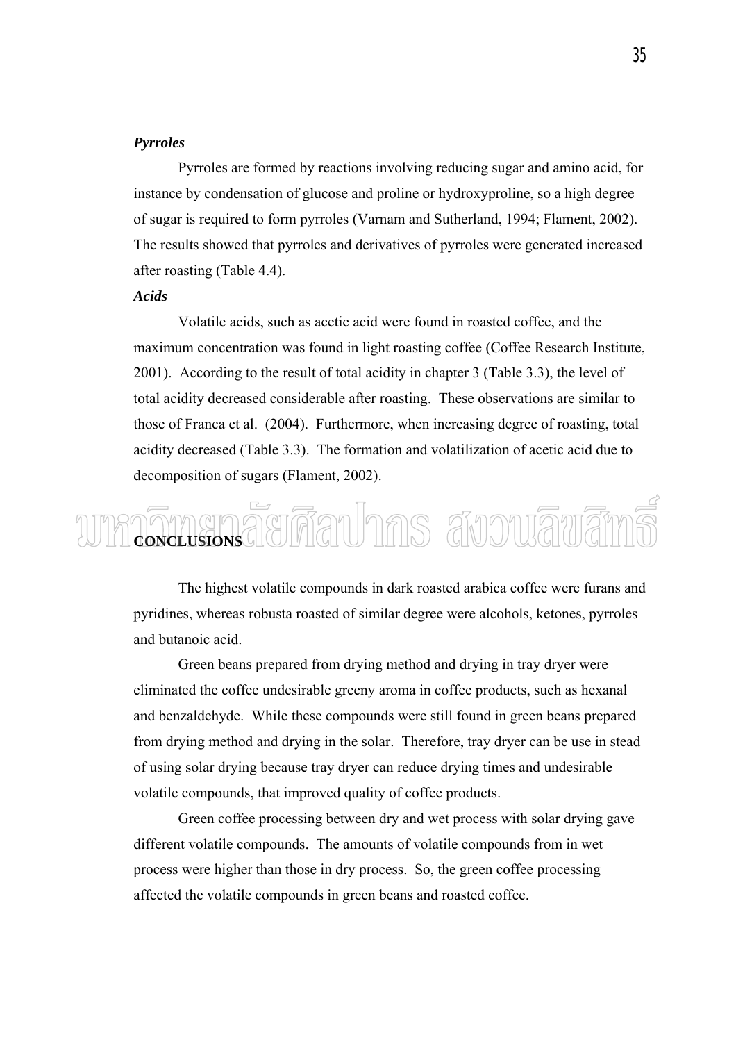***Pyrroles***

Pyrroles are formed by reactions involving reducing sugar and amino acid, for instance by condensation of glucose and proline or hydroxyproline, so a high degree of sugar is required to form pyrroles (Varnam and Sutherland, 1994; Flament, 2002). The results showed that pyrroles and derivatives of pyrroles were generated increased after roasting (Table 4.4).

***Acids***

Volatile acids, such as acetic acid were found in roasted coffee, and the maximum concentration was found in light roasting coffee (Coffee Research Institute, 2001). According to the result of total acidity in chapter 3 (Table 3.3), the level of total acidity decreased considerable after roasting. These observations are similar to those of Franca et al. (2004). Furthermore, when increasing degree of roasting, total acidity decreased (Table 3.3). The formation and volatilization of acetic acid due to decomposition of sugars (Flament, 2002).

## CONCLUSIONS

The highest volatile compounds in dark roasted arabica coffee were furans and pyridines, whereas robusta roasted of similar degree were alcohols, ketones, pyrroles and butanoic acid.

Green beans prepared from drying method and drying in tray dryer were eliminated the coffee undesirable greeny aroma in coffee products, such as hexanal and benzaldehyde. While these compounds were still found in green beans prepared from drying method and drying in the solar. Therefore, tray dryer can be use in stead of using solar drying because tray dryer can reduce drying times and undesirable volatile compounds, that improved quality of coffee products.

Green coffee processing between dry and wet process with solar drying gave different volatile compounds. The amounts of volatile compounds from in wet process were higher than those in dry process. So, the green coffee processing affected the volatile compounds in green beans and roasted coffee.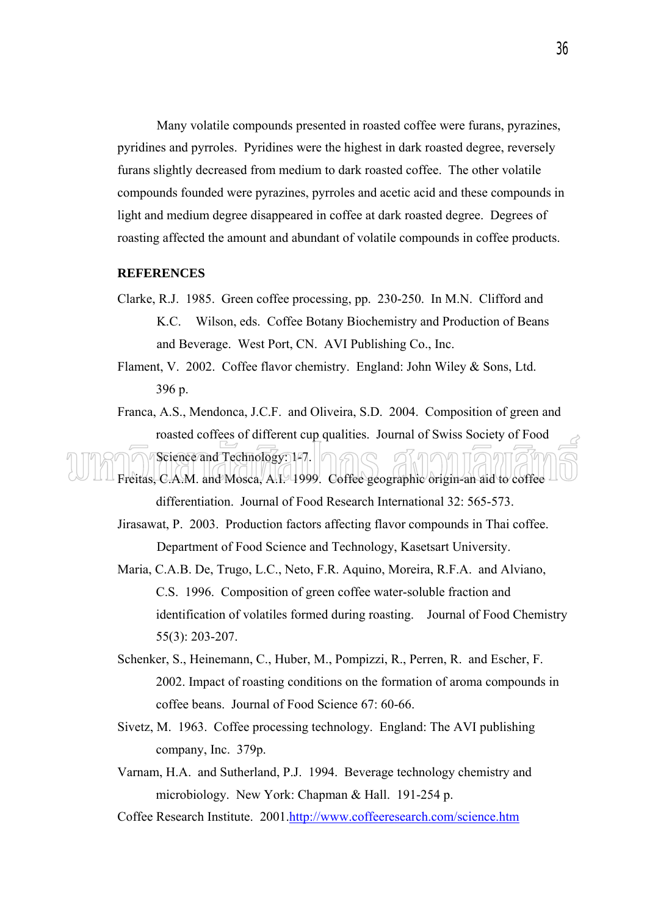Many volatile compounds presented in roasted coffee were furans, pyrazines, pyridines and pyrroles. Pyridines were the highest in dark roasted degree, reversely furans slightly decreased from medium to dark roasted coffee. The other volatile compounds founded were pyrazines, pyrroles and acetic acid and these compounds in light and medium degree disappeared in coffee at dark roasted degree. Degrees of roasting affected the amount and abundant of volatile compounds in coffee products.

**REFERENCES**

Clarke, R.J. 1985. Green coffee processing, pp. 230-250. In M.N. Clifford and K.C. Wilson, eds. Coffee Botany Biochemistry and Production of Beans and Beverage. West Port, CN. AVI Publishing Co., Inc.

Flament, V. 2002. Coffee flavor chemistry. England: John Wiley & Sons, Ltd. 396 p.

Franca, A.S., Mendonca, J.C.F. and Oliveira, S.D. 2004. Composition of green and roasted coffees of different cup qualities. Journal of Swiss Society of Food Science and Technology: 1-7.

Freitas, C.A.M. and Mosca, A.I. 1999. Coffee geographic origin-an aid to coffee differentiation. Journal of Food Research International 32: 565-573.

Jirasawat, P. 2003. Production factors affecting flavor compounds in Thai coffee. Department of Food Science and Technology, Kasetsart University.

Maria, C.A.B. De, Trugo, L.C., Neto, F.R. Aquino, Moreira, R.F.A. and Alviano, C.S. 1996. Composition of green coffee water-soluble fraction and identification of volatiles formed during roasting. Journal of Food Chemistry 55(3): 203-207.

Schenker, S., Heinemann, C., Huber, M., Pompizzi, R., Perren, R. and Escher, F. 2002. Impact of roasting conditions on the formation of aroma compounds in coffee beans. Journal of Food Science 67: 60-66.

Sivetz, M. 1963. Coffee processing technology. England: The AVI publishing company, Inc. 379p.

Varnam, H.A. and Sutherland, P.J. 1994. Beverage technology chemistry and microbiology. New York: Chapman & Hall. 191-254 p.

Coffee Research Institute. 2001.http://www.coffeeresearch.com/science.htm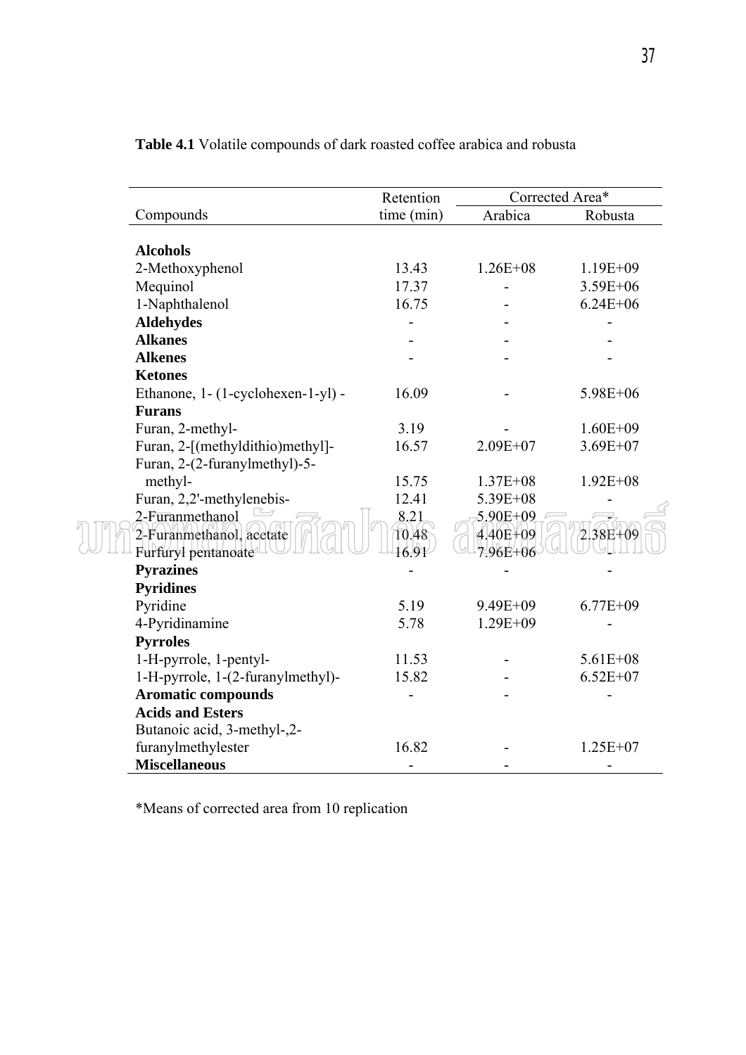**Table 4.1** Volatile compounds of dark roasted coffee arabica and robusta

| Compounds | Retention time (min) | Corrected Area* | |
|---|---|---|---|
| | | Arabica | Robusta |
| **Alcohols** | | | |
| 2-Methoxyphenol | 13.43 | 1.26E+08 | 1.19E+09 |
| Mequinol | 17.37 | - | 3.59E+06 |
| 1-Naphthalenol | 16.75 | - | 6.24E+06 |
| **Aldehydes** | - | - | - |
| **Alkanes** | - | - | - |
| **Alkenes** | - | - | - |
| **Ketones** | | | |
| Ethanone, 1- (1-cyclohexen-1-yl) - | 16.09 | - | 5.98E+06 |
| **Furans** | | | |
| Furan, 2-methyl- | 3.19 | - | 1.60E+09 |
| Furan, 2-[(methyldithio)methyl]- | 16.57 | 2.09E+07 | 3.69E+07 |
| Furan, 2-(2-furanylmethyl)-5-methyl- | 15.75 | 1.37E+08 | 1.92E+08 |
| Furan, 2,2'-methylenebis- | 12.41 | 5.39E+08 | - |
| 2-Furanmethanol | 8.21 | 5.90E+09 | - |
| 2-Furanmethanol, acetate | 10.48 | 4.40E+09 | 2.38E+09 |
| Furfuryl pentanoate | 16.91 | 7.96E+06 | - |
| **Pyrazines** | - | - | - |
| **Pyridines** | | | |
| Pyridine | 5.19 | 9.49E+09 | 6.77E+09 |
| 4-Pyridinamine | 5.78 | 1.29E+09 | - |
| **Pyrroles** | | | |
| 1-H-pyrrole, 1-pentyl- | 11.53 | - | 5.61E+08 |
| 1-H-pyrrole, 1-(2-furanylmethyl)- | 15.82 | - | 6.52E+07 |
| **Aromatic compounds** | - | - | - |
| **Acids and Esters** | | | |
| Butanoic acid, 3-methyl-,2-furanylmethylester | 16.82 | - | 1.25E+07 |
| **Miscellaneous** | - | - | - |

*Means of corrected area from 10 replication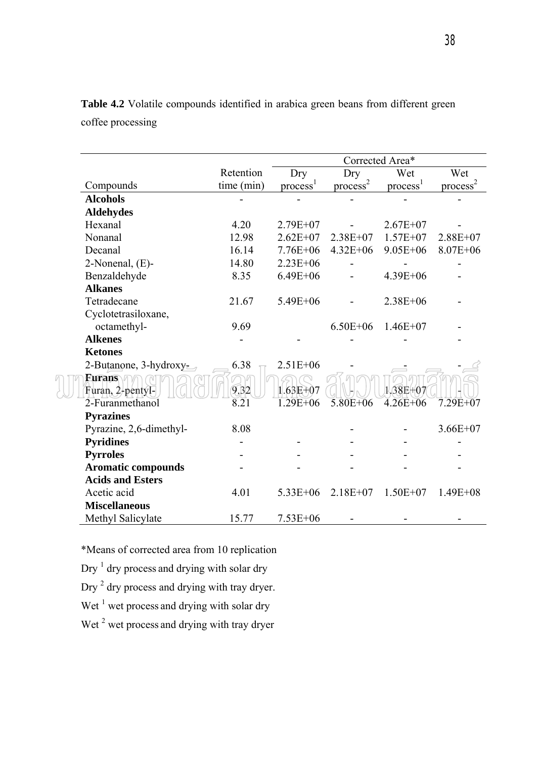**Table 4.2** Volatile compounds identified in arabica green beans from different green coffee processing

| Compounds | Retention time (min) | Corrected Area* | | | |
|---|---|---|---|---|---|
| | | Dry process[1] | Dry process[2] | Wet process[1] | Wet process[2] |
| **Alcohols** | - | - | - | - | - |
| **Aldehydes** | | | | | |
| Hexanal | 4.20 | 2.79E+07 | - | 2.67E+07 | - |
| Nonanal | 12.98 | 2.62E+07 | 2.38E+07 | 1.57E+07 | 2.88E+07 |
| Decanal | 16.14 | 7.76E+06 | 4.32E+06 | 9.05E+06 | 8.07E+06 |
| 2-Nonenal, (E)- | 14.80 | 2.23E+06 | - | - | - |
| Benzaldehyde | 8.35 | 6.49E+06 | - | 4.39E+06 | - |
| **Alkanes** | | | | | |
| Tetradecane | 21.67 | 5.49E+06 | - | 2.38E+06 | - |
| Cyclotetrasiloxane, octamethyl- | 9.69 | | 6.50E+06 | 1.46E+07 | - |
| **Alkenes** | - | - | - | - | - |
| **Ketones** | | | | | |
| 2-Butanone, 3-hydroxy- | 6.38 | 2.51E+06 | - | - | - |
| **Furans** | | | | | |
| Furan, 2-pentyl- | 9.32 | 1.63E+07 | - | 1.38E+07 | - |
| 2-Furanmethanol | 8.21 | 1.29E+06 | 5.80E+06 | 4.26E+06 | 7.29E+07 |
| **Pyrazines** | | | | | |
| Pyrazine, 2,6-dimethyl- | 8.08 | | - | - | 3.66E+07 |
| **Pyridines** | - | - | - | - | - |
| **Pyrroles** | - | - | - | - | - |
| **Aromatic compounds** | - | - | - | - | - |
| **Acids and Esters** | | | | | |
| Acetic acid | 4.01 | 5.33E+06 | 2.18E+07 | 1.50E+07 | 1.49E+08 |
| **Miscellaneous** | | | | | |
| Methyl Salicylate | 15.77 | 7.53E+06 | - | - | - |

*Means of corrected area from 10 replication

Dry [1] dry process and drying with solar dry

Dry [2] dry process and drying with tray dryer.

Wet [1] wet process and drying with solar dry

Wet [2] wet process and drying with tray dryer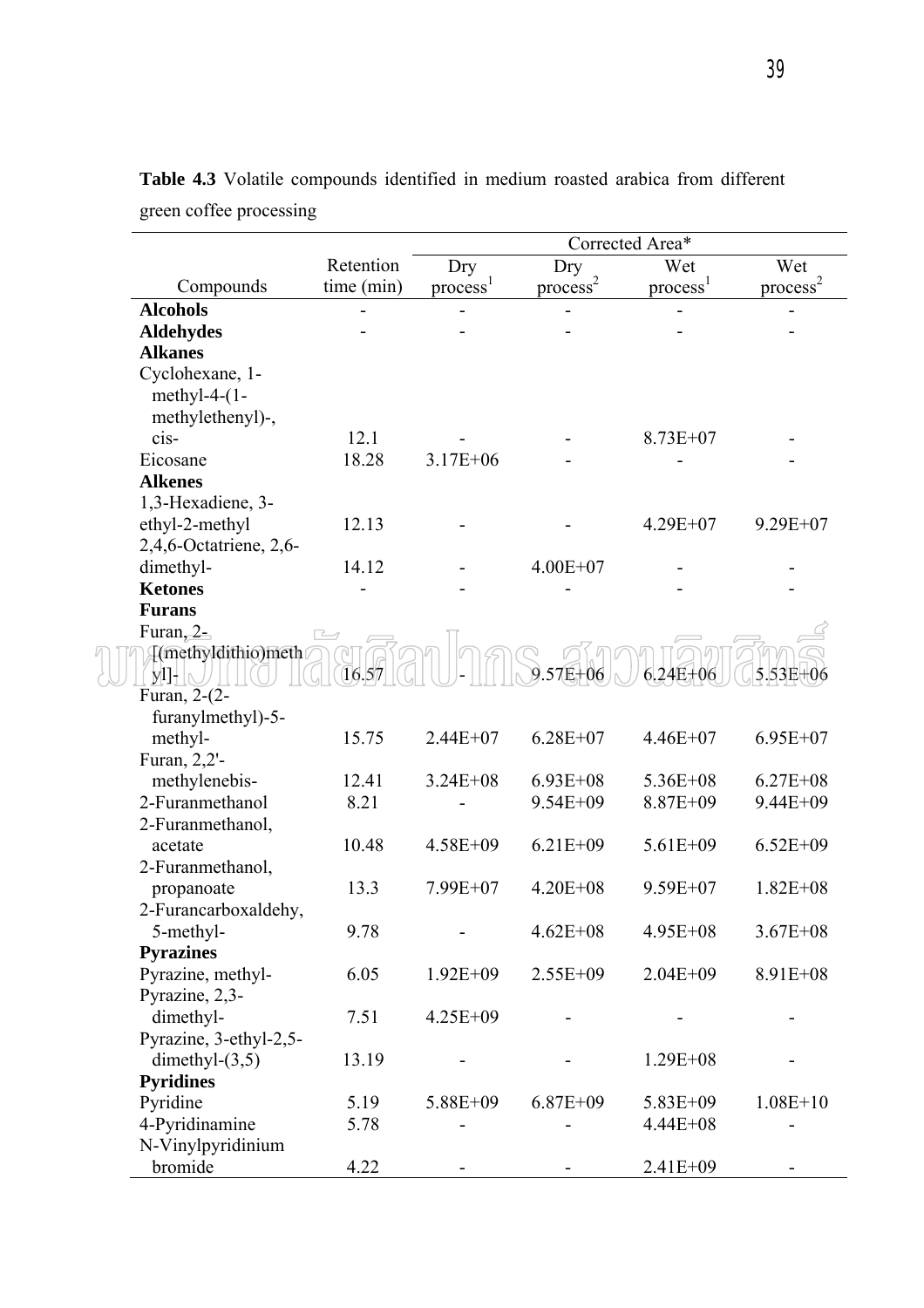**Table 4.3** Volatile compounds identified in medium roasted arabica from different green coffee processing

| Compounds | Retention time (min) | Corrected Area* | | | |
|---|---|---|---|---|---|
| | | Dry process[1] | Dry process[2] | Wet process[1] | Wet process[2] |
| **Alcohols** | - | - | - | - | - |
| **Aldehydes** | - | - | - | - | - |
| **Alkanes** | | | | | |
| Cyclohexane, 1-methyl-4-(1-methylethenyl)-, cis- | 12.1 | - | - | 8.73E+07 | - |
| Eicosane | 18.28 | 3.17E+06 | - | - | - |
| **Alkenes** | | | | | |
| 1,3-Hexadiene, 3-ethyl-2-methyl | 12.13 | - | - | 4.29E+07 | 9.29E+07 |
| 2,4,6-Octatriene, 2,6-dimethyl- | 14.12 | - | 4.00E+07 | - | - |
| **Ketones** | - | - | - | - | - |
| **Furans** | | | | | |
| Furan, 2-[(methyldithio)methyl]- | 16.57 | - | 9.57E+06 | 6.24E+06 | 5.53E+06 |
| Furan, 2-(2-furanylmethyl)-5-methyl- | 15.75 | 2.44E+07 | 6.28E+07 | 4.46E+07 | 6.95E+07 |
| Furan, 2,2'-methylenebis- | 12.41 | 3.24E+08 | 6.93E+08 | 5.36E+08 | 6.27E+08 |
| 2-Furanmethanol | 8.21 | - | 9.54E+09 | 8.87E+09 | 9.44E+09 |
| 2-Furanmethanol, acetate | 10.48 | 4.58E+09 | 6.21E+09 | 5.61E+09 | 6.52E+09 |
| 2-Furanmethanol, propanoate | 13.3 | 7.99E+07 | 4.20E+08 | 9.59E+07 | 1.82E+08 |
| 2-Furancarboxaldehy, 5-methyl- | 9.78 | - | 4.62E+08 | 4.95E+08 | 3.67E+08 |
| **Pyrazines** | | | | | |
| Pyrazine, methyl- | 6.05 | 1.92E+09 | 2.55E+09 | 2.04E+09 | 8.91E+08 |
| Pyrazine, 2,3-dimethyl- | 7.51 | 4.25E+09 | - | - | - |
| Pyrazine, 3-ethyl-2,5-dimethyl-(3,5) | 13.19 | - | - | 1.29E+08 | - |
| **Pyridines** | | | | | |
| Pyridine | 5.19 | 5.88E+09 | 6.87E+09 | 5.83E+09 | 1.08E+10 |
| 4-Pyridinamine | 5.78 | - | - | 4.44E+08 | - |
| N-Vinylpyridinium bromide | 4.22 | - | - | 2.41E+09 | - |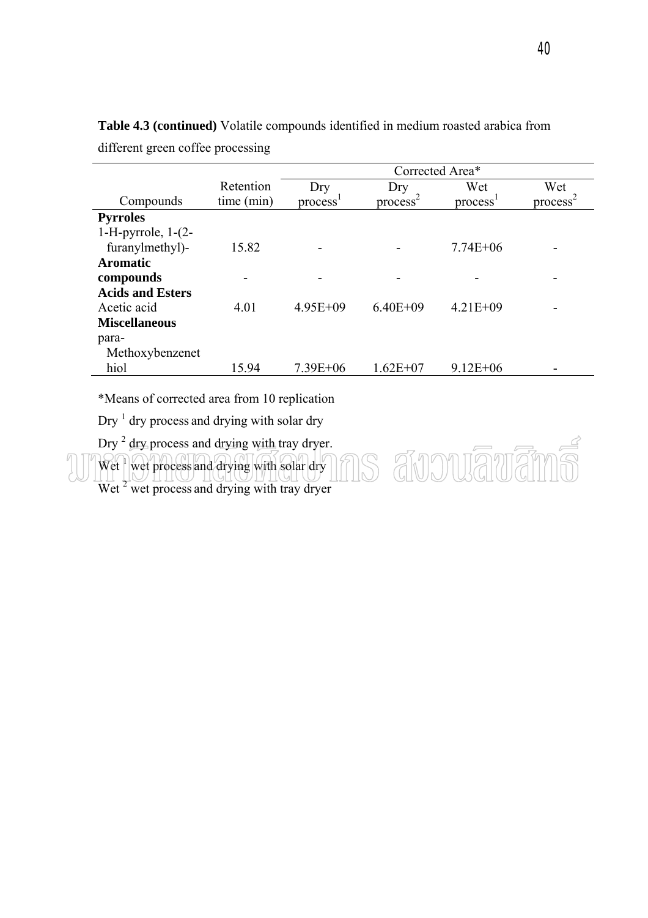**Table 4.3 (continued)** Volatile compounds identified in medium roasted arabica from different green coffee processing

| Compounds | Retention time (min) | Corrected Area* | | | |
|---|---|---|---|---|---|
| | | Dry process[1] | Dry process[2] | Wet process[1] | Wet process[2] |
| **Pyrroles** | | | | | |
| 1-H-pyrrole, 1-(2-furanylmethyl)- | 15.82 | - | - | 7.74E+06 | - |
| **Aromatic compounds** | - | - | - | - | - |
| **Acids and Esters** | | | | | |
| Acetic acid | 4.01 | 4.95E+09 | 6.40E+09 | 4.21E+09 | - |
| **Miscellaneous** | | | | | |
| para-Methoxybenzenethiol | 15.94 | 7.39E+06 | 1.62E+07 | 9.12E+06 | - |

*Means of corrected area from 10 replication

Dry [1] dry process and drying with solar dry

Dry [2] dry process and drying with tray dryer.

Wet [1] wet process and drying with solar dry

Wet [2] wet process and drying with tray dryer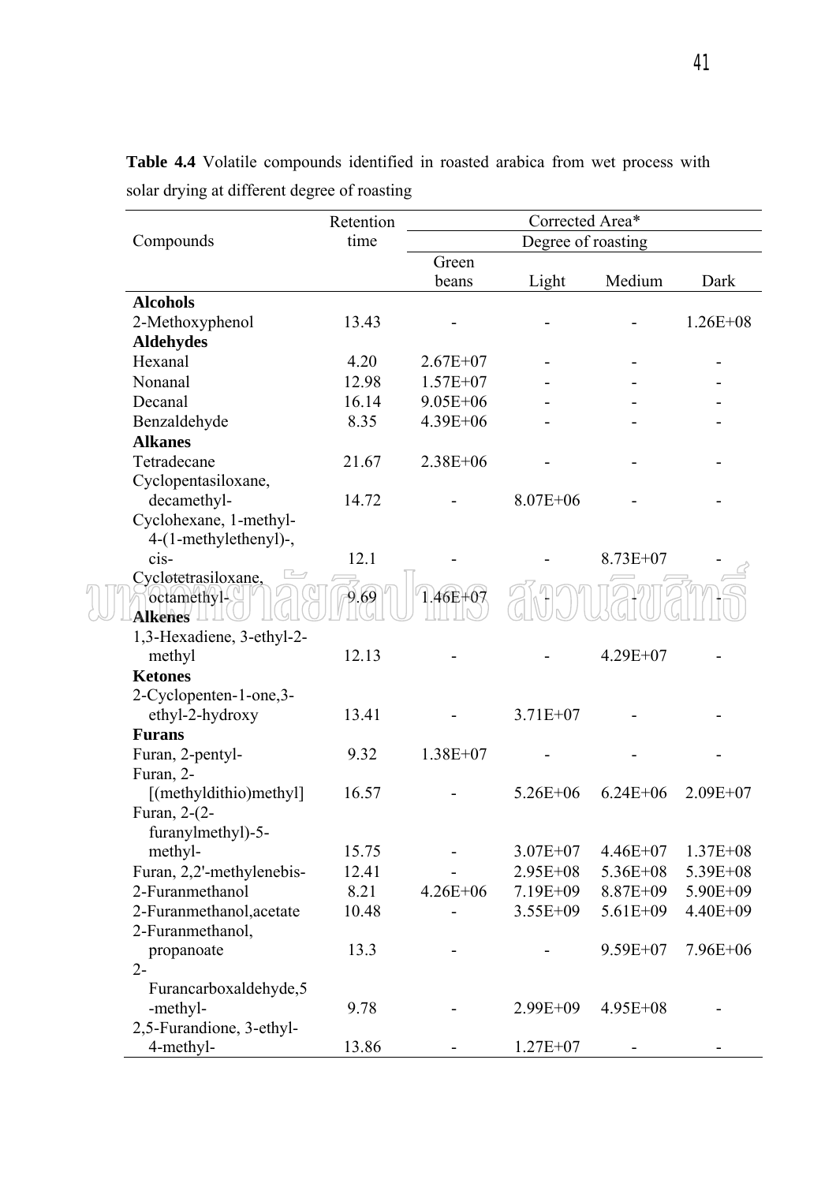**Table 4.4** Volatile compounds identified in roasted arabica from wet process with solar drying at different degree of roasting

| Compounds | Retention time | Corrected Area* | | | |
|---|---|---|---|---|---|
| | | Degree of roasting | | | |
| | | Green beans | Light | Medium | Dark |
| **Alcohols** | | | | | |
| 2-Methoxyphenol | 13.43 | - | - | - | 1.26E+08 |
| **Aldehydes** | | | | | |
| Hexanal | 4.20 | 2.67E+07 | - | - | - |
| Nonanal | 12.98 | 1.57E+07 | - | - | - |
| Decanal | 16.14 | 9.05E+06 | - | - | - |
| Benzaldehyde | 8.35 | 4.39E+06 | - | - | - |
| **Alkanes** | | | | | |
| Tetradecane | 21.67 | 2.38E+06 | - | - | - |
| Cyclopentasiloxane, decamethyl- | 14.72 | - | 8.07E+06 | - | - |
| Cyclohexane, 1-methyl-4-(1-methylethenyl)-, cis- | 12.1 | - | - | 8.73E+07 | - |
| Cyclotetrasiloxane, octamethyl- | 9.69 | 1.46E+07 | - | - | - |
| **Alkenes** | | | | | |
| 1,3-Hexadiene, 3-ethyl-2-methyl | 12.13 | - | - | 4.29E+07 | - |
| **Ketones** | | | | | |
| 2-Cyclopenten-1-one,3-ethyl-2-hydroxy | 13.41 | - | 3.71E+07 | - | - |
| **Furans** | | | | | |
| Furan, 2-pentyl- | 9.32 | 1.38E+07 | - | - | - |
| Furan, 2-[(methyldithio)methyl] | 16.57 | - | 5.26E+06 | 6.24E+06 | 2.09E+07 |
| Furan, 2-(2-furanylmethyl)-5-methyl- | 15.75 | - | 3.07E+07 | 4.46E+07 | 1.37E+08 |
| Furan, 2,2'-methylenebis- | 12.41 | - | 2.95E+08 | 5.36E+08 | 5.39E+08 |
| 2-Furanmethanol | 8.21 | 4.26E+06 | 7.19E+09 | 8.87E+09 | 5.90E+09 |
| 2-Furanmethanol,acetate | 10.48 | - | 3.55E+09 | 5.61E+09 | 4.40E+09 |
| 2-Furanmethanol, propanoate | 13.3 | - | - | 9.59E+07 | 7.96E+06 |
| 2-Furancarboxaldehyde,5-methyl- | 9.78 | - | 2.99E+09 | 4.95E+08 | - |
| 2,5-Furandione, 3-ethyl-4-methyl- | 13.86 | - | 1.27E+07 | - | - |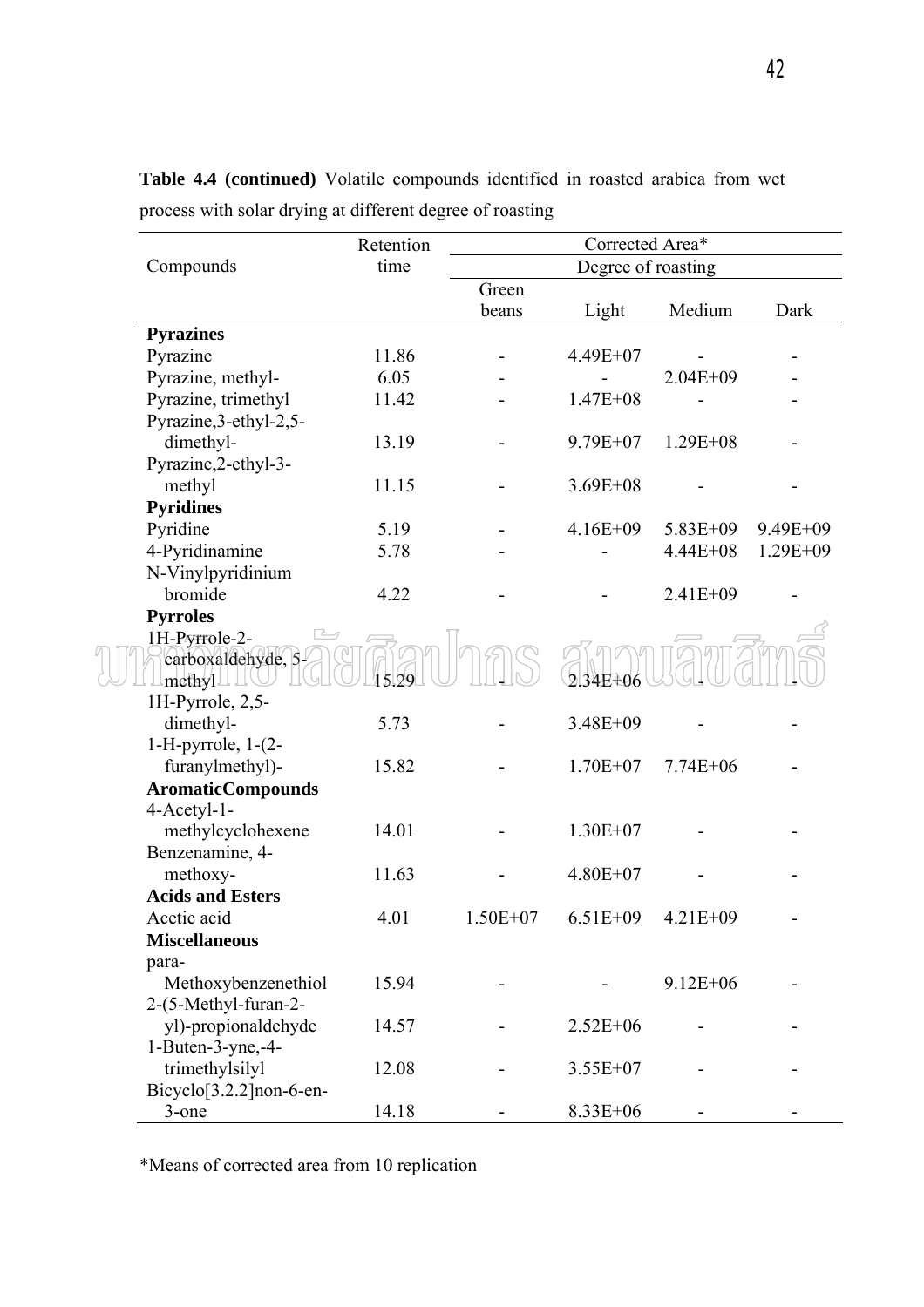**Table 4.4 (continued)** Volatile compounds identified in roasted arabica from wet process with solar drying at different degree of roasting

| Compounds | Retention time | Corrected Area* | | | |
|---|---|---|---|---|---|
| | | Degree of roasting | | | |
| | | Green beans | Light | Medium | Dark |
| **Pyrazines** | | | | | |
| Pyrazine | 11.86 | - | 4.49E+07 | - | - |
| Pyrazine, methyl- | 6.05 | - | - | 2.04E+09 | - |
| Pyrazine, trimethyl | 11.42 | - | 1.47E+08 | - | - |
| Pyrazine,3-ethyl-2,5-dimethyl- | 13.19 | - | 9.79E+07 | 1.29E+08 | - |
| Pyrazine,2-ethyl-3-methyl | 11.15 | - | 3.69E+08 | - | - |
| **Pyridines** | | | | | |
| Pyridine | 5.19 | - | 4.16E+09 | 5.83E+09 | 9.49E+09 |
| 4-Pyridinamine | 5.78 | - | - | 4.44E+08 | 1.29E+09 |
| N-Vinylpyridinium bromide | 4.22 | - | - | 2.41E+09 | - |
| **Pyrroles** | | | | | |
| 1H-Pyrrole-2-carboxaldehyde, 5-methyl | 15.29 | - | 2.34E+06 | - | - |
| 1H-Pyrrole, 2,5-dimethyl- | 5.73 | - | 3.48E+09 | - | - |
| 1-H-pyrrole, 1-(2-furanylmethyl)- | 15.82 | - | 1.70E+07 | 7.74E+06 | - |
| **AromaticCompounds** | | | | | |
| 4-Acetyl-1-methylcyclohexene | 14.01 | - | 1.30E+07 | - | - |
| Benzenamine, 4-methoxy- | 11.63 | - | 4.80E+07 | - | - |
| **Acids and Esters** | | | | | |
| Acetic acid | 4.01 | 1.50E+07 | 6.51E+09 | 4.21E+09 | - |
| **Miscellaneous** | | | | | |
| para-Methoxybenzenethiol | 15.94 | - | - | 9.12E+06 | - |
| 2-(5-Methyl-furan-2-yl)-propionaldehyde | 14.57 | - | 2.52E+06 | - | - |
| 1-Buten-3-yne,-4-trimethylsilyl | 12.08 | - | 3.55E+07 | - | - |
| Bicyclo[3.2.2]non-6-en-3-one | 14.18 | - | 8.33E+06 | - | - |

*Means of corrected area from 10 replication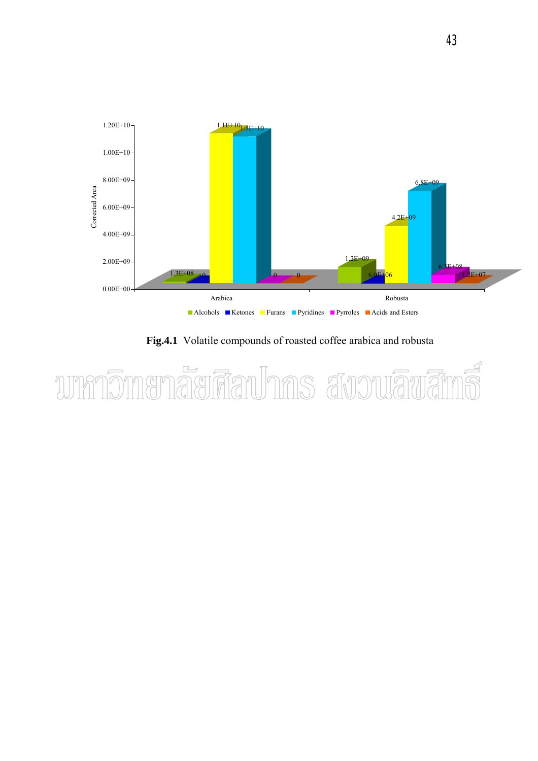**Fig.4.1** Volatile compounds of roasted coffee arabica and robusta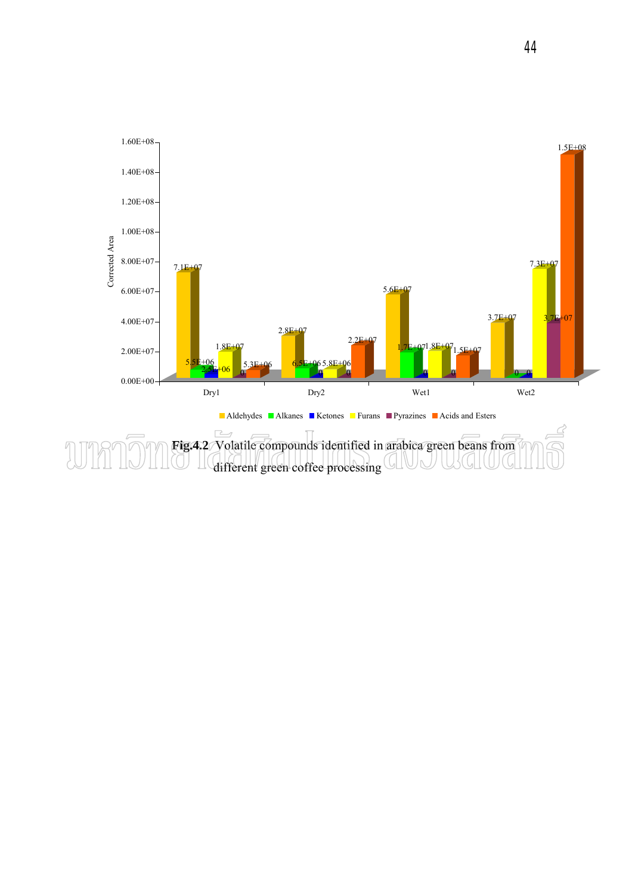**Fig.4.2** Volatile compounds identified in arabica green beans from different green coffee processing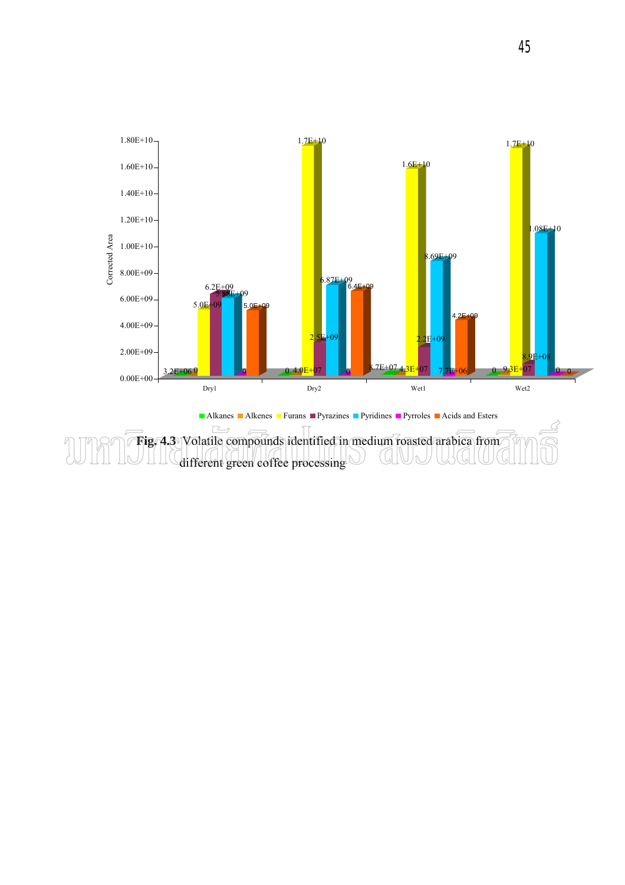**Fig. 4.3** Volatile compounds identified in medium roasted arabica from different green coffee processing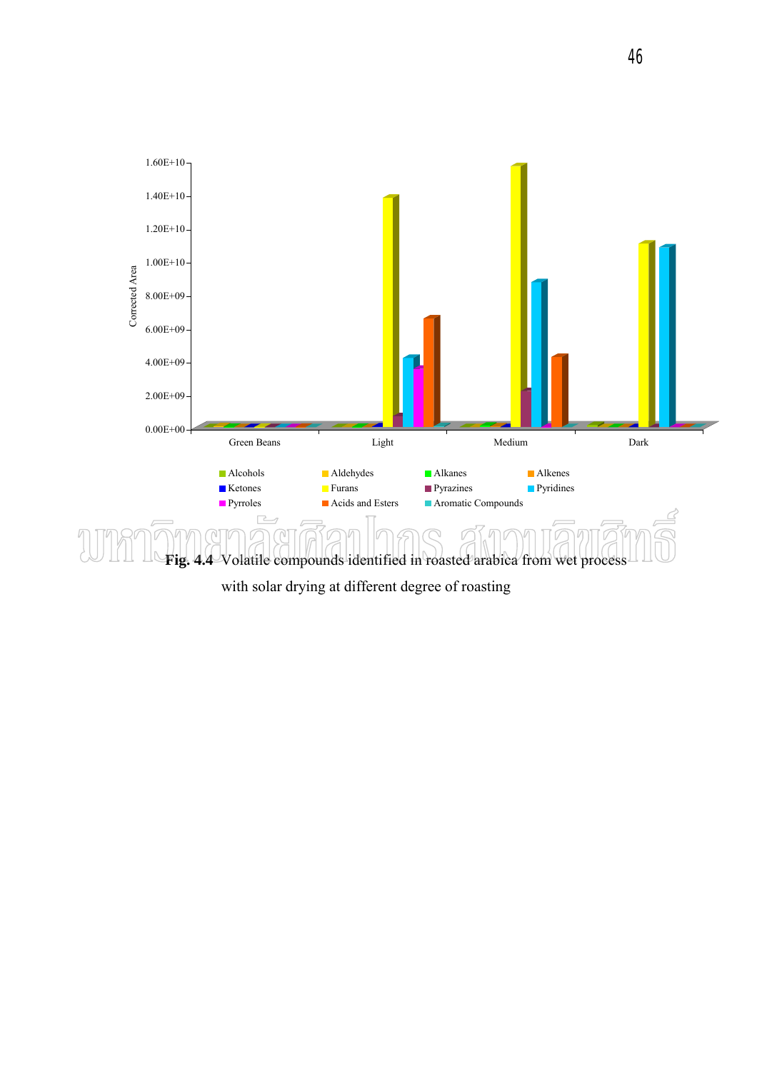**Fig. 4.4** Volatile compounds identified in roasted arabica from wet process with solar drying at different degree of roasting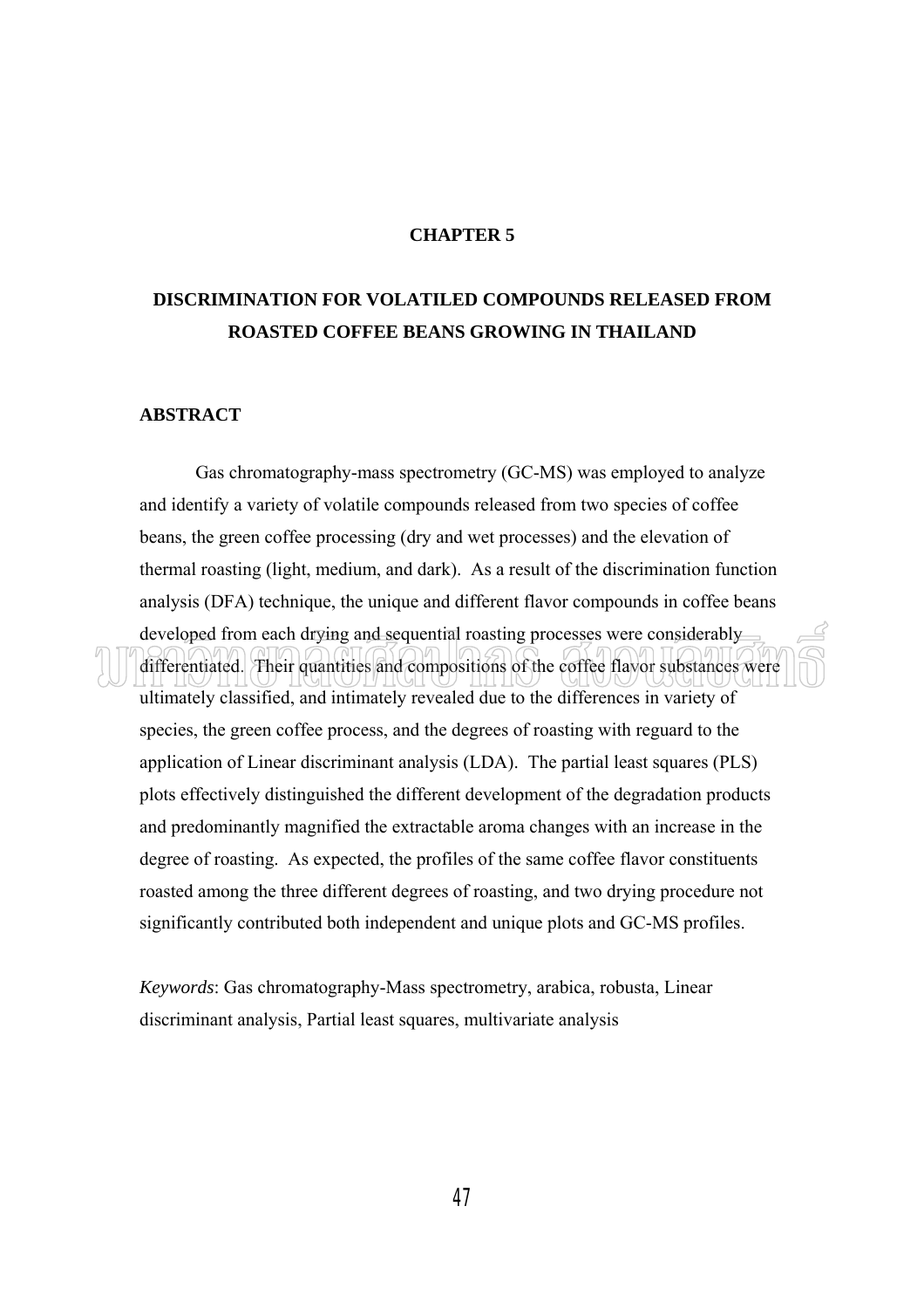# CHAPTER 5

# DISCRIMINATION FOR VOLATILED COMPOUNDS RELEASED FROM ROASTED COFFEE BEANS GROWING IN THAILAND

## ABSTRACT

Gas chromatography-mass spectrometry (GC-MS) was employed to analyze and identify a variety of volatile compounds released from two species of coffee beans, the green coffee processing (dry and wet processes) and the elevation of thermal roasting (light, medium, and dark). As a result of the discrimination function analysis (DFA) technique, the unique and different flavor compounds in coffee beans developed from each drying and sequential roasting processes were considerably differentiated. Their quantities and compositions of the coffee flavor substances were ultimately classified, and intimately revealed due to the differences in variety of species, the green coffee process, and the degrees of roasting with reguard to the application of Linear discriminant analysis (LDA). The partial least squares (PLS) plots effectively distinguished the different development of the degradation products and predominantly magnified the extractable aroma changes with an increase in the degree of roasting. As expected, the profiles of the same coffee flavor constituents roasted among the three different degrees of roasting, and two drying procedure not significantly contributed both independent and unique plots and GC-MS profiles.

*Keywords*: Gas chromatography-Mass spectrometry, arabica, robusta, Linear discriminant analysis, Partial least squares, multivariate analysis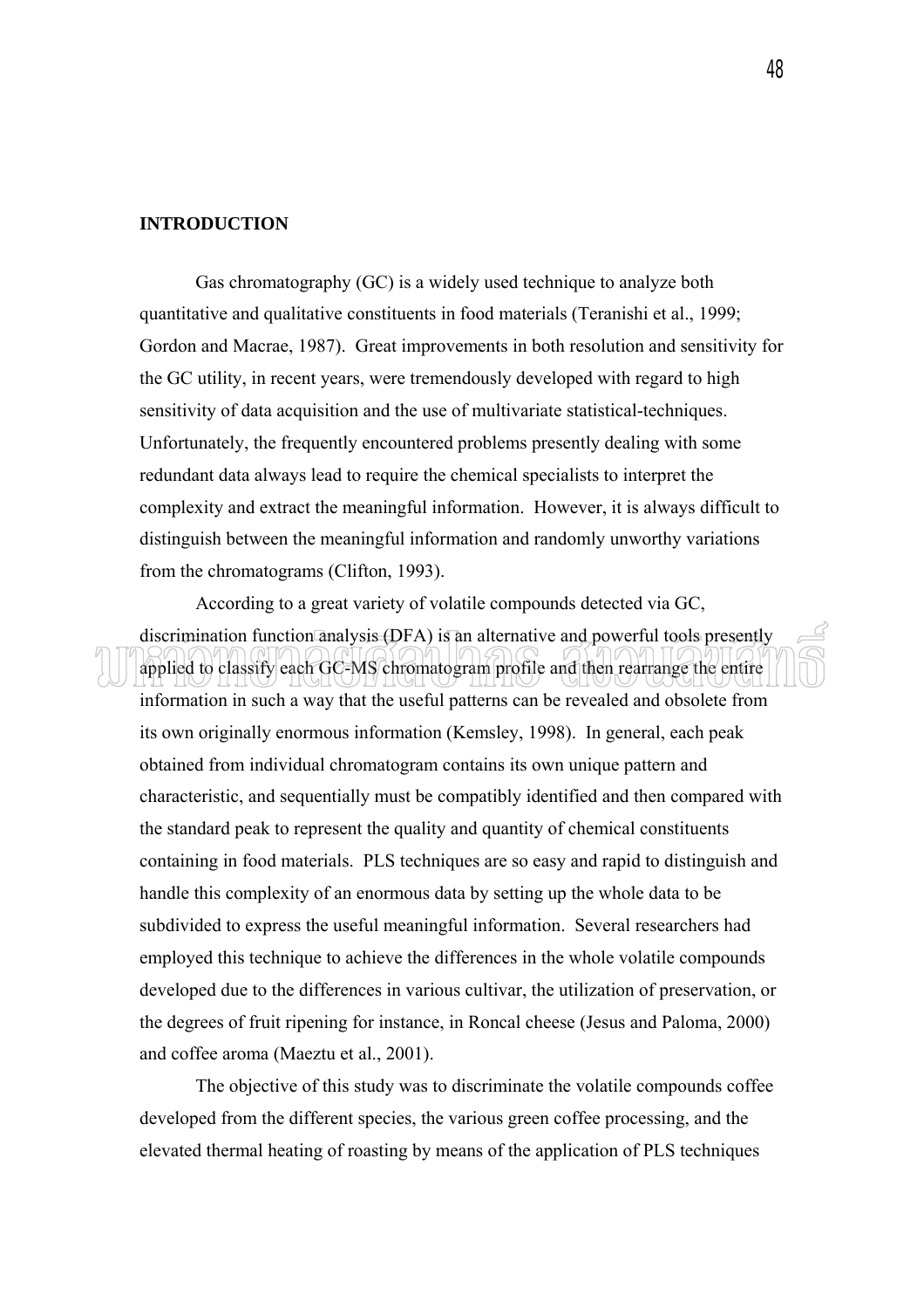**INTRODUCTION**

Gas chromatography (GC) is a widely used technique to analyze both quantitative and qualitative constituents in food materials (Teranishi et al., 1999; Gordon and Macrae, 1987). Great improvements in both resolution and sensitivity for the GC utility, in recent years, were tremendously developed with regard to high sensitivity of data acquisition and the use of multivariate statistical-techniques. Unfortunately, the frequently encountered problems presently dealing with some redundant data always lead to require the chemical specialists to interpret the complexity and extract the meaningful information. However, it is always difficult to distinguish between the meaningful information and randomly unworthy variations from the chromatograms (Clifton, 1993).

According to a great variety of volatile compounds detected via GC, discrimination function analysis (DFA) is an alternative and powerful tools presently applied to classify each GC-MS chromatogram profile and then rearrange the entire information in such a way that the useful patterns can be revealed and obsolete from its own originally enormous information (Kemsley, 1998). In general, each peak obtained from individual chromatogram contains its own unique pattern and characteristic, and sequentially must be compatibly identified and then compared with the standard peak to represent the quality and quantity of chemical constituents containing in food materials. PLS techniques are so easy and rapid to distinguish and handle this complexity of an enormous data by setting up the whole data to be subdivided to express the useful meaningful information. Several researchers had employed this technique to achieve the differences in the whole volatile compounds developed due to the differences in various cultivar, the utilization of preservation, or the degrees of fruit ripening for instance, in Roncal cheese (Jesus and Paloma, 2000) and coffee aroma (Maeztu et al., 2001).

The objective of this study was to discriminate the volatile compounds coffee developed from the different species, the various green coffee processing, and the elevated thermal heating of roasting by means of the application of PLS techniques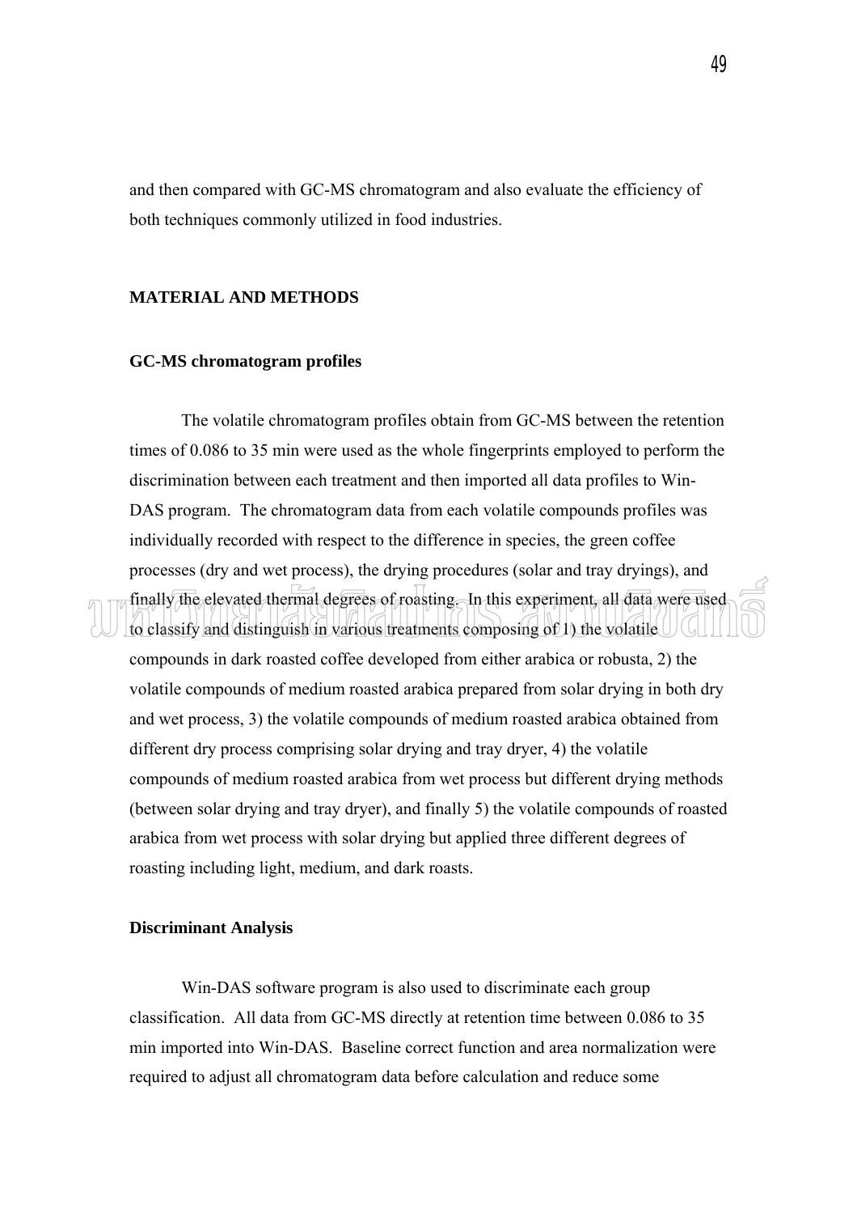and then compared with GC-MS chromatogram and also evaluate the efficiency of both techniques commonly utilized in food industries.

## MATERIAL AND METHODS

### GC-MS chromatogram profiles

The volatile chromatogram profiles obtain from GC-MS between the retention times of 0.086 to 35 min were used as the whole fingerprints employed to perform the discrimination between each treatment and then imported all data profiles to Win-DAS program. The chromatogram data from each volatile compounds profiles was individually recorded with respect to the difference in species, the green coffee processes (dry and wet process), the drying procedures (solar and tray dryings), and finally the elevated thermal degrees of roasting. In this experiment, all data were used to classify and distinguish in various treatments composing of 1) the volatile compounds in dark roasted coffee developed from either arabica or robusta, 2) the volatile compounds of medium roasted arabica prepared from solar drying in both dry and wet process, 3) the volatile compounds of medium roasted arabica obtained from different dry process comprising solar drying and tray dryer, 4) the volatile compounds of medium roasted arabica from wet process but different drying methods (between solar drying and tray dryer), and finally 5) the volatile compounds of roasted arabica from wet process with solar drying but applied three different degrees of roasting including light, medium, and dark roasts.

### Discriminant Analysis

Win-DAS software program is also used to discriminate each group classification. All data from GC-MS directly at retention time between 0.086 to 35 min imported into Win-DAS. Baseline correct function and area normalization were required to adjust all chromatogram data before calculation and reduce some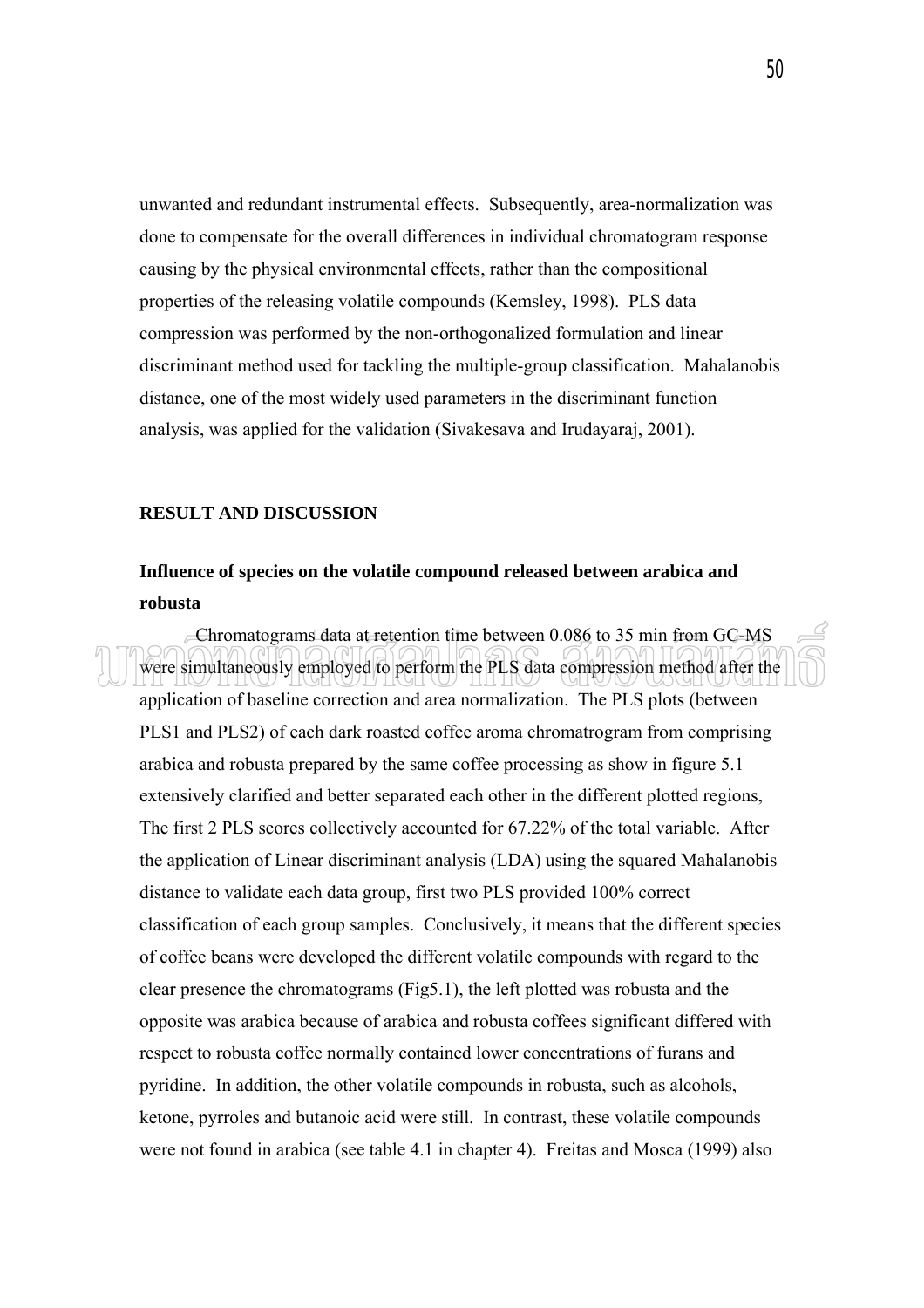unwanted and redundant instrumental effects. Subsequently, area-normalization was done to compensate for the overall differences in individual chromatogram response causing by the physical environmental effects, rather than the compositional properties of the releasing volatile compounds (Kemsley, 1998). PLS data compression was performed by the non-orthogonalized formulation and linear discriminant method used for tackling the multiple-group classification. Mahalanobis distance, one of the most widely used parameters in the discriminant function analysis, was applied for the validation (Sivakesava and Irudayaraj, 2001).

## RESULT AND DISCUSSION

### Influence of species on the volatile compound released between arabica and robusta

Chromatograms data at retention time between 0.086 to 35 min from GC-MS were simultaneously employed to perform the PLS data compression method after the application of baseline correction and area normalization. The PLS plots (between PLS1 and PLS2) of each dark roasted coffee aroma chromatrogram from comprising arabica and robusta prepared by the same coffee processing as show in figure 5.1 extensively clarified and better separated each other in the different plotted regions, The first 2 PLS scores collectively accounted for 67.22% of the total variable. After the application of Linear discriminant analysis (LDA) using the squared Mahalanobis distance to validate each data group, first two PLS provided 100% correct classification of each group samples. Conclusively, it means that the different species of coffee beans were developed the different volatile compounds with regard to the clear presence the chromatograms (Fig5.1), the left plotted was robusta and the opposite was arabica because of arabica and robusta coffees significant differed with respect to robusta coffee normally contained lower concentrations of furans and pyridine. In addition, the other volatile compounds in robusta, such as alcohols, ketone, pyrroles and butanoic acid were still. In contrast, these volatile compounds were not found in arabica (see table 4.1 in chapter 4). Freitas and Mosca (1999) also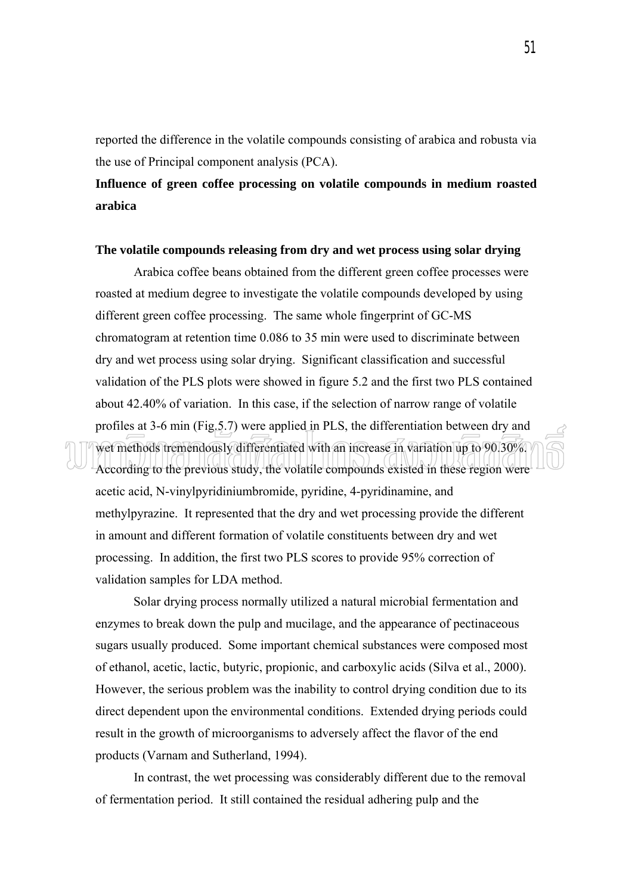reported the difference in the volatile compounds consisting of arabica and robusta via the use of Principal component analysis (PCA).

**Influence of green coffee processing on volatile compounds in medium roasted arabica**

**The volatile compounds releasing from dry and wet process using solar drying**

Arabica coffee beans obtained from the different green coffee processes were roasted at medium degree to investigate the volatile compounds developed by using different green coffee processing. The same whole fingerprint of GC-MS chromatogram at retention time 0.086 to 35 min were used to discriminate between dry and wet process using solar drying. Significant classification and successful validation of the PLS plots were showed in figure 5.2 and the first two PLS contained about 42.40% of variation. In this case, if the selection of narrow range of volatile profiles at 3-6 min (Fig.5.7) were applied in PLS, the differentiation between dry and wet methods tremendously differentiated with an increase in variation up to 90.30%. According to the previous study, the volatile compounds existed in these region were acetic acid, N-vinylpyridiniumbromide, pyridine, 4-pyridinamine, and methylpyrazine. It represented that the dry and wet processing provide the different in amount and different formation of volatile constituents between dry and wet processing. In addition, the first two PLS scores to provide 95% correction of validation samples for LDA method.

Solar drying process normally utilized a natural microbial fermentation and enzymes to break down the pulp and mucilage, and the appearance of pectinaceous sugars usually produced. Some important chemical substances were composed most of ethanol, acetic, lactic, butyric, propionic, and carboxylic acids (Silva et al., 2000). However, the serious problem was the inability to control drying condition due to its direct dependent upon the environmental conditions. Extended drying periods could result in the growth of microorganisms to adversely affect the flavor of the end products (Varnam and Sutherland, 1994).

In contrast, the wet processing was considerably different due to the removal of fermentation period. It still contained the residual adhering pulp and the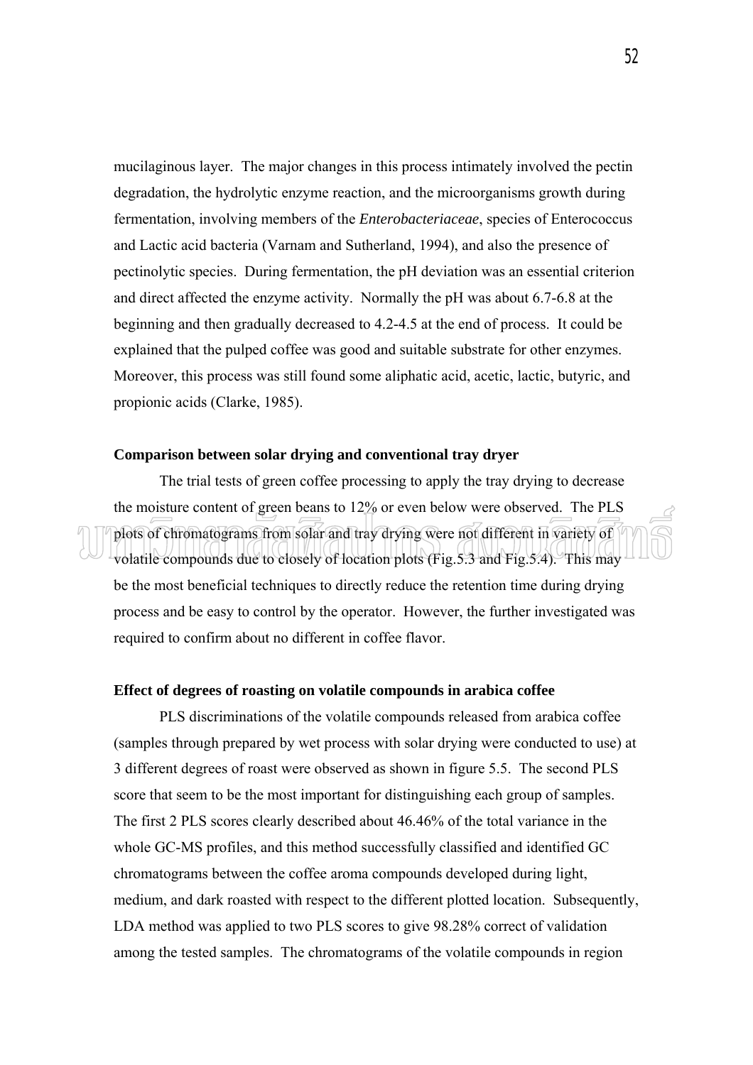mucilaginous layer. The major changes in this process intimately involved the pectin degradation, the hydrolytic enzyme reaction, and the microorganisms growth during fermentation, involving members of the *Enterobacteriaceae*, species of Enterococcus and Lactic acid bacteria (Varnam and Sutherland, 1994), and also the presence of pectinolytic species. During fermentation, the pH deviation was an essential criterion and direct affected the enzyme activity. Normally the pH was about 6.7-6.8 at the beginning and then gradually decreased to 4.2-4.5 at the end of process. It could be explained that the pulped coffee was good and suitable substrate for other enzymes. Moreover, this process was still found some aliphatic acid, acetic, lactic, butyric, and propionic acids (Clarke, 1985).

**Comparison between solar drying and conventional tray dryer**

The trial tests of green coffee processing to apply the tray drying to decrease the moisture content of green beans to 12% or even below were observed. The PLS plots of chromatograms from solar and tray drying were not different in variety of volatile compounds due to closely of location plots (Fig.5.3 and Fig.5.4). This may be the most beneficial techniques to directly reduce the retention time during drying process and be easy to control by the operator. However, the further investigated was required to confirm about no different in coffee flavor.

**Effect of degrees of roasting on volatile compounds in arabica coffee**

PLS discriminations of the volatile compounds released from arabica coffee (samples through prepared by wet process with solar drying were conducted to use) at 3 different degrees of roast were observed as shown in figure 5.5. The second PLS score that seem to be the most important for distinguishing each group of samples. The first 2 PLS scores clearly described about 46.46% of the total variance in the whole GC-MS profiles, and this method successfully classified and identified GC chromatograms between the coffee aroma compounds developed during light, medium, and dark roasted with respect to the different plotted location. Subsequently, LDA method was applied to two PLS scores to give 98.28% correct of validation among the tested samples. The chromatograms of the volatile compounds in region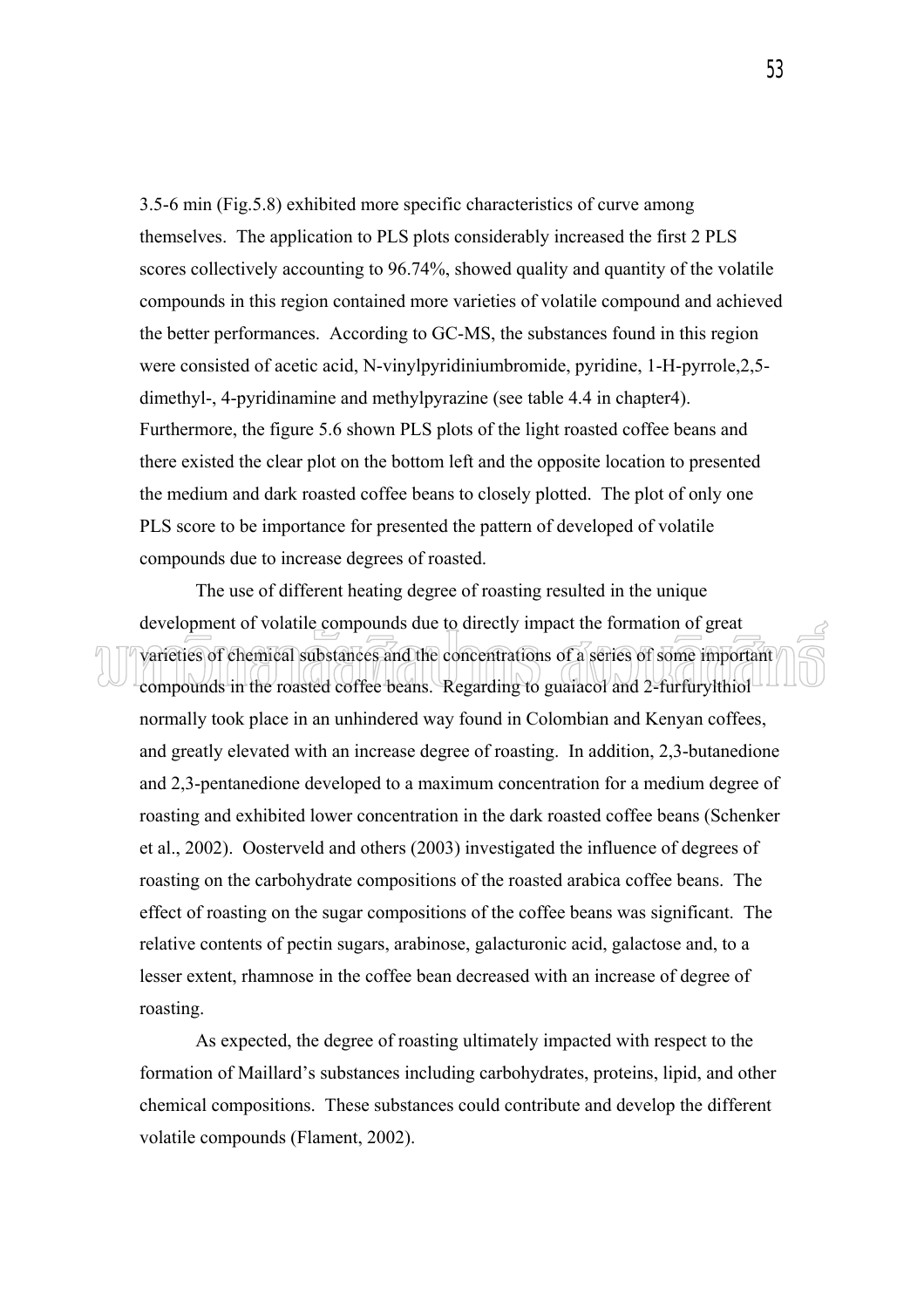3.5-6 min (Fig.5.8) exhibited more specific characteristics of curve among themselves. The application to PLS plots considerably increased the first 2 PLS scores collectively accounting to 96.74%, showed quality and quantity of the volatile compounds in this region contained more varieties of volatile compound and achieved the better performances. According to GC-MS, the substances found in this region were consisted of acetic acid, N-vinylpyridiniumbromide, pyridine, 1-H-pyrrole,2,5-dimethyl-, 4-pyridinamine and methylpyrazine (see table 4.4 in chapter4). Furthermore, the figure 5.6 shown PLS plots of the light roasted coffee beans and there existed the clear plot on the bottom left and the opposite location to presented the medium and dark roasted coffee beans to closely plotted. The plot of only one PLS score to be importance for presented the pattern of developed of volatile compounds due to increase degrees of roasted.

The use of different heating degree of roasting resulted in the unique development of volatile compounds due to directly impact the formation of great varieties of chemical substances and the concentrations of a series of some important compounds in the roasted coffee beans. Regarding to guaiacol and 2-furfurylthiol normally took place in an unhindered way found in Colombian and Kenyan coffees, and greatly elevated with an increase degree of roasting. In addition, 2,3-butanedione and 2,3-pentanedione developed to a maximum concentration for a medium degree of roasting and exhibited lower concentration in the dark roasted coffee beans (Schenker et al., 2002). Oosterveld and others (2003) investigated the influence of degrees of roasting on the carbohydrate compositions of the roasted arabica coffee beans. The effect of roasting on the sugar compositions of the coffee beans was significant. The relative contents of pectin sugars, arabinose, galacturonic acid, galactose and, to a lesser extent, rhamnose in the coffee bean decreased with an increase of degree of roasting.

As expected, the degree of roasting ultimately impacted with respect to the formation of Maillard's substances including carbohydrates, proteins, lipid, and other chemical compositions. These substances could contribute and develop the different volatile compounds (Flament, 2002).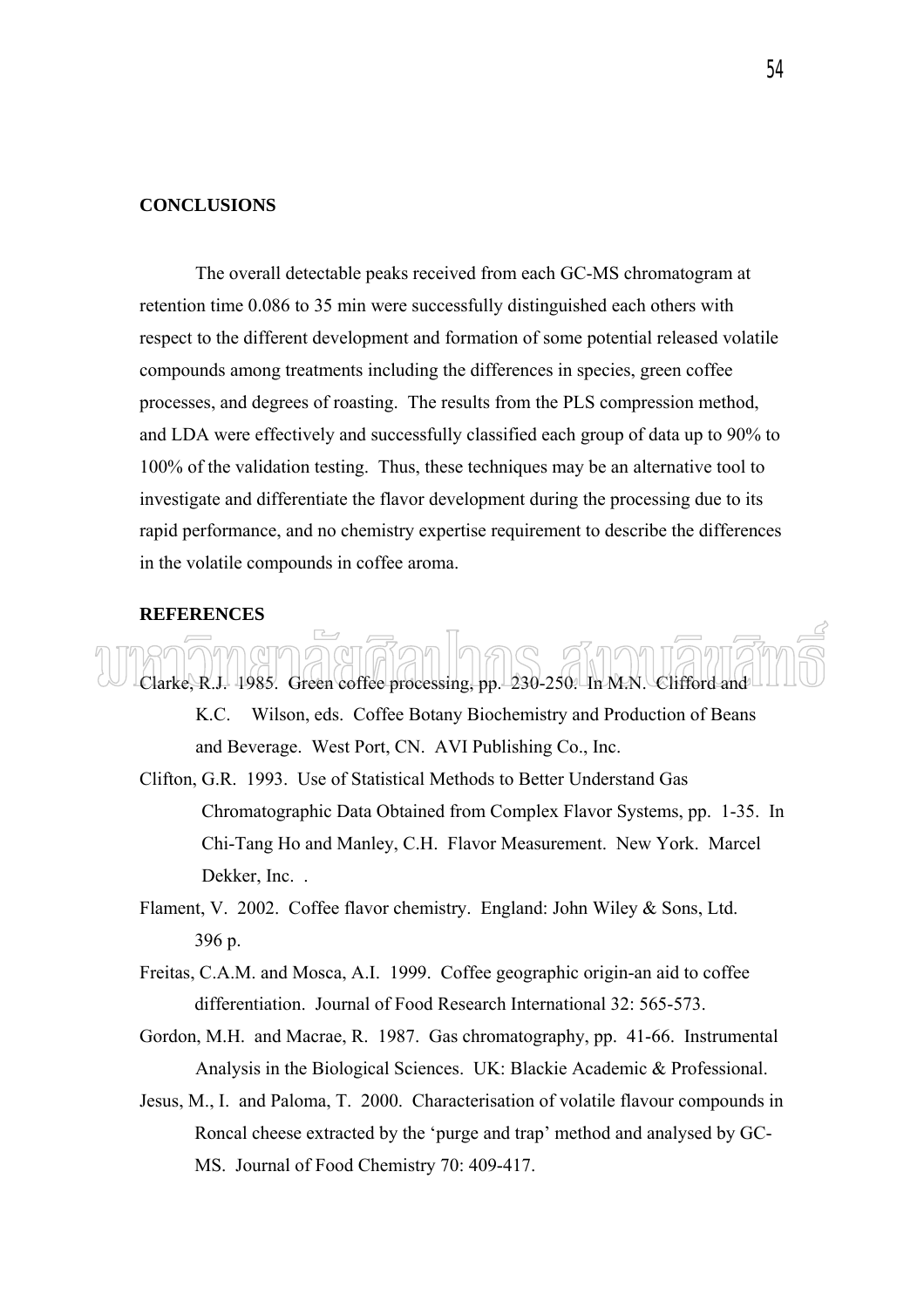## CONCLUSIONS

The overall detectable peaks received from each GC-MS chromatogram at retention time 0.086 to 35 min were successfully distinguished each others with respect to the different development and formation of some potential released volatile compounds among treatments including the differences in species, green coffee processes, and degrees of roasting. The results from the PLS compression method, and LDA were effectively and successfully classified each group of data up to 90% to 100% of the validation testing. Thus, these techniques may be an alternative tool to investigate and differentiate the flavor development during the processing due to its rapid performance, and no chemistry expertise requirement to describe the differences in the volatile compounds in coffee aroma.

## REFERENCES

Clarke, R.J. 1985. Green coffee processing, pp. 230-250. In M.N. Clifford and K.C. Wilson, eds. Coffee Botany Biochemistry and Production of Beans and Beverage. West Port, CN. AVI Publishing Co., Inc.

Clifton, G.R. 1993. Use of Statistical Methods to Better Understand Gas Chromatographic Data Obtained from Complex Flavor Systems, pp. 1-35. In Chi-Tang Ho and Manley, C.H. Flavor Measurement. New York. Marcel Dekker, Inc. .

Flament, V. 2002. Coffee flavor chemistry. England: John Wiley & Sons, Ltd. 396 p.

Freitas, C.A.M. and Mosca, A.I. 1999. Coffee geographic origin-an aid to coffee differentiation. Journal of Food Research International 32: 565-573.

Gordon, M.H. and Macrae, R. 1987. Gas chromatography, pp. 41-66. Instrumental Analysis in the Biological Sciences. UK: Blackie Academic & Professional.

Jesus, M., I. and Paloma, T. 2000. Characterisation of volatile flavour compounds in Roncal cheese extracted by the 'purge and trap' method and analysed by GC-MS. Journal of Food Chemistry 70: 409-417.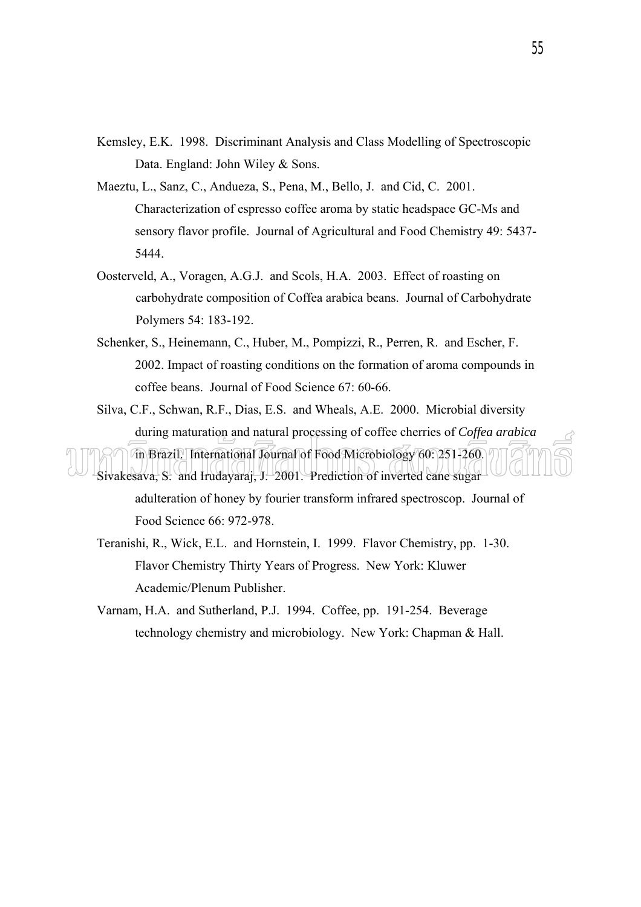Kemsley, E.K. 1998. Discriminant Analysis and Class Modelling of Spectroscopic Data. England: John Wiley & Sons.

Maeztu, L., Sanz, C., Andueza, S., Pena, M., Bello, J. and Cid, C. 2001. Characterization of espresso coffee aroma by static headspace GC-Ms and sensory flavor profile. Journal of Agricultural and Food Chemistry 49: 5437-5444.

Oosterveld, A., Voragen, A.G.J. and Scols, H.A. 2003. Effect of roasting on carbohydrate composition of Coffea arabica beans. Journal of Carbohydrate Polymers 54: 183-192.

Schenker, S., Heinemann, C., Huber, M., Pompizzi, R., Perren, R. and Escher, F. 2002. Impact of roasting conditions on the formation of aroma compounds in coffee beans. Journal of Food Science 67: 60-66.

Silva, C.F., Schwan, R.F., Dias, E.S. and Wheals, A.E. 2000. Microbial diversity during maturation and natural processing of coffee cherries of *Coffea arabica* in Brazil. International Journal of Food Microbiology 60: 251-260.

Sivakesava, S. and Irudayaraj, J. 2001. Prediction of inverted cane sugar adulteration of honey by fourier transform infrared spectroscop. Journal of Food Science 66: 972-978.

Teranishi, R., Wick, E.L. and Hornstein, I. 1999. Flavor Chemistry, pp. 1-30. Flavor Chemistry Thirty Years of Progress. New York: Kluwer Academic/Plenum Publisher.

Varnam, H.A. and Sutherland, P.J. 1994. Coffee, pp. 191-254. Beverage technology chemistry and microbiology. New York: Chapman & Hall.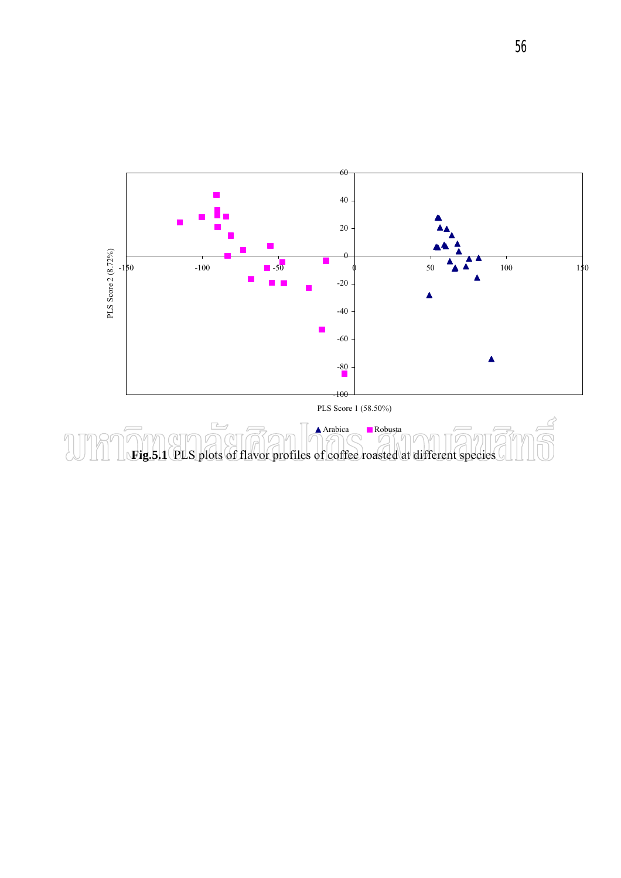**Fig.5.1** PLS plots of flavor profiles of coffee roasted at different species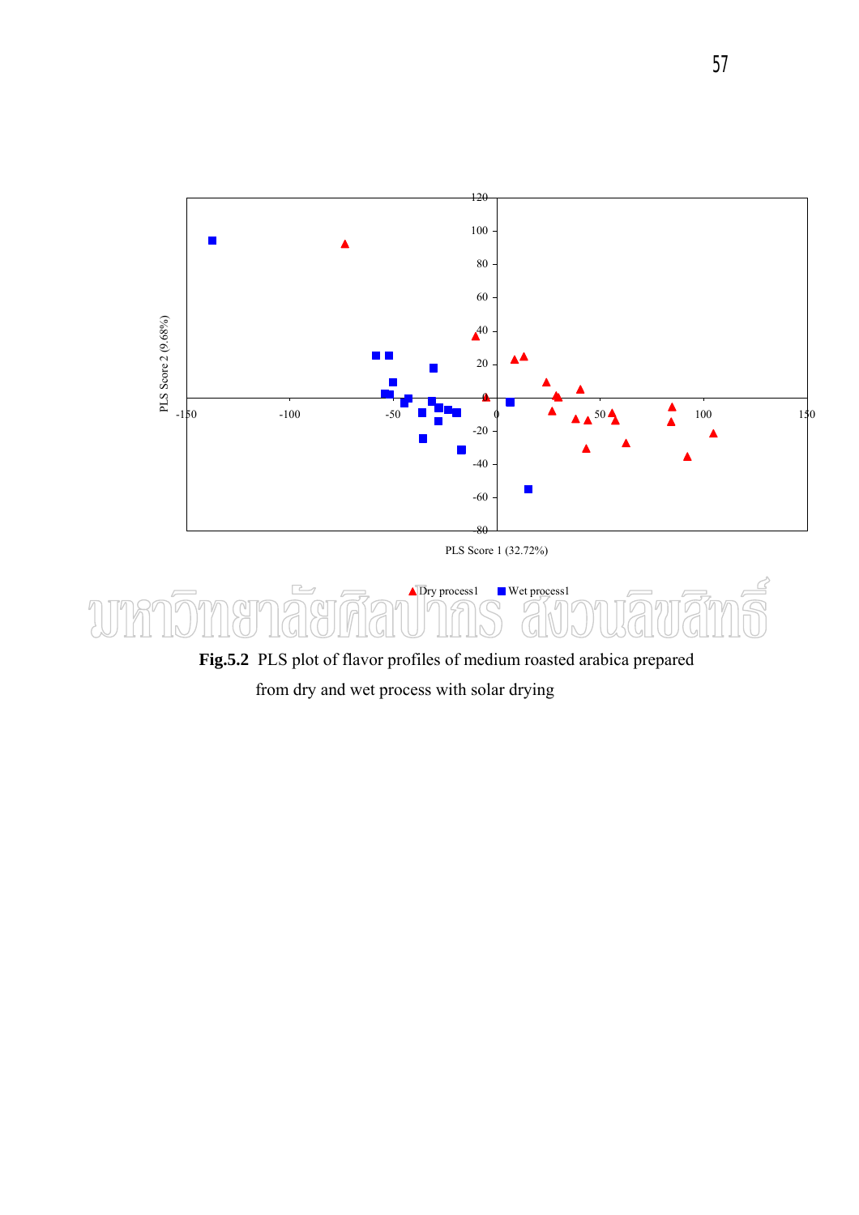**Fig.5.2** PLS plot of flavor profiles of medium roasted arabica prepared from dry and wet process with solar drying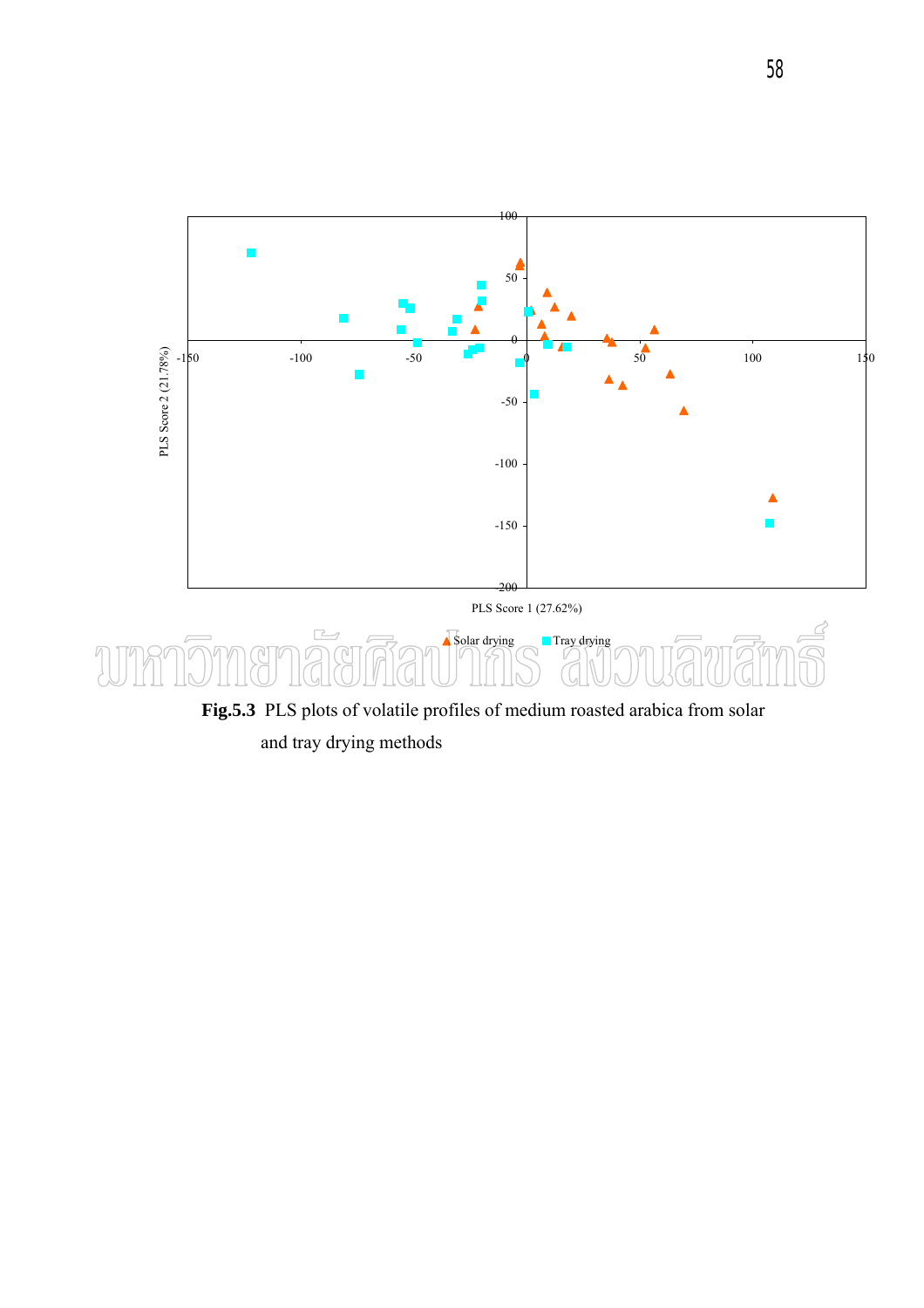**Fig.5.3** PLS plots of volatile profiles of medium roasted arabica from solar and tray drying methods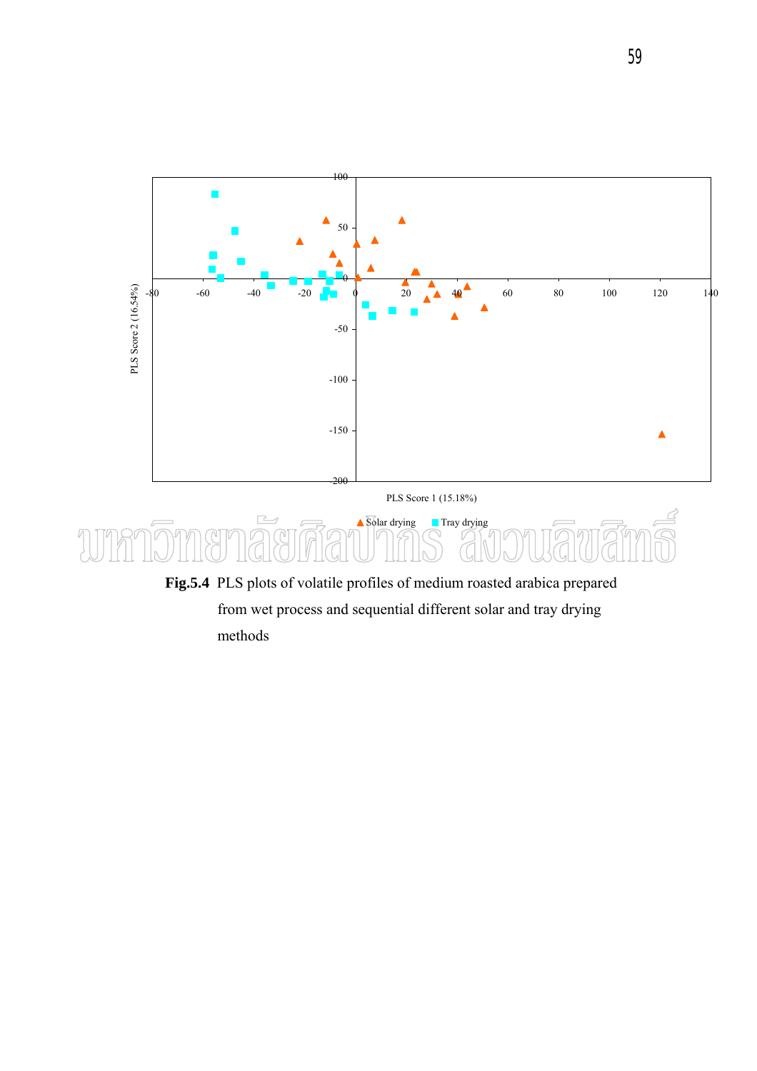**Fig.5.4** PLS plots of volatile profiles of medium roasted arabica prepared from wet process and sequential different solar and tray drying methods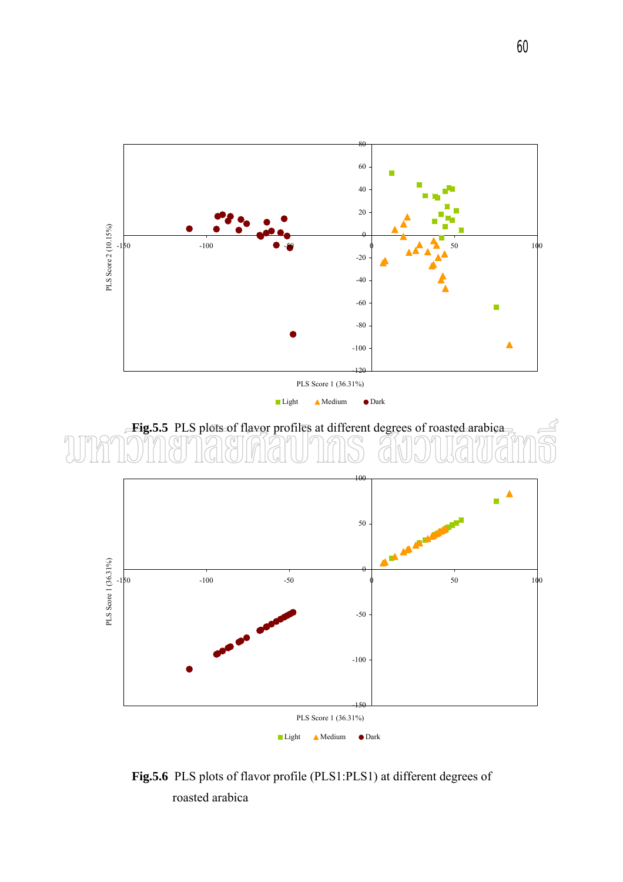Fig.5.5 PLS plots of flavor profiles at different degrees of roasted arabica

Fig.5.6 PLS plots of flavor profile (PLS1:PLS1) at different degrees of roasted arabica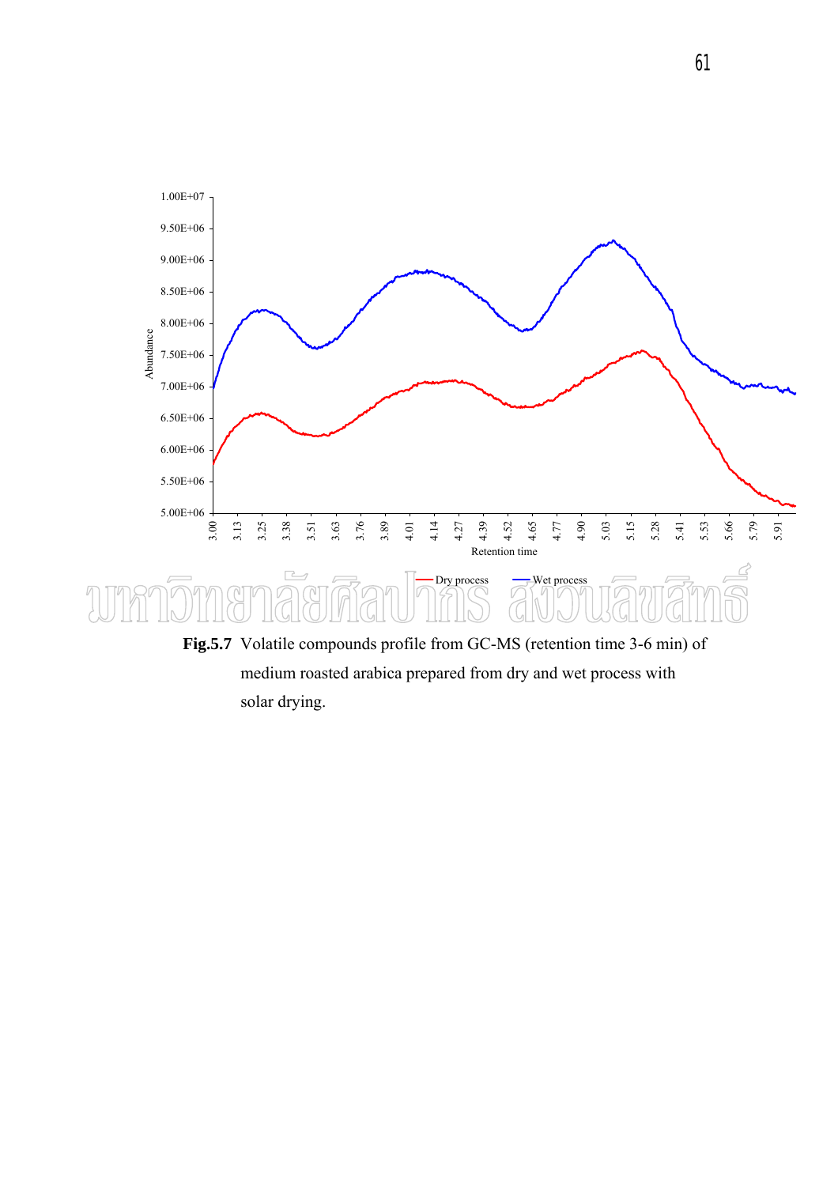**Fig.5.7** Volatile compounds profile from GC-MS (retention time 3-6 min) of medium roasted arabica prepared from dry and wet process with solar drying.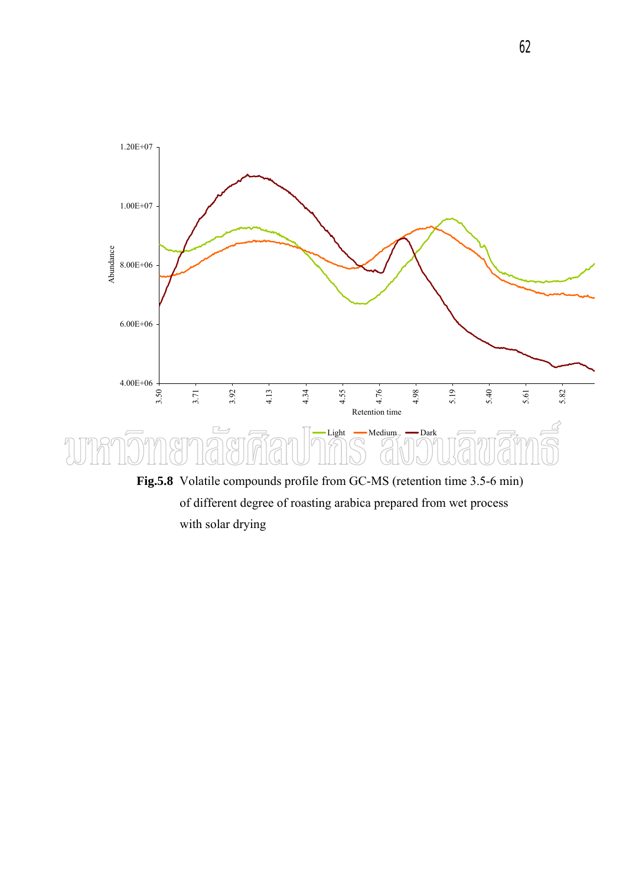**Fig.5.8** Volatile compounds profile from GC-MS (retention time 3.5-6 min) of different degree of roasting arabica prepared from wet process with solar drying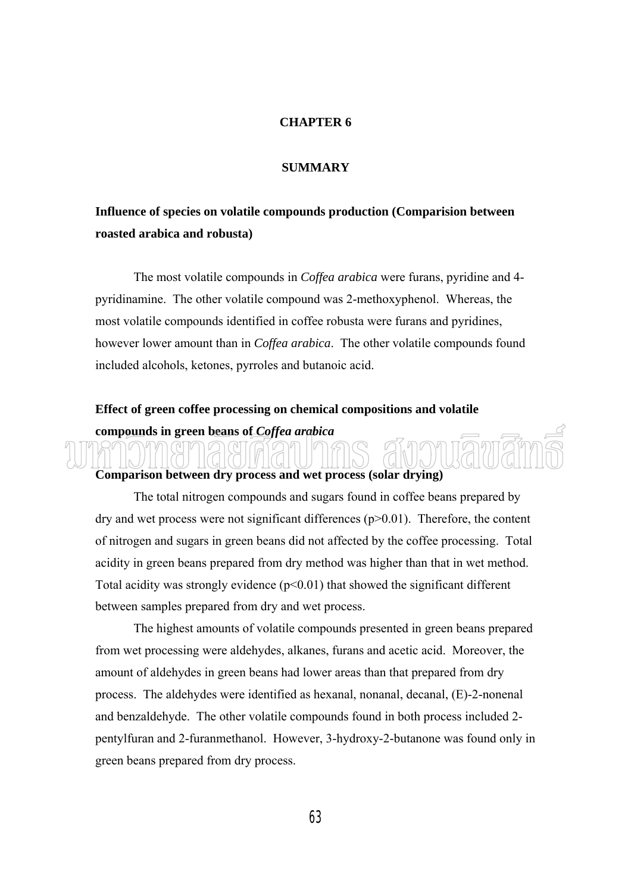# CHAPTER 6

# SUMMARY

## Influence of species on volatile compounds production (Comparision between roasted arabica and robusta)

The most volatile compounds in *Coffea arabica* were furans, pyridine and 4-pyridinamine. The other volatile compound was 2-methoxyphenol. Whereas, the most volatile compounds identified in coffee robusta were furans and pyridines, however lower amount than in *Coffea arabica*. The other volatile compounds found included alcohols, ketones, pyrroles and butanoic acid.

## Effect of green coffee processing on chemical compositions and volatile compounds in green beans of *Coffea arabica*

### Comparison between dry process and wet process (solar drying)

The total nitrogen compounds and sugars found in coffee beans prepared by dry and wet process were not significant differences ($p>0.01$). Therefore, the content of nitrogen and sugars in green beans did not affected by the coffee processing. Total acidity in green beans prepared from dry method was higher than that in wet method. Total acidity was strongly evidence ($p<0.01$) that showed the significant different between samples prepared from dry and wet process.

The highest amounts of volatile compounds presented in green beans prepared from wet processing were aldehydes, alkanes, furans and acetic acid. Moreover, the amount of aldehydes in green beans had lower areas than that prepared from dry process. The aldehydes were identified as hexanal, nonanal, decanal, (E)-2-nonenal and benzaldehyde. The other volatile compounds found in both process included 2-pentylfuran and 2-furanmethanol. However, 3-hydroxy-2-butanone was found only in green beans prepared from dry process.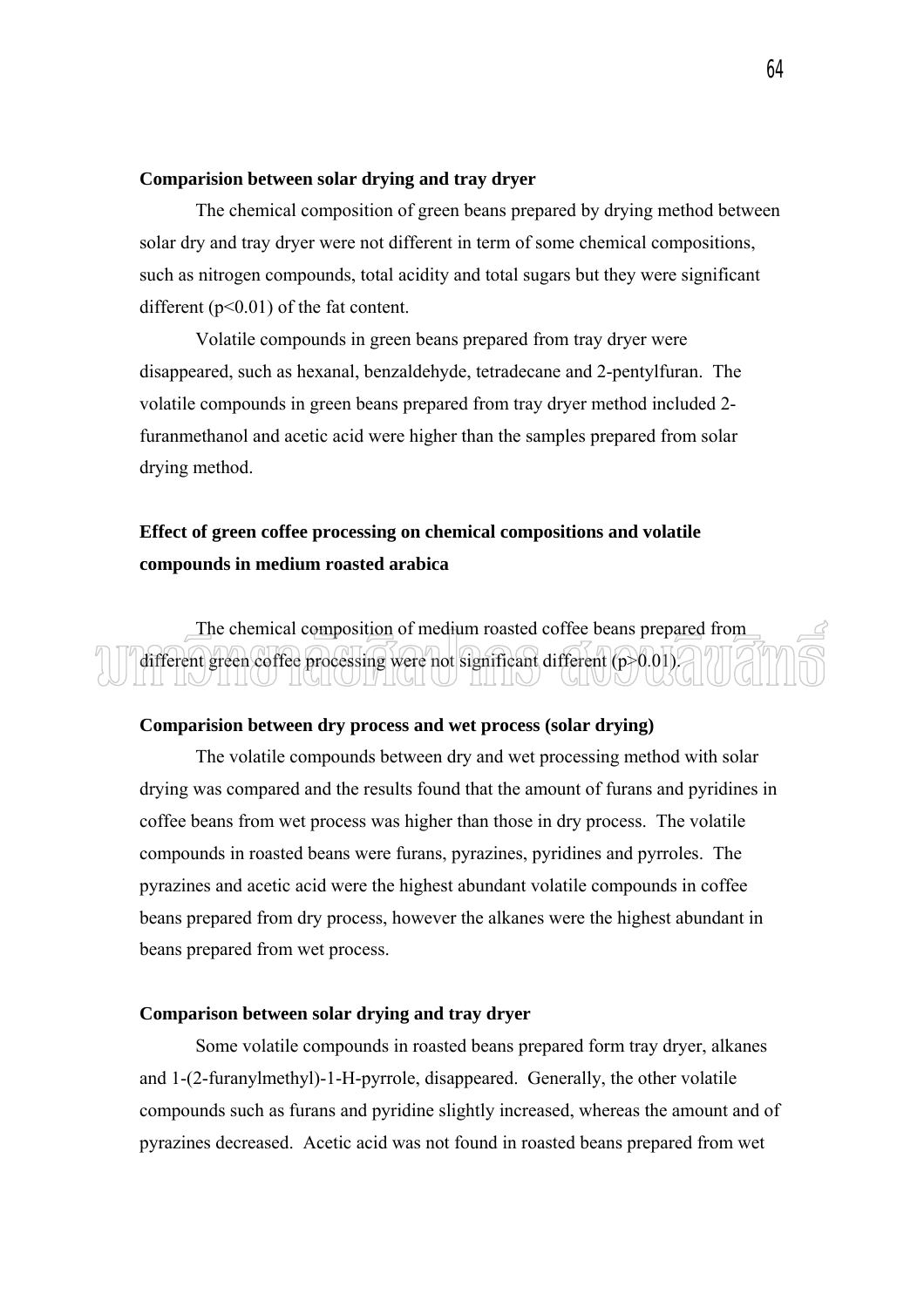**Comparision between solar drying and tray dryer**

The chemical composition of green beans prepared by drying method between solar dry and tray dryer were not different in term of some chemical compositions, such as nitrogen compounds, total acidity and total sugars but they were significant different ($p<0.01$) of the fat content.

Volatile compounds in green beans prepared from tray dryer were disappeared, such as hexanal, benzaldehyde, tetradecane and 2-pentylfuran. The volatile compounds in green beans prepared from tray dryer method included 2-furanmethanol and acetic acid were higher than the samples prepared from solar drying method.

**Effect of green coffee processing on chemical compositions and volatile compounds in medium roasted arabica**

The chemical composition of medium roasted coffee beans prepared from different green coffee processing were not significant different ($p>0.01$).

**Comparision between dry process and wet process (solar drying)**

The volatile compounds between dry and wet processing method with solar drying was compared and the results found that the amount of furans and pyridines in coffee beans from wet process was higher than those in dry process. The volatile compounds in roasted beans were furans, pyrazines, pyridines and pyrroles. The pyrazines and acetic acid were the highest abundant volatile compounds in coffee beans prepared from dry process, however the alkanes were the highest abundant in beans prepared from wet process.

**Comparison between solar drying and tray dryer**

Some volatile compounds in roasted beans prepared form tray dryer, alkanes and 1-(2-furanylmethyl)-1-H-pyrrole, disappeared. Generally, the other volatile compounds such as furans and pyridine slightly increased, whereas the amount and of pyrazines decreased. Acetic acid was not found in roasted beans prepared from wet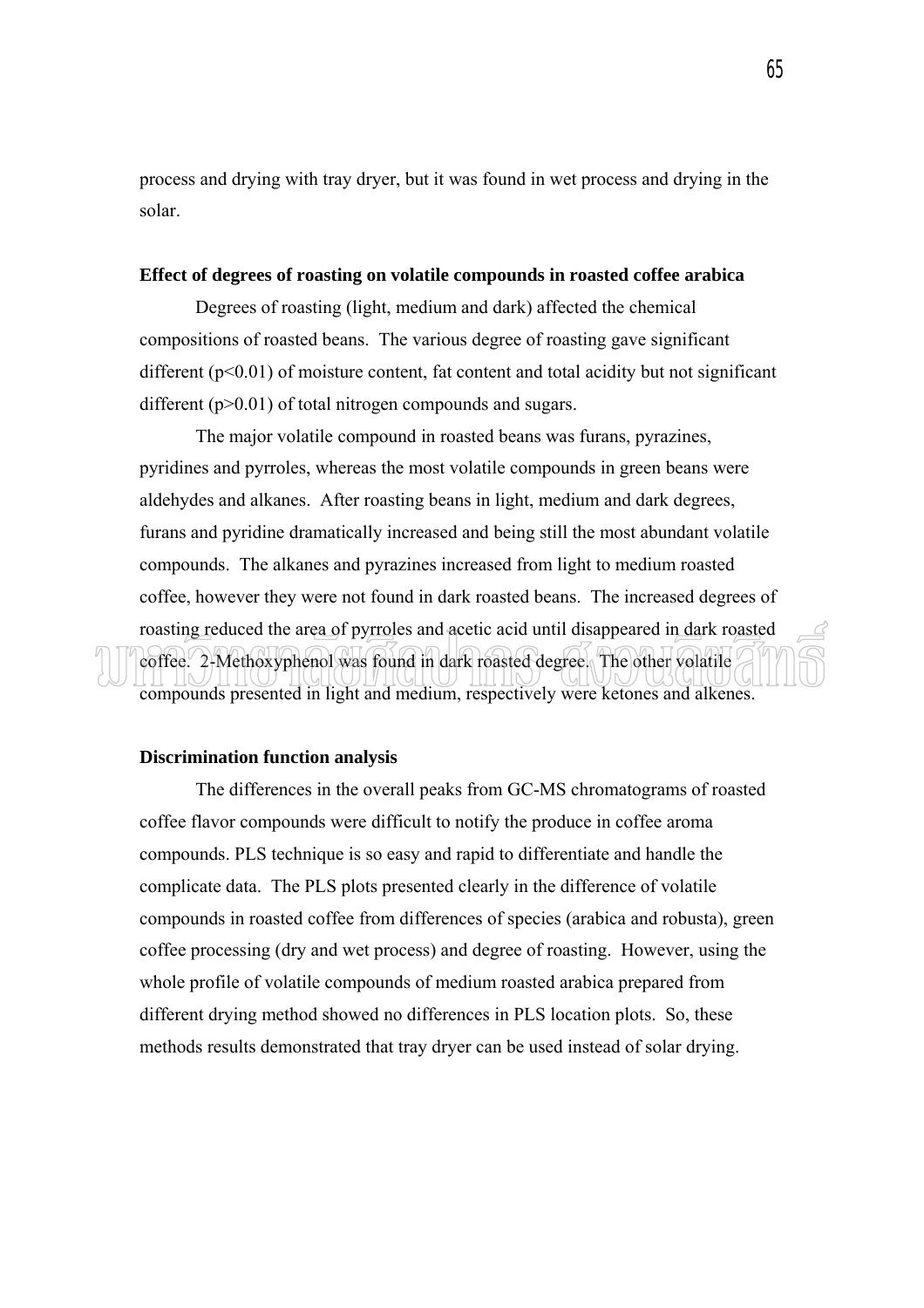process and drying with tray dryer, but it was found in wet process and drying in the solar.

**Effect of degrees of roasting on volatile compounds in roasted coffee arabica**

Degrees of roasting (light, medium and dark) affected the chemical compositions of roasted beans. The various degree of roasting gave significant different ($p<0.01$) of moisture content, fat content and total acidity but not significant different ($p>0.01$) of total nitrogen compounds and sugars.

The major volatile compound in roasted beans was furans, pyrazines, pyridines and pyrroles, whereas the most volatile compounds in green beans were aldehydes and alkanes. After roasting beans in light, medium and dark degrees, furans and pyridine dramatically increased and being still the most abundant volatile compounds. The alkanes and pyrazines increased from light to medium roasted coffee, however they were not found in dark roasted beans. The increased degrees of roasting reduced the area of pyrroles and acetic acid until disappeared in dark roasted coffee. 2-Methoxyphenol was found in dark roasted degree. The other volatile compounds presented in light and medium, respectively were ketones and alkenes.

**Discrimination function analysis**

The differences in the overall peaks from GC-MS chromatograms of roasted coffee flavor compounds were difficult to notify the produce in coffee aroma compounds. PLS technique is so easy and rapid to differentiate and handle the complicate data. The PLS plots presented clearly in the difference of volatile compounds in roasted coffee from differences of species (arabica and robusta), green coffee processing (dry and wet process) and degree of roasting. However, using the whole profile of volatile compounds of medium roasted arabica prepared from different drying method showed no differences in PLS location plots. So, these methods results demonstrated that tray dryer can be used instead of solar drying.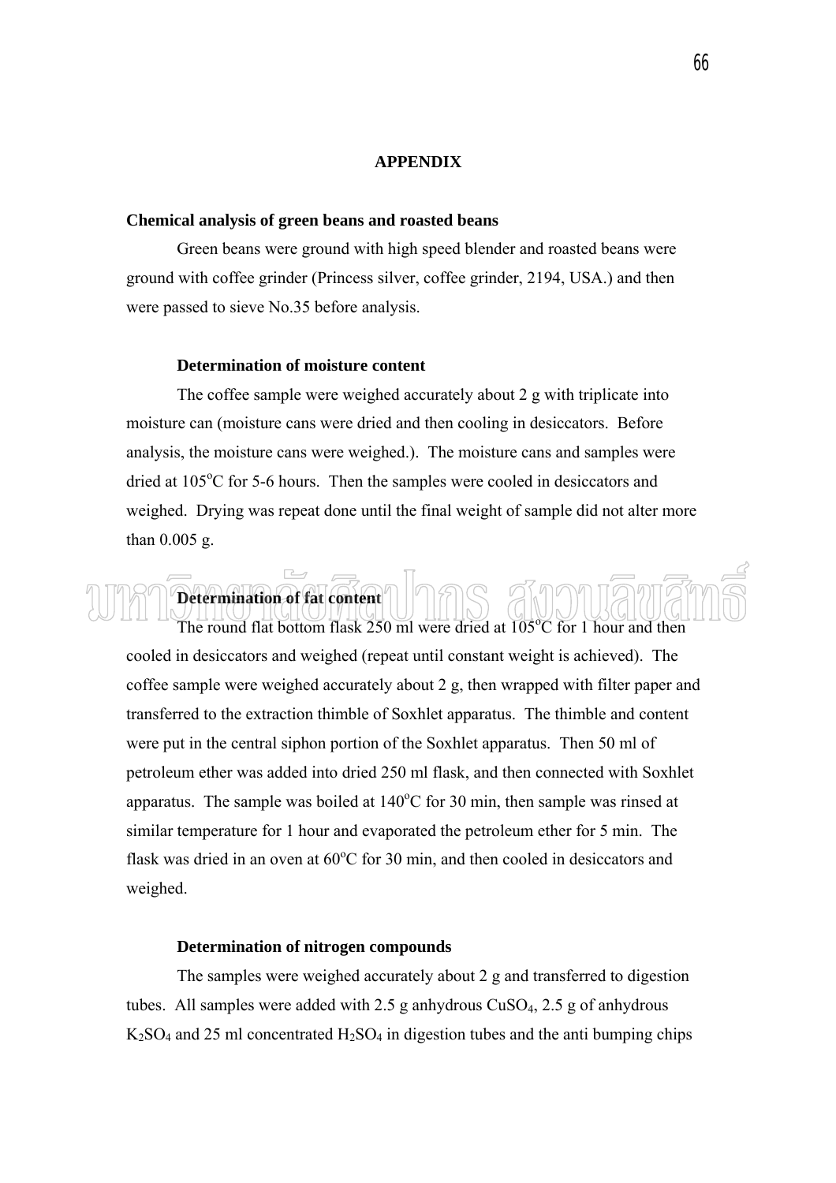# APPENDIX

## Chemical analysis of green beans and roasted beans

Green beans were ground with high speed blender and roasted beans were ground with coffee grinder (Princess silver, coffee grinder, 2194, USA.) and then were passed to sieve No.35 before analysis.

### Determination of moisture content

The coffee sample were weighed accurately about 2 g with triplicate into moisture can (moisture cans were dried and then cooling in desiccators. Before analysis, the moisture cans were weighed.). The moisture cans and samples were dried at 105$^{o}$C for 5-6 hours. Then the samples were cooled in desiccators and weighed. Drying was repeat done until the final weight of sample did not alter more than 0.005 g.

### Determination of fat content

The round flat bottom flask 250 ml were dried at 105$^{o}$C for 1 hour and then cooled in desiccators and weighed (repeat until constant weight is achieved). The coffee sample were weighed accurately about 2 g, then wrapped with filter paper and transferred to the extraction thimble of Soxhlet apparatus. The thimble and content were put in the central siphon portion of the Soxhlet apparatus. Then 50 ml of petroleum ether was added into dried 250 ml flask, and then connected with Soxhlet apparatus. The sample was boiled at 140$^{o}$C for 30 min, then sample was rinsed at similar temperature for 1 hour and evaporated the petroleum ether for 5 min. The flask was dried in an oven at 60$^{o}$C for 30 min, and then cooled in desiccators and weighed.

### Determination of nitrogen compounds

The samples were weighed accurately about 2 g and transferred to digestion tubes. All samples were added with 2.5 g anhydrous $CuSO_4$, 2.5 g of anhydrous $K_2SO_4$ and 25 ml concentrated $H_2SO_4$ in digestion tubes and the anti bumping chips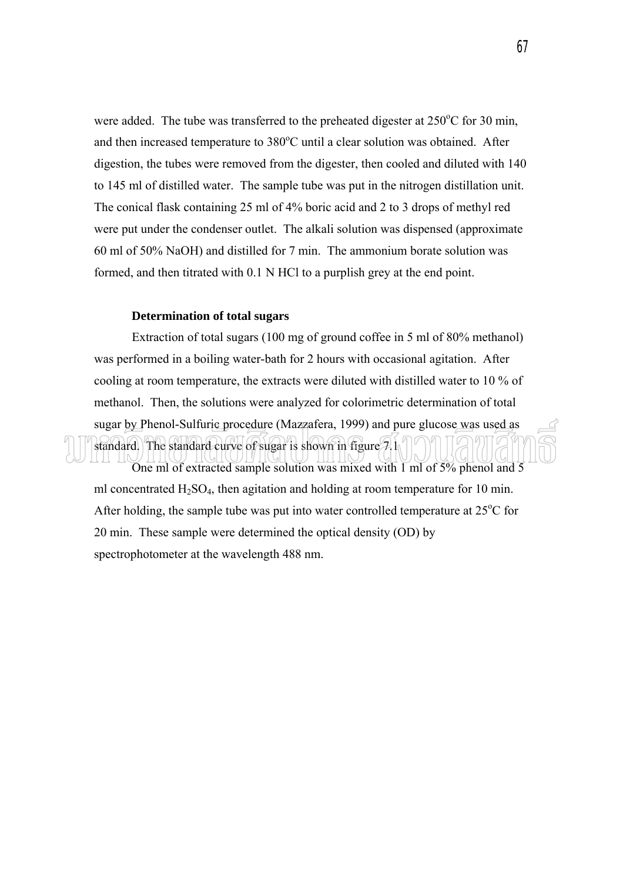were added. The tube was transferred to the preheated digester at 250°C for 30 min, and then increased temperature to 380°C until a clear solution was obtained. After digestion, the tubes were removed from the digester, then cooled and diluted with 140 to 145 ml of distilled water. The sample tube was put in the nitrogen distillation unit. The conical flask containing 25 ml of 4% boric acid and 2 to 3 drops of methyl red were put under the condenser outlet. The alkali solution was dispensed (approximate 60 ml of 50% NaOH) and distilled for 7 min. The ammonium borate solution was formed, and then titrated with 0.1 N HCl to a purplish grey at the end point.

**Determination of total sugars**

Extraction of total sugars (100 mg of ground coffee in 5 ml of 80% methanol) was performed in a boiling water-bath for 2 hours with occasional agitation. After cooling at room temperature, the extracts were diluted with distilled water to 10 % of methanol. Then, the solutions were analyzed for colorimetric determination of total sugar by Phenol-Sulfuric procedure (Mazzafera, 1999) and pure glucose was used as standard. The standard curve of sugar is shown in figure 7.1

One ml of extracted sample solution was mixed with 1 ml of 5% phenol and 5 ml concentrated $H_2SO_4$, then agitation and holding at room temperature for 10 min. After holding, the sample tube was put into water controlled temperature at 25°C for 20 min. These sample were determined the optical density (OD) by spectrophotometer at the wavelength 488 nm.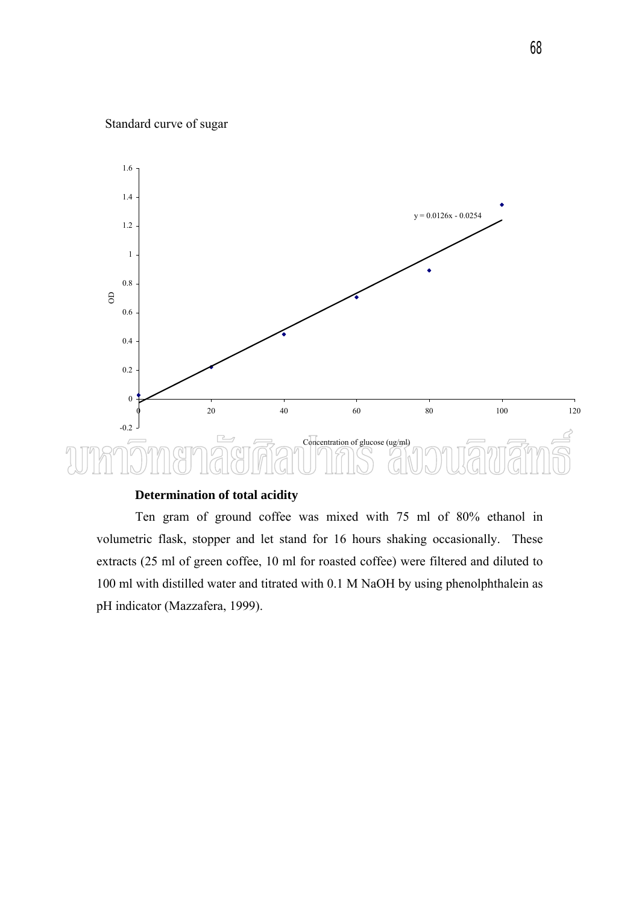Standard curve of sugar

Determination of total acidity

Ten gram of ground coffee was mixed with 75 ml of 80% ethanol in volumetric flask, stopper and let stand for 16 hours shaking occasionally. These extracts (25 ml of green coffee, 10 ml for roasted coffee) were filtered and diluted to 100 ml with distilled water and titrated with 0.1 M NaOH by using phenolphthalein as pH indicator (Mazzafera, 1999).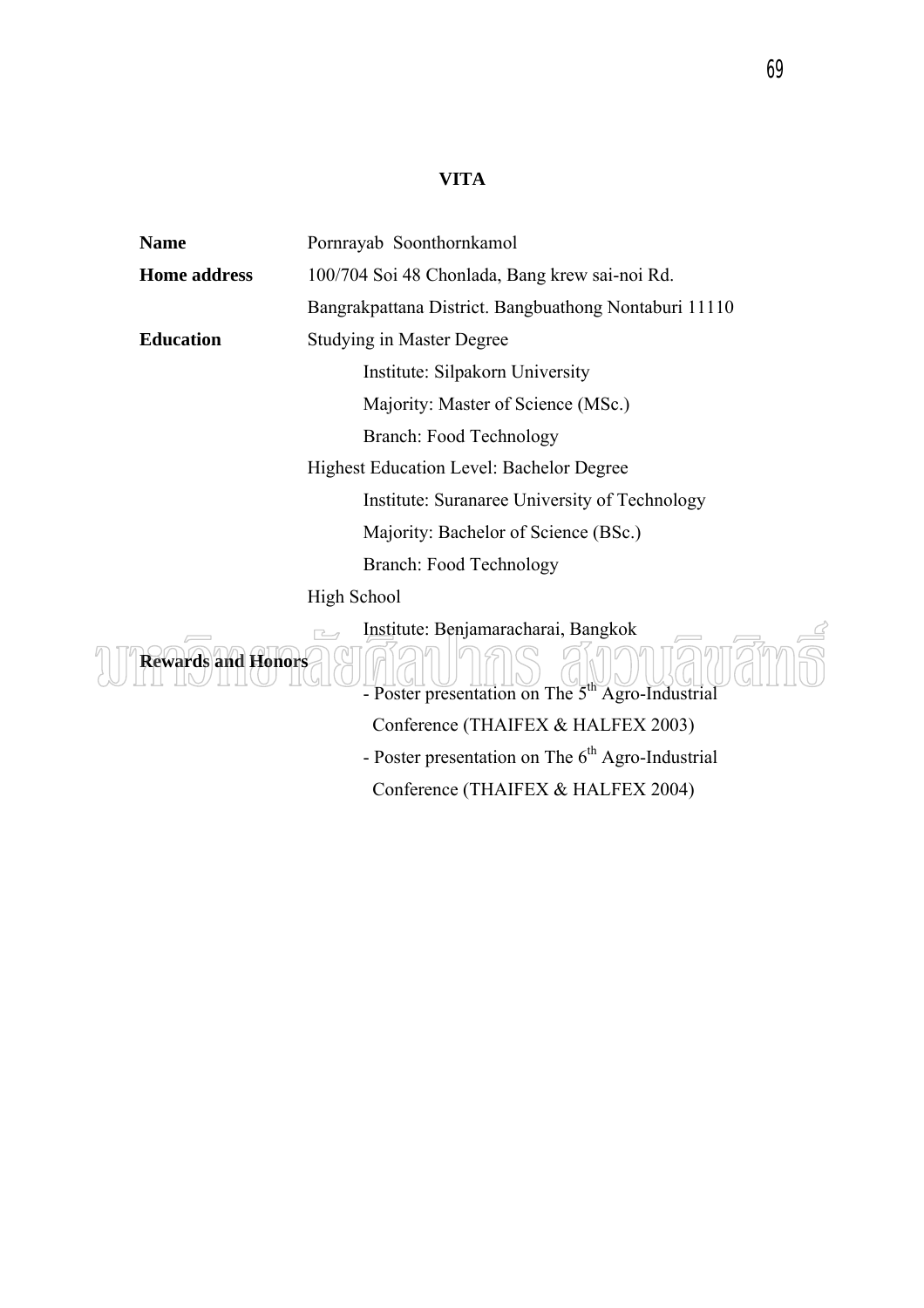## VITA

| | |
|---|---|
| **Name** | Pornrayab Soonthornkamol |
| **Home address** | 100/704 Soi 48 Chonlada, Bang krew sai-noi Rd. |
| | Bangrakpattana District. Bangbuathong Nontaburi 11110 |
| **Education** | Studying in Master Degree |
| | Institute: Silpakorn University |
| | Majority: Master of Science (MSc.) |
| | Branch: Food Technology |
| | Highest Education Level: Bachelor Degree |
| | Institute: Suranaree University of Technology |
| | Majority: Bachelor of Science (BSc.) |
| | Branch: Food Technology |
| | High School |
| | Institute: Benjamaracharai, Bangkok |
| **Rewards and Honors** | - Poster presentation on The 5$^{th}$ Agro-Industrial Conference (THAIFEX & HALFEX 2003) |
| | - Poster presentation on The 6$^{th}$ Agro-Industrial Conference (THAIFEX & HALFEX 2004) |